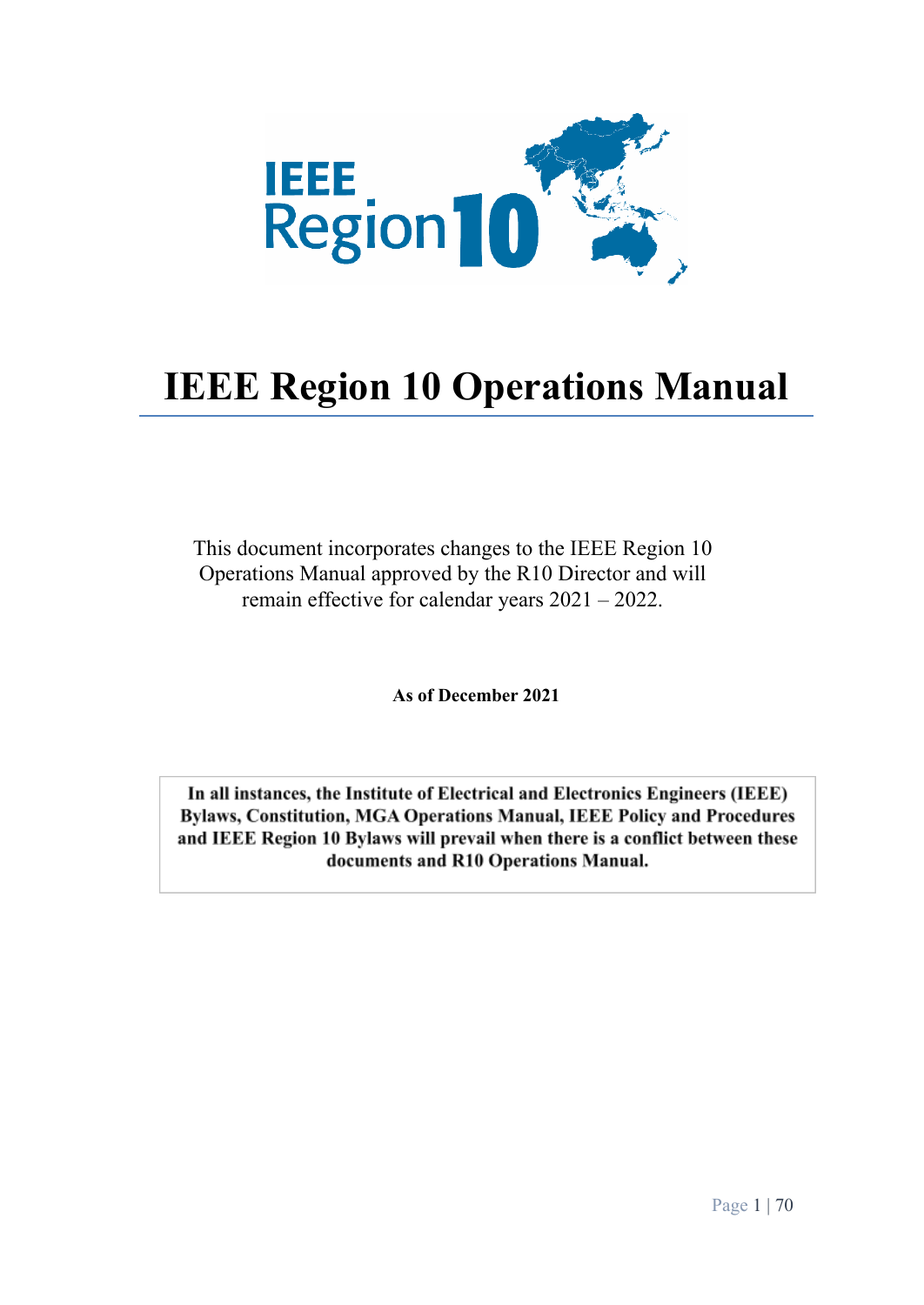# IEEE Region 10 Operations Manual

This document incorporates changes to the IEEE Region 10 Operations Manual approved by the R10 Director and will remain effective for calendar years 2021 – 2022.

**As of December 2021**

**In all instances, the Institute of Electrical and Electronics Engineers (IEEE) Bylaws, Constitution, MGA Operations Manual, IEEE Policy and Procedures and IEEE Region 10 Bylaws will prevail when there is a conflict between these documents and R10 Operations Manual.**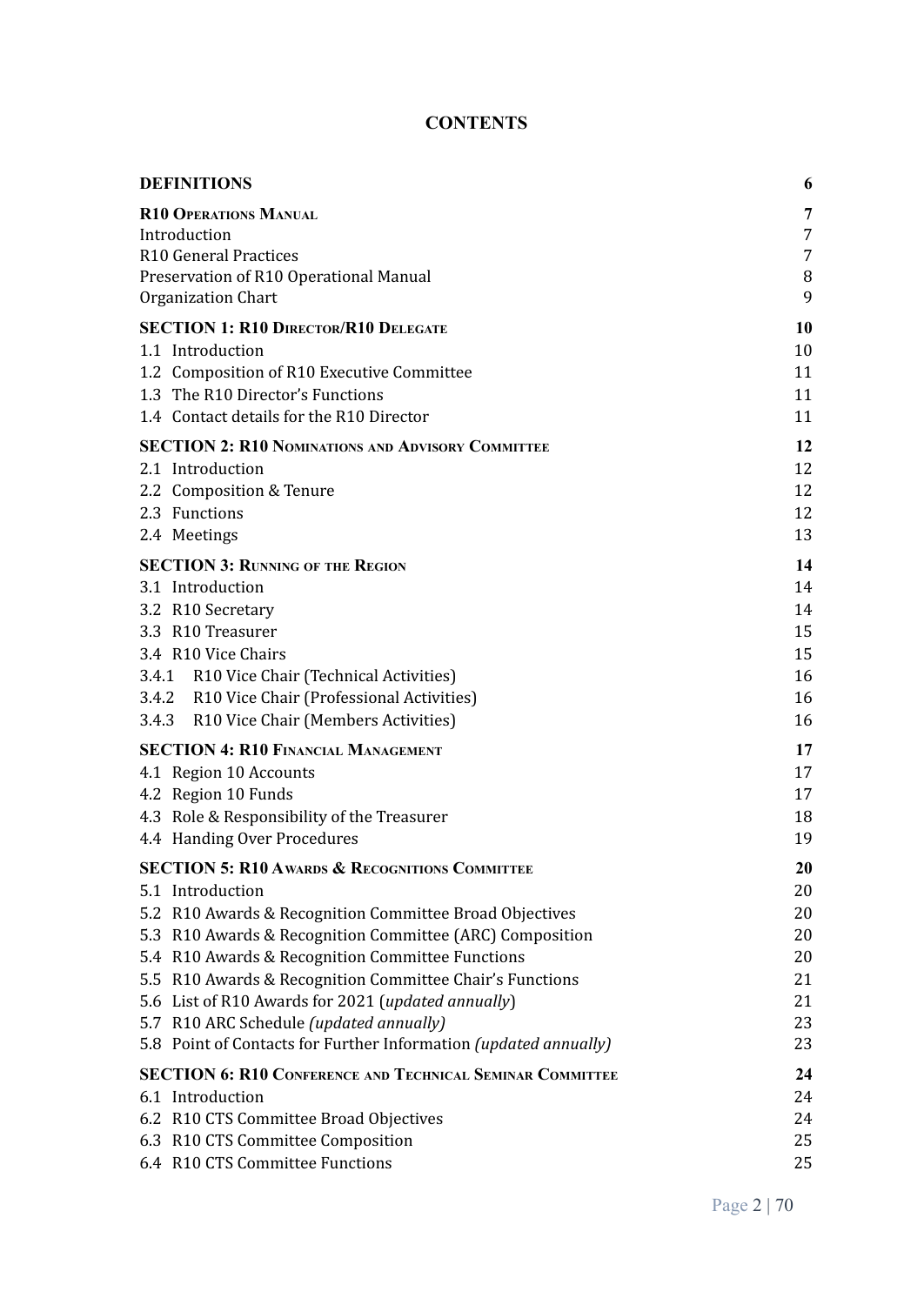# CONTENTS

| | |
|---|---|
| **DEFINITIONS** | **6** |
| **R10 OPERATIONS MANUAL** | **7** |
| Introduction | 7 |
| R10 General Practices | 7 |
| Preservation of R10 Operational Manual | 8 |
| Organization Chart | 9 |
| **SECTION 1: R10 DIRECTOR/R10 DELEGATE** | **10** |
| 1.1 Introduction | 10 |
| 1.2 Composition of R10 Executive Committee | 11 |
| 1.3 The R10 Director's Functions | 11 |
| 1.4 Contact details for the R10 Director | 11 |
| **SECTION 2: R10 NOMINATIONS AND ADVISORY COMMITTEE** | **12** |
| 2.1 Introduction | 12 |
| 2.2 Composition & Tenure | 12 |
| 2.3 Functions | 12 |
| 2.4 Meetings | 13 |
| **SECTION 3: RUNNING OF THE REGION** | **14** |
| 3.1 Introduction | 14 |
| 3.2 R10 Secretary | 14 |
| 3.3 R10 Treasurer | 15 |
| 3.4 R10 Vice Chairs | 15 |
| 3.4.1 R10 Vice Chair (Technical Activities) | 16 |
| 3.4.2 R10 Vice Chair (Professional Activities) | 16 |
| 3.4.3 R10 Vice Chair (Members Activities) | 16 |
| **SECTION 4: R10 FINANCIAL MANAGEMENT** | **17** |
| 4.1 Region 10 Accounts | 17 |
| 4.2 Region 10 Funds | 17 |
| 4.3 Role & Responsibility of the Treasurer | 18 |
| 4.4 Handing Over Procedures | 19 |
| **SECTION 5: R10 AWARDS & RECOGNITIONS COMMITTEE** | **20** |
| 5.1 Introduction | 20 |
| 5.2 R10 Awards & Recognition Committee Broad Objectives | 20 |
| 5.3 R10 Awards & Recognition Committee (ARC) Composition | 20 |
| 5.4 R10 Awards & Recognition Committee Functions | 20 |
| 5.5 R10 Awards & Recognition Committee Chair's Functions | 21 |
| 5.6 List of R10 Awards for 2021 (*updated annually*) | 21 |
| 5.7 R10 ARC Schedule *(updated annually)* | 23 |
| 5.8 Point of Contacts for Further Information *(updated annually)* | 23 |
| **SECTION 6: R10 CONFERENCE AND TECHNICAL SEMINAR COMMITTEE** | **24** |
| 6.1 Introduction | 24 |
| 6.2 R10 CTS Committee Broad Objectives | 24 |
| 6.3 R10 CTS Committee Composition | 25 |
| 6.4 R10 CTS Committee Functions | 25 |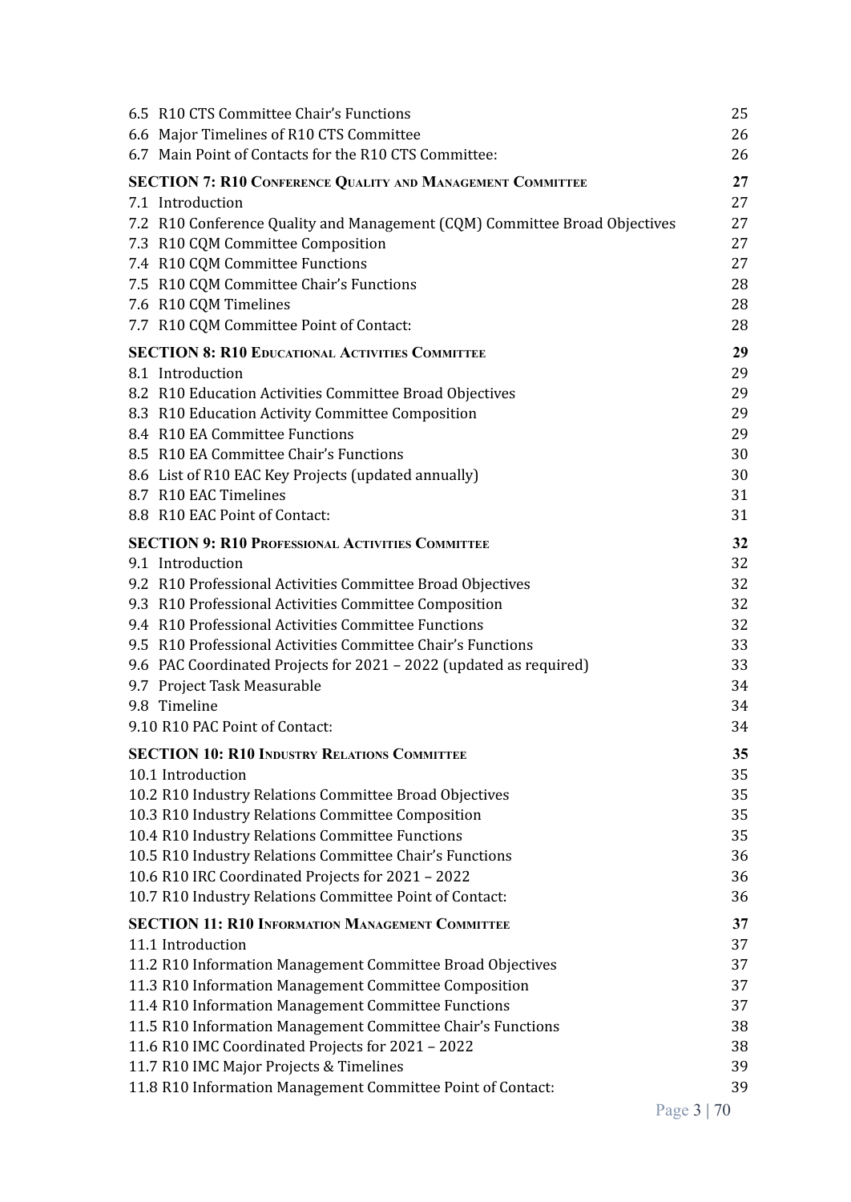6.5 R10 CTS Committee Chair's Functions 25
6.6 Major Timelines of R10 CTS Committee 26
6.7 Main Point of Contacts for the R10 CTS Committee: 26

**SECTION 7: R10 CONFERENCE QUALITY AND MANAGEMENT COMMITTEE** 27
7.1 Introduction 27
7.2 R10 Conference Quality and Management (CQM) Committee Broad Objectives 27
7.3 R10 CQM Committee Composition 27
7.4 R10 CQM Committee Functions 27
7.5 R10 CQM Committee Chair's Functions 28
7.6 R10 CQM Timelines 28
7.7 R10 CQM Committee Point of Contact: 28

**SECTION 8: R10 EDUCATIONAL ACTIVITIES COMMITTEE** 29
8.1 Introduction 29
8.2 R10 Education Activities Committee Broad Objectives 29
8.3 R10 Education Activity Committee Composition 29
8.4 R10 EA Committee Functions 29
8.5 R10 EA Committee Chair's Functions 30
8.6 List of R10 EAC Key Projects (updated annually) 30
8.7 R10 EAC Timelines 31
8.8 R10 EAC Point of Contact: 31

**SECTION 9: R10 PROFESSIONAL ACTIVITIES COMMITTEE** 32
9.1 Introduction 32
9.2 R10 Professional Activities Committee Broad Objectives 32
9.3 R10 Professional Activities Committee Composition 32
9.4 R10 Professional Activities Committee Functions 32
9.5 R10 Professional Activities Committee Chair's Functions 33
9.6 PAC Coordinated Projects for 2021 – 2022 (updated as required) 33
9.7 Project Task Measurable 34
9.8 Timeline 34
9.10 R10 PAC Point of Contact: 34

**SECTION 10: R10 INDUSTRY RELATIONS COMMITTEE** 35
10.1 Introduction 35
10.2 R10 Industry Relations Committee Broad Objectives 35
10.3 R10 Industry Relations Committee Composition 35
10.4 R10 Industry Relations Committee Functions 35
10.5 R10 Industry Relations Committee Chair's Functions 36
10.6 R10 IRC Coordinated Projects for 2021 – 2022 36
10.7 R10 Industry Relations Committee Point of Contact: 36

**SECTION 11: R10 INFORMATION MANAGEMENT COMMITTEE** 37
11.1 Introduction 37
11.2 R10 Information Management Committee Broad Objectives 37
11.3 R10 Information Management Committee Composition 37
11.4 R10 Information Management Committee Functions 37
11.5 R10 Information Management Committee Chair's Functions 38
11.6 R10 IMC Coordinated Projects for 2021 – 2022 38
11.7 R10 IMC Major Projects & Timelines 39
11.8 R10 Information Management Committee Point of Contact: 39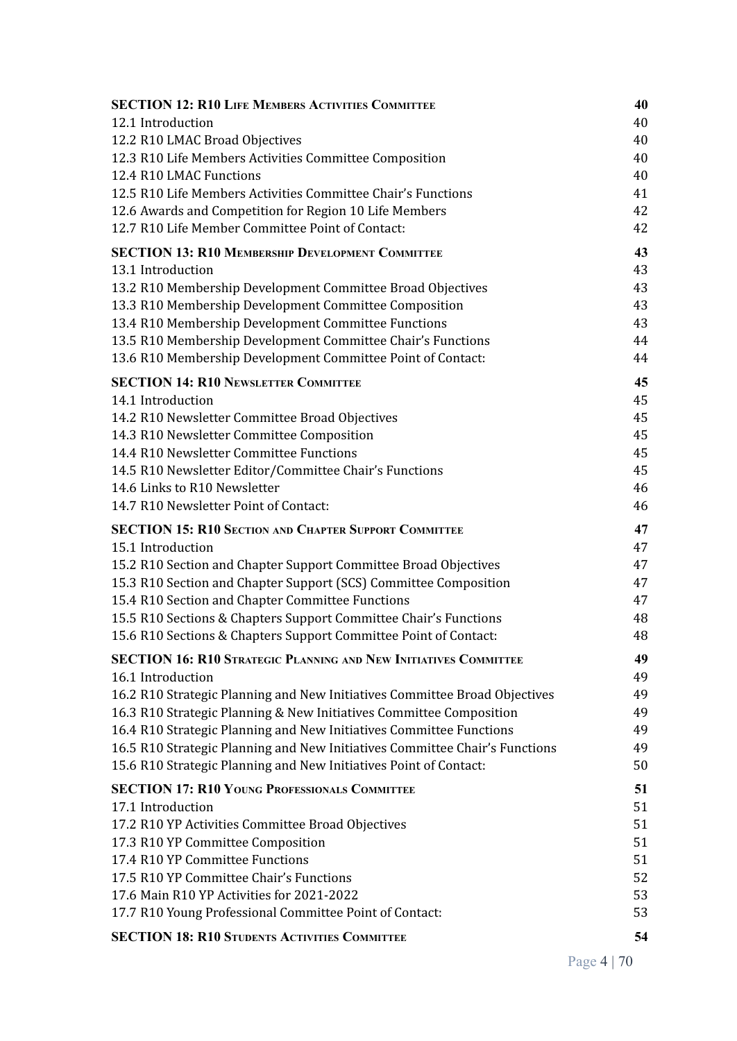| | |
|---|---|
| **SECTION 12: R10 LIFE MEMBERS ACTIVITIES COMMITTEE** | **40** |
| 12.1 Introduction | 40 |
| 12.2 R10 LMAC Broad Objectives | 40 |
| 12.3 R10 Life Members Activities Committee Composition | 40 |
| 12.4 R10 LMAC Functions | 40 |
| 12.5 R10 Life Members Activities Committee Chair's Functions | 41 |
| 12.6 Awards and Competition for Region 10 Life Members | 42 |
| 12.7 R10 Life Member Committee Point of Contact: | 42 |
| **SECTION 13: R10 MEMBERSHIP DEVELOPMENT COMMITTEE** | **43** |
| 13.1 Introduction | 43 |
| 13.2 R10 Membership Development Committee Broad Objectives | 43 |
| 13.3 R10 Membership Development Committee Composition | 43 |
| 13.4 R10 Membership Development Committee Functions | 43 |
| 13.5 R10 Membership Development Committee Chair's Functions | 44 |
| 13.6 R10 Membership Development Committee Point of Contact: | 44 |
| **SECTION 14: R10 NEWSLETTER COMMITTEE** | **45** |
| 14.1 Introduction | 45 |
| 14.2 R10 Newsletter Committee Broad Objectives | 45 |
| 14.3 R10 Newsletter Committee Composition | 45 |
| 14.4 R10 Newsletter Committee Functions | 45 |
| 14.5 R10 Newsletter Editor/Committee Chair's Functions | 45 |
| 14.6 Links to R10 Newsletter | 46 |
| 14.7 R10 Newsletter Point of Contact: | 46 |
| **SECTION 15: R10 SECTION AND CHAPTER SUPPORT COMMITTEE** | **47** |
| 15.1 Introduction | 47 |
| 15.2 R10 Section and Chapter Support Committee Broad Objectives | 47 |
| 15.3 R10 Section and Chapter Support (SCS) Committee Composition | 47 |
| 15.4 R10 Section and Chapter Committee Functions | 47 |
| 15.5 R10 Sections & Chapters Support Committee Chair's Functions | 48 |
| 15.6 R10 Sections & Chapters Support Committee Point of Contact: | 48 |
| **SECTION 16: R10 STRATEGIC PLANNING AND NEW INITIATIVES COMMITTEE** | **49** |
| 16.1 Introduction | 49 |
| 16.2 R10 Strategic Planning and New Initiatives Committee Broad Objectives | 49 |
| 16.3 R10 Strategic Planning & New Initiatives Committee Composition | 49 |
| 16.4 R10 Strategic Planning and New Initiatives Committee Functions | 49 |
| 16.5 R10 Strategic Planning and New Initiatives Committee Chair's Functions | 49 |
| 15.6 R10 Strategic Planning and New Initiatives Point of Contact: | 50 |
| **SECTION 17: R10 YOUNG PROFESSIONALS COMMITTEE** | **51** |
| 17.1 Introduction | 51 |
| 17.2 R10 YP Activities Committee Broad Objectives | 51 |
| 17.3 R10 YP Committee Composition | 51 |
| 17.4 R10 YP Committee Functions | 51 |
| 17.5 R10 YP Committee Chair's Functions | 52 |
| 17.6 Main R10 YP Activities for 2021-2022 | 53 |
| 17.7 R10 Young Professional Committee Point of Contact: | 53 |
| **SECTION 18: R10 STUDENTS ACTIVITIES COMMITTEE** | **54** |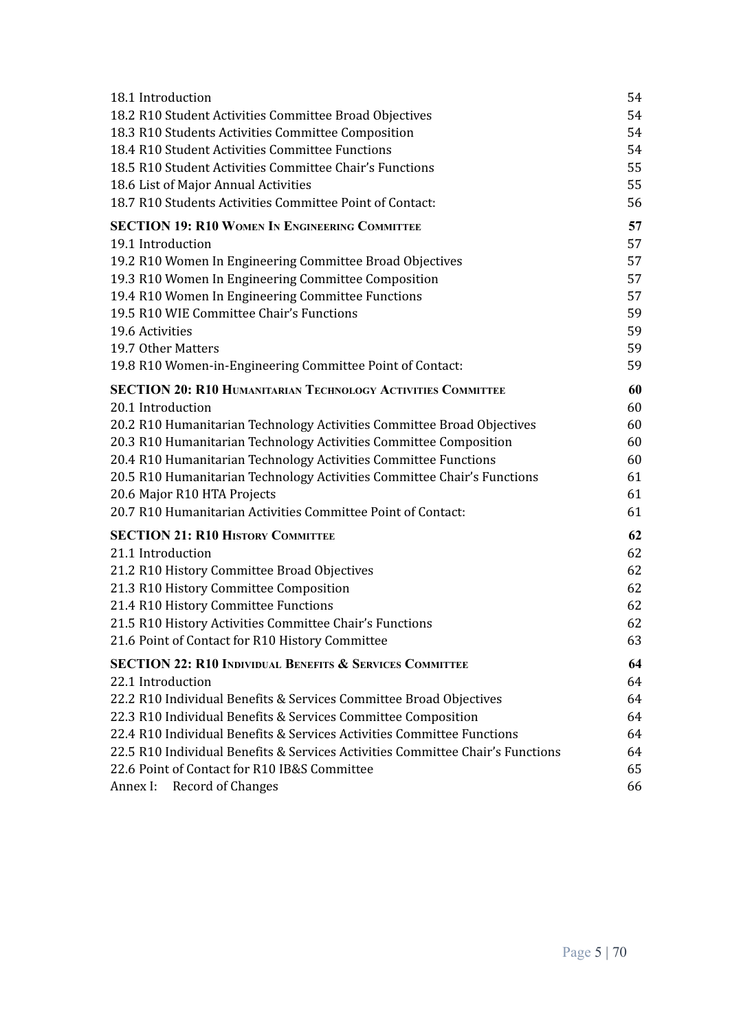18.1 Introduction 54
18.2 R10 Student Activities Committee Broad Objectives 54
18.3 R10 Students Activities Committee Composition 54
18.4 R10 Student Activities Committee Functions 54
18.5 R10 Student Activities Committee Chair's Functions 55
18.6 List of Major Annual Activities 55
18.7 R10 Students Activities Committee Point of Contact: 56

**SECTION 19: R10 WOMEN IN ENGINEERING COMMITTEE** **57**
19.1 Introduction 57
19.2 R10 Women In Engineering Committee Broad Objectives 57
19.3 R10 Women In Engineering Committee Composition 57
19.4 R10 Women In Engineering Committee Functions 57
19.5 R10 WIE Committee Chair's Functions 59
19.6 Activities 59
19.7 Other Matters 59
19.8 R10 Women-in-Engineering Committee Point of Contact: 59

**SECTION 20: R10 HUMANITARIAN TECHNOLOGY ACTIVITIES COMMITTEE** **60**
20.1 Introduction 60
20.2 R10 Humanitarian Technology Activities Committee Broad Objectives 60
20.3 R10 Humanitarian Technology Activities Committee Composition 60
20.4 R10 Humanitarian Technology Activities Committee Functions 60
20.5 R10 Humanitarian Technology Activities Committee Chair's Functions 61
20.6 Major R10 HTA Projects 61
20.7 R10 Humanitarian Activities Committee Point of Contact: 61

**SECTION 21: R10 HISTORY COMMITTEE** **62**
21.1 Introduction 62
21.2 R10 History Committee Broad Objectives 62
21.3 R10 History Committee Composition 62
21.4 R10 History Committee Functions 62
21.5 R10 History Activities Committee Chair's Functions 62
21.6 Point of Contact for R10 History Committee 63

**SECTION 22: R10 INDIVIDUAL BENEFITS & SERVICES COMMITTEE** **64**
22.1 Introduction 64
22.2 R10 Individual Benefits & Services Committee Broad Objectives 64
22.3 R10 Individual Benefits & Services Committee Composition 64
22.4 R10 Individual Benefits & Services Activities Committee Functions 64
22.5 R10 Individual Benefits & Services Activities Committee Chair's Functions 64
22.6 Point of Contact for R10 IB&S Committee 65
Annex I: Record of Changes 66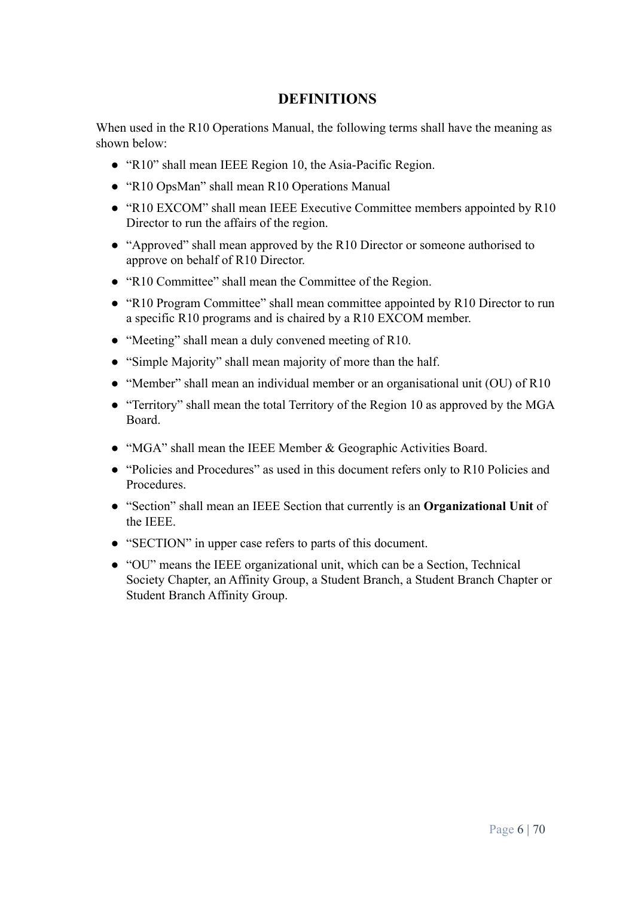# DEFINITIONS

When used in the R10 Operations Manual, the following terms shall have the meaning as shown below:

- "R10" shall mean IEEE Region 10, the Asia-Pacific Region.
- "R10 OpsMan" shall mean R10 Operations Manual
- "R10 EXCOM" shall mean IEEE Executive Committee members appointed by R10 Director to run the affairs of the region.
- "Approved" shall mean approved by the R10 Director or someone authorised to approve on behalf of R10 Director.
- "R10 Committee" shall mean the Committee of the Region.
- "R10 Program Committee" shall mean committee appointed by R10 Director to run a specific R10 programs and is chaired by a R10 EXCOM member.
- "Meeting" shall mean a duly convened meeting of R10.
- "Simple Majority" shall mean majority of more than the half.
- "Member" shall mean an individual member or an organisational unit (OU) of R10
- "Territory" shall mean the total Territory of the Region 10 as approved by the MGA Board.
- "MGA" shall mean the IEEE Member & Geographic Activities Board.
- "Policies and Procedures" as used in this document refers only to R10 Policies and Procedures.
- "Section" shall mean an IEEE Section that currently is an **Organizational Unit** of the IEEE.
- "SECTION" in upper case refers to parts of this document.
- "OU" means the IEEE organizational unit, which can be a Section, Technical Society Chapter, an Affinity Group, a Student Branch, a Student Branch Chapter or Student Branch Affinity Group.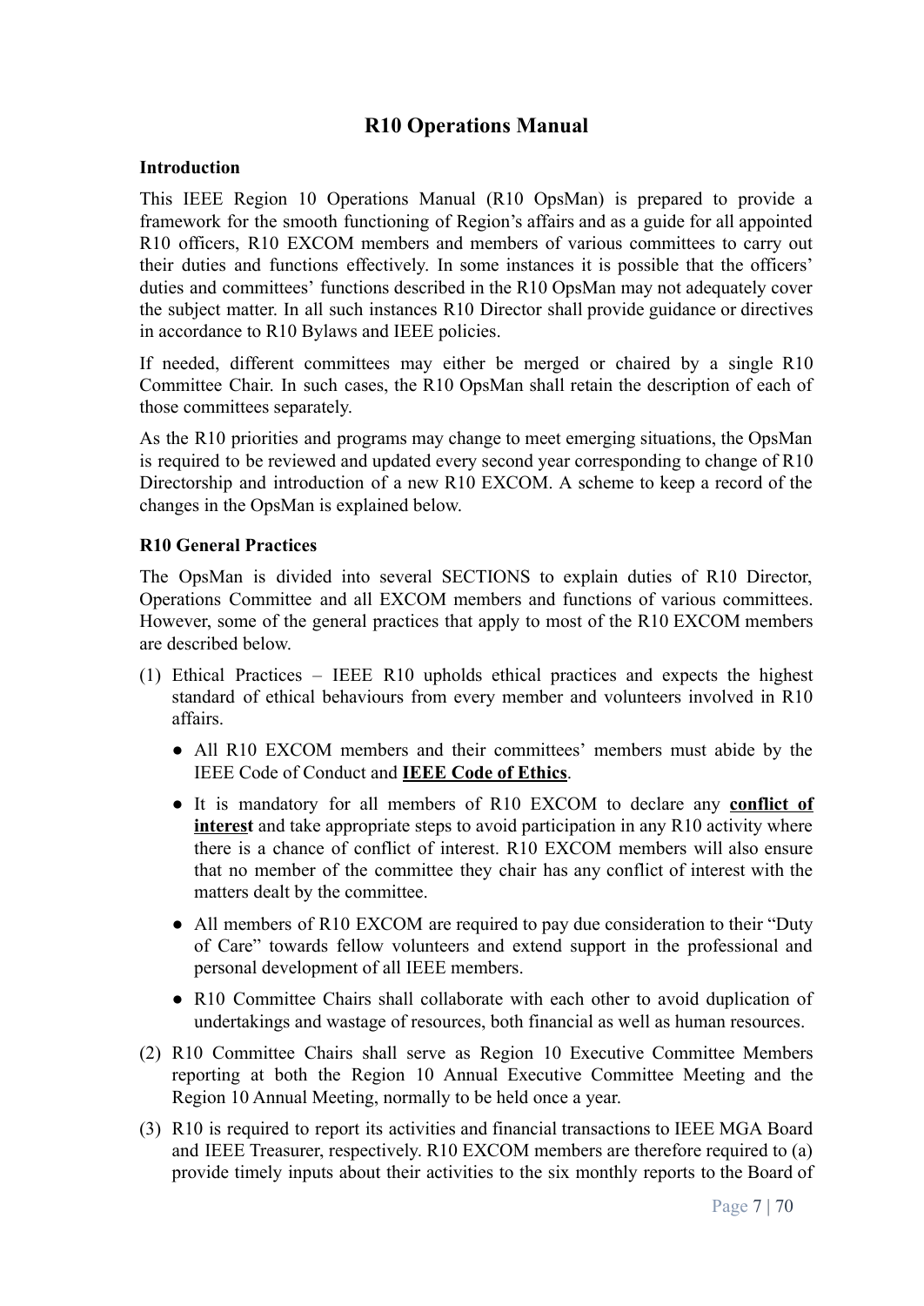# R10 Operations Manual

## Introduction

This IEEE Region 10 Operations Manual (R10 OpsMan) is prepared to provide a framework for the smooth functioning of Region's affairs and as a guide for all appointed R10 officers, R10 EXCOM members and members of various committees to carry out their duties and functions effectively. In some instances it is possible that the officers' duties and committees' functions described in the R10 OpsMan may not adequately cover the subject matter. In all such instances R10 Director shall provide guidance or directives in accordance to R10 Bylaws and IEEE policies.

If needed, different committees may either be merged or chaired by a single R10 Committee Chair. In such cases, the R10 OpsMan shall retain the description of each of those committees separately.

As the R10 priorities and programs may change to meet emerging situations, the OpsMan is required to be reviewed and updated every second year corresponding to change of R10 Directorship and introduction of a new R10 EXCOM. A scheme to keep a record of the changes in the OpsMan is explained below.

## R10 General Practices

The OpsMan is divided into several SECTIONS to explain duties of R10 Director, Operations Committee and all EXCOM members and functions of various committees. However, some of the general practices that apply to most of the R10 EXCOM members are described below.

(1) Ethical Practices – IEEE R10 upholds ethical practices and expects the highest standard of ethical behaviours from every member and volunteers involved in R10 affairs.

- All R10 EXCOM members and their committees' members must abide by the IEEE Code of Conduct and **IEEE Code of Ethics**.
- It is mandatory for all members of R10 EXCOM to declare any **conflict of interest** and take appropriate steps to avoid participation in any R10 activity where there is a chance of conflict of interest. R10 EXCOM members will also ensure that no member of the committee they chair has any conflict of interest with the matters dealt by the committee.
- All members of R10 EXCOM are required to pay due consideration to their "Duty of Care" towards fellow volunteers and extend support in the professional and personal development of all IEEE members.
- R10 Committee Chairs shall collaborate with each other to avoid duplication of undertakings and wastage of resources, both financial as well as human resources.

(2) R10 Committee Chairs shall serve as Region 10 Executive Committee Members reporting at both the Region 10 Annual Executive Committee Meeting and the Region 10 Annual Meeting, normally to be held once a year.

(3) R10 is required to report its activities and financial transactions to IEEE MGA Board and IEEE Treasurer, respectively. R10 EXCOM members are therefore required to (a) provide timely inputs about their activities to the six monthly reports to the Board of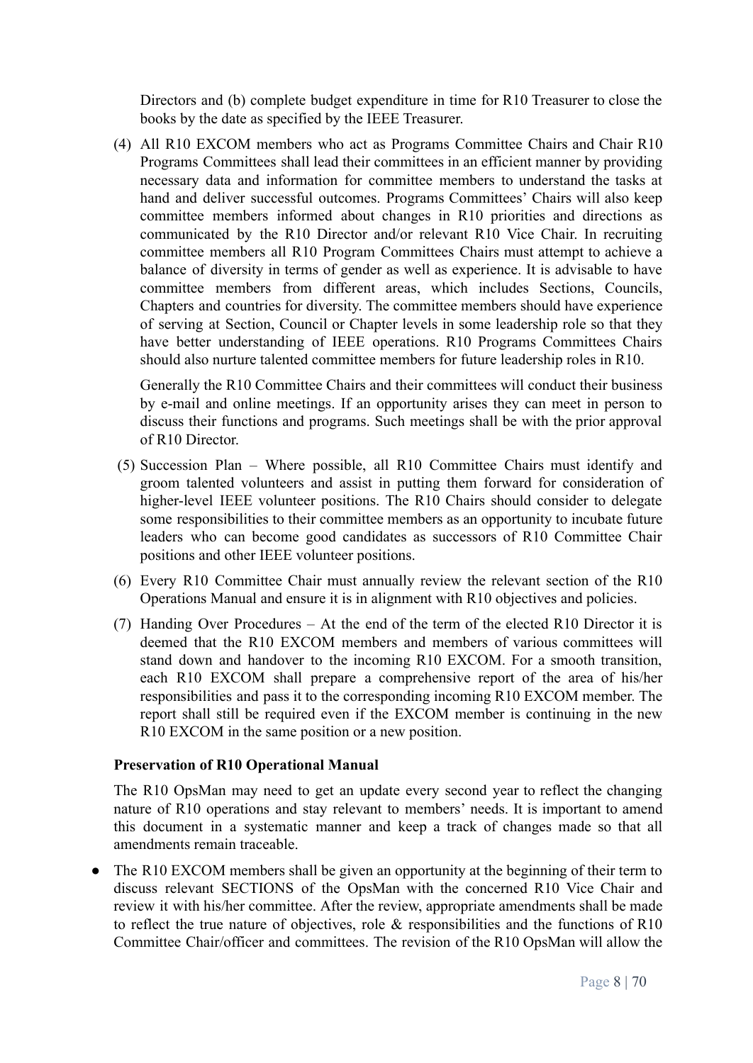Directors and (b) complete budget expenditure in time for R10 Treasurer to close the books by the date as specified by the IEEE Treasurer.

(4) All R10 EXCOM members who act as Programs Committee Chairs and Chair R10 Programs Committees shall lead their committees in an efficient manner by providing necessary data and information for committee members to understand the tasks at hand and deliver successful outcomes. Programs Committees' Chairs will also keep committee members informed about changes in R10 priorities and directions as communicated by the R10 Director and/or relevant R10 Vice Chair. In recruiting committee members all R10 Program Committees Chairs must attempt to achieve a balance of diversity in terms of gender as well as experience. It is advisable to have committee members from different areas, which includes Sections, Councils, Chapters and countries for diversity. The committee members should have experience of serving at Section, Council or Chapter levels in some leadership role so that they have better understanding of IEEE operations. R10 Programs Committees Chairs should also nurture talented committee members for future leadership roles in R10.

Generally the R10 Committee Chairs and their committees will conduct their business by e-mail and online meetings. If an opportunity arises they can meet in person to discuss their functions and programs. Such meetings shall be with the prior approval of R10 Director.

(5) Succession Plan – Where possible, all R10 Committee Chairs must identify and groom talented volunteers and assist in putting them forward for consideration of higher-level IEEE volunteer positions. The R10 Chairs should consider to delegate some responsibilities to their committee members as an opportunity to incubate future leaders who can become good candidates as successors of R10 Committee Chair positions and other IEEE volunteer positions.

(6) Every R10 Committee Chair must annually review the relevant section of the R10 Operations Manual and ensure it is in alignment with R10 objectives and policies.

(7) Handing Over Procedures – At the end of the term of the elected R10 Director it is deemed that the R10 EXCOM members and members of various committees will stand down and handover to the incoming R10 EXCOM. For a smooth transition, each R10 EXCOM shall prepare a comprehensive report of the area of his/her responsibilities and pass it to the corresponding incoming R10 EXCOM member. The report shall still be required even if the EXCOM member is continuing in the new R10 EXCOM in the same position or a new position.

**Preservation of R10 Operational Manual**

The R10 OpsMan may need to get an update every second year to reflect the changing nature of R10 operations and stay relevant to members' needs. It is important to amend this document in a systematic manner and keep a track of changes made so that all amendments remain traceable.

- The R10 EXCOM members shall be given an opportunity at the beginning of their term to discuss relevant SECTIONS of the OpsMan with the concerned R10 Vice Chair and review it with his/her committee. After the review, appropriate amendments shall be made to reflect the true nature of objectives, role & responsibilities and the functions of R10 Committee Chair/officer and committees. The revision of the R10 OpsMan will allow the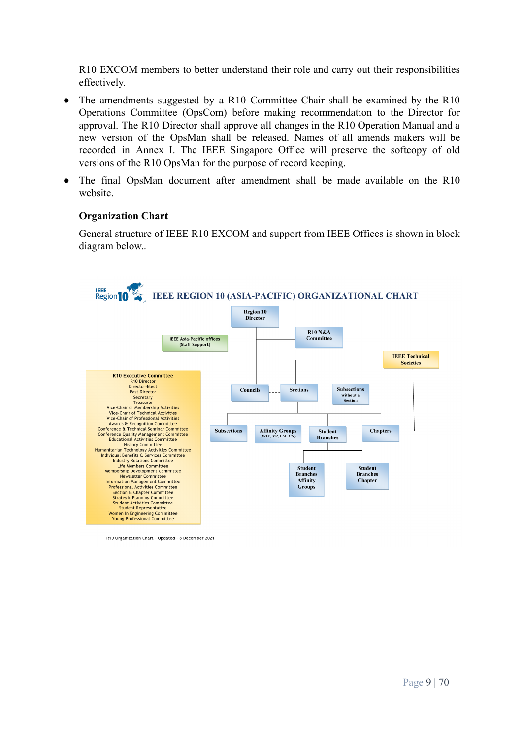R10 EXCOM members to better understand their role and carry out their responsibilities effectively.

- The amendments suggested by a R10 Committee Chair shall be examined by the R10 Operations Committee (OpsCom) before making recommendation to the Director for approval. The R10 Director shall approve all changes in the R10 Operation Manual and a new version of the OpsMan shall be released. Names of all amends makers will be recorded in Annex I. The IEEE Singapore Office will preserve the softcopy of old versions of the R10 OpsMan for the purpose of record keeping.
- The final OpsMan document after amendment shall be made available on the R10 website.

**Organization Chart**

General structure of IEEE R10 EXCOM and support from IEEE Offices is shown in block diagram below..

IEEE Region 10

**IEEE REGION 10 (ASIA-PACIFIC) ORGANIZATIONAL CHART**

Region 10 Director

R10 N&A Committee

IEEE Asia-Pacific offices (Staff Support)

IEEE Technical Societies

**R10 Executive Committee**
R10 Director
Director-Elect
Past Director
Secretary
Treasurer
Vice-Chair of Membership Activities
Vice-Chair of Technical Activities
Vice-Chair of Professional Activities
Awards & Recognition Committee
Conference & Technical Seminar Committee
Conference Quality Management Committee
Educational Activities Committee
History Committee
Humanitarian Technology Activities Committee
Individual Benefits & Services Committee
Industry Relations Committee
Life Members Committee
Membership Development Committee
Newsletter Committee
Information Management Committee
Professional Activities Committee
Section & Chapter Committee
Strategic Planning Committee
Student Activities Committee
Student Representative
Women In Engineering Committee
Young Professional Committee

Councils

Sections

Subsections without a Section

Subsections

Affinity Groups (WIE, YP, LM, CN)

Student Branches

Chapters

Student Branches Affinity Groups

Student Branches Chapter

R10 Organization Chart - Updated - 8 December 2021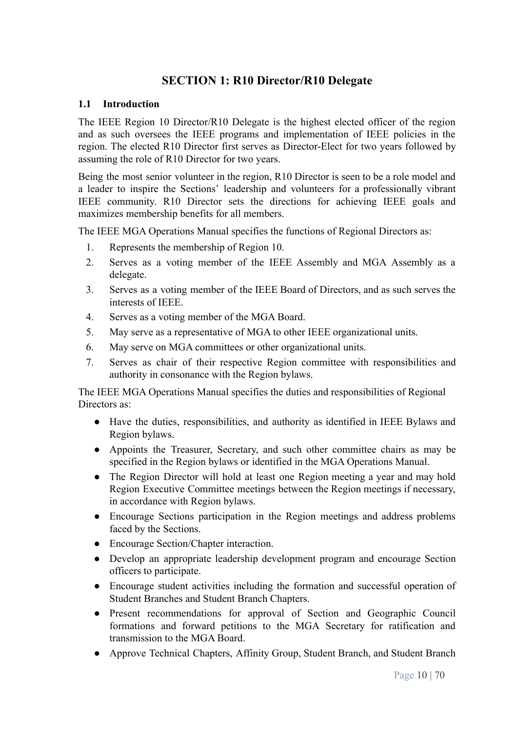## SECTION 1: R10 Director/R10 Delegate

### 1.1 Introduction

The IEEE Region 10 Director/R10 Delegate is the highest elected officer of the region and as such oversees the IEEE programs and implementation of IEEE policies in the region. The elected R10 Director first serves as Director-Elect for two years followed by assuming the role of R10 Director for two years.

Being the most senior volunteer in the region, R10 Director is seen to be a role model and a leader to inspire the Sections' leadership and volunteers for a professionally vibrant IEEE community. R10 Director sets the directions for achieving IEEE goals and maximizes membership benefits for all members.

The IEEE MGA Operations Manual specifies the functions of Regional Directors as:

1. Represents the membership of Region 10.
2. Serves as a voting member of the IEEE Assembly and MGA Assembly as a delegate.
3. Serves as a voting member of the IEEE Board of Directors, and as such serves the interests of IEEE.
4. Serves as a voting member of the MGA Board.
5. May serve as a representative of MGA to other IEEE organizational units.
6. May serve on MGA committees or other organizational units.
7. Serves as chair of their respective Region committee with responsibilities and authority in consonance with the Region bylaws.

The IEEE MGA Operations Manual specifies the duties and responsibilities of Regional Directors as:

- Have the duties, responsibilities, and authority as identified in IEEE Bylaws and Region bylaws.
- Appoints the Treasurer, Secretary, and such other committee chairs as may be specified in the Region bylaws or identified in the MGA Operations Manual.
- The Region Director will hold at least one Region meeting a year and may hold Region Executive Committee meetings between the Region meetings if necessary, in accordance with Region bylaws.
- Encourage Sections participation in the Region meetings and address problems faced by the Sections.
- Encourage Section/Chapter interaction.
- Develop an appropriate leadership development program and encourage Section officers to participate.
- Encourage student activities including the formation and successful operation of Student Branches and Student Branch Chapters.
- Present recommendations for approval of Section and Geographic Council formations and forward petitions to the MGA Secretary for ratification and transmission to the MGA Board.
- Approve Technical Chapters, Affinity Group, Student Branch, and Student Branch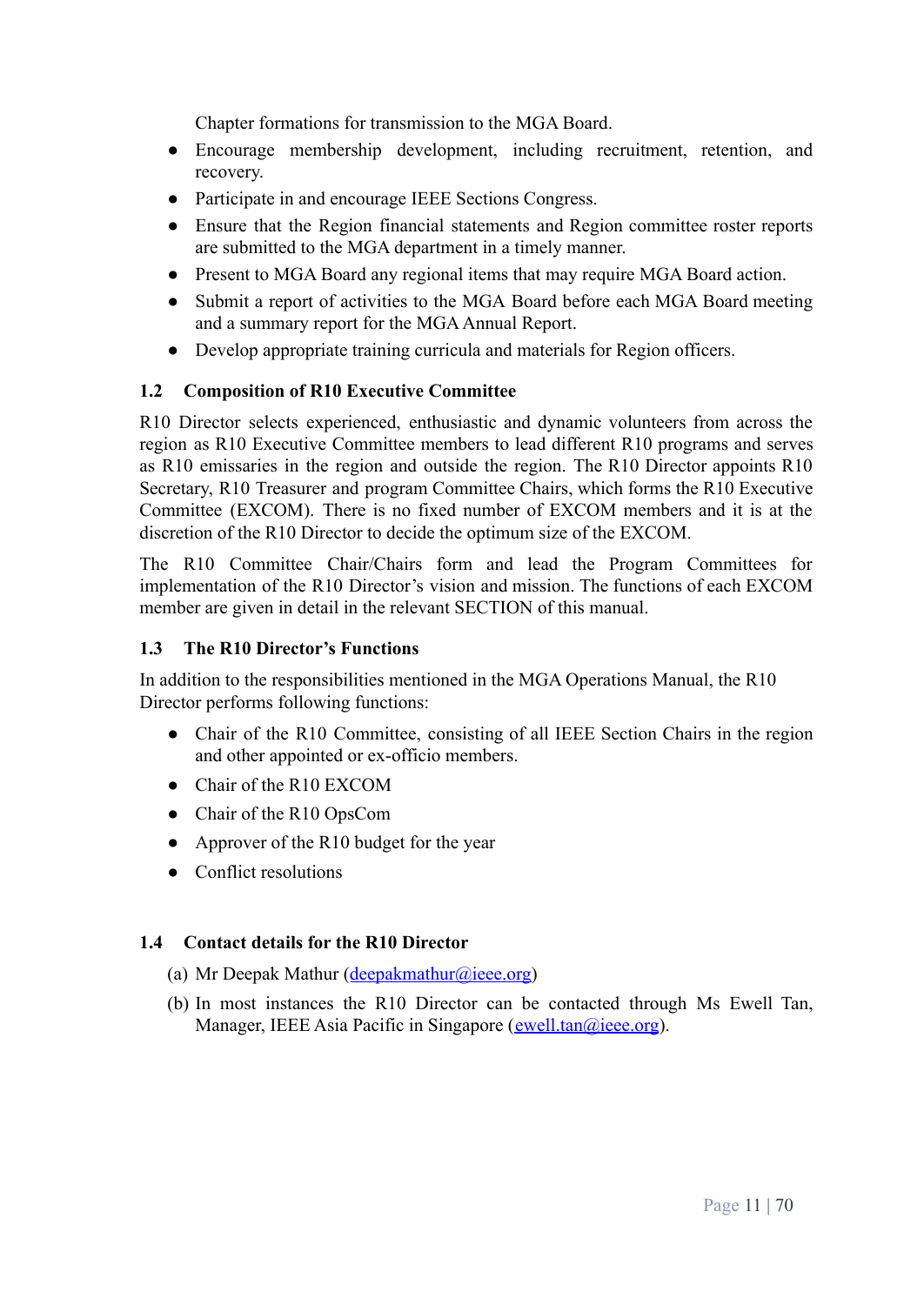Chapter formations for transmission to the MGA Board.

- Encourage membership development, including recruitment, retention, and recovery.
- Participate in and encourage IEEE Sections Congress.
- Ensure that the Region financial statements and Region committee roster reports are submitted to the MGA department in a timely manner.
- Present to MGA Board any regional items that may require MGA Board action.
- Submit a report of activities to the MGA Board before each MGA Board meeting and a summary report for the MGA Annual Report.
- Develop appropriate training curricula and materials for Region officers.

### 1.2 Composition of R10 Executive Committee

R10 Director selects experienced, enthusiastic and dynamic volunteers from across the region as R10 Executive Committee members to lead different R10 programs and serves as R10 emissaries in the region and outside the region. The R10 Director appoints R10 Secretary, R10 Treasurer and program Committee Chairs, which forms the R10 Executive Committee (EXCOM). There is no fixed number of EXCOM members and it is at the discretion of the R10 Director to decide the optimum size of the EXCOM.

The R10 Committee Chair/Chairs form and lead the Program Committees for implementation of the R10 Director's vision and mission. The functions of each EXCOM member are given in detail in the relevant SECTION of this manual.

### 1.3 The R10 Director's Functions

In addition to the responsibilities mentioned in the MGA Operations Manual, the R10 Director performs following functions:

- Chair of the R10 Committee, consisting of all IEEE Section Chairs in the region and other appointed or ex-officio members.
- Chair of the R10 EXCOM
- Chair of the R10 OpsCom
- Approver of the R10 budget for the year
- Conflict resolutions

### 1.4 Contact details for the R10 Director

(a) Mr Deepak Mathur (deepakmathur@ieee.org)

(b) In most instances the R10 Director can be contacted through Ms Ewell Tan, Manager, IEEE Asia Pacific in Singapore (ewell.tan@ieee.org).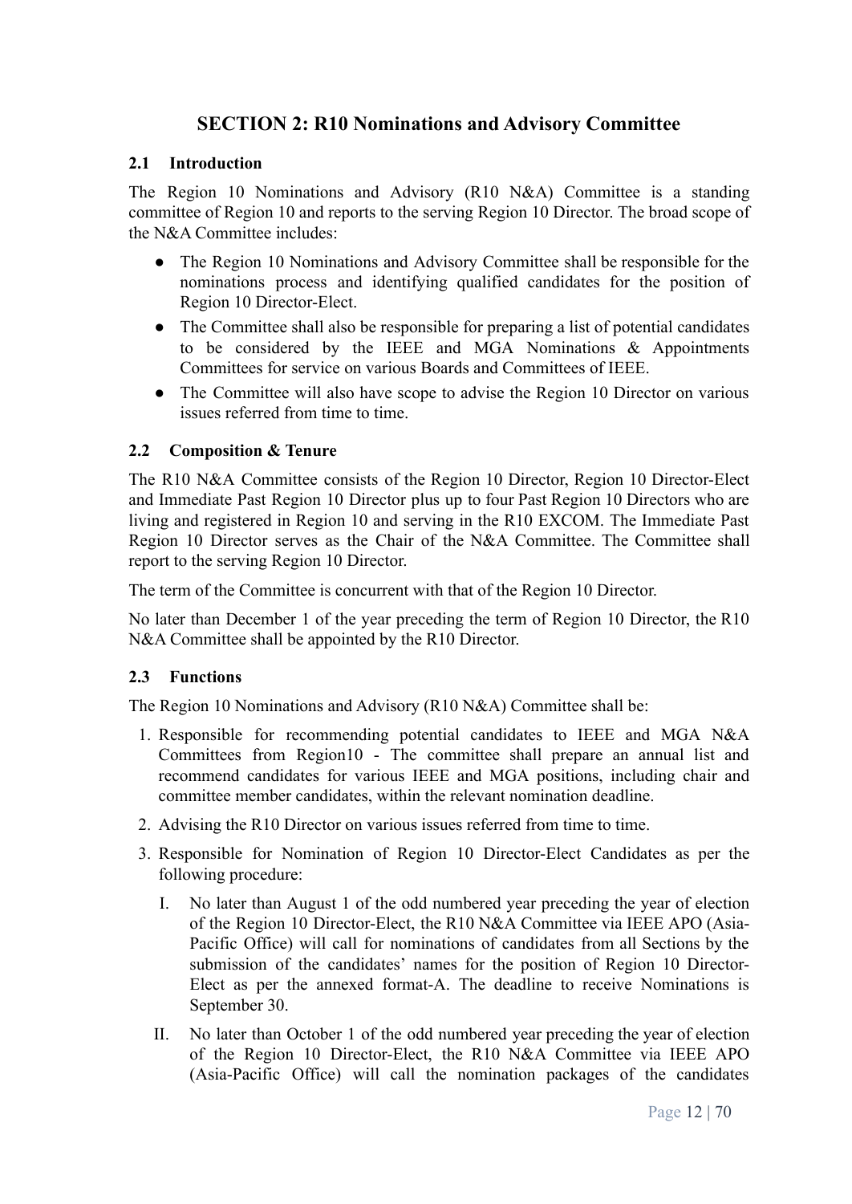# SECTION 2: R10 Nominations and Advisory Committee

### 2.1 Introduction

The Region 10 Nominations and Advisory (R10 N&A) Committee is a standing committee of Region 10 and reports to the serving Region 10 Director. The broad scope of the N&A Committee includes:

- The Region 10 Nominations and Advisory Committee shall be responsible for the nominations process and identifying qualified candidates for the position of Region 10 Director-Elect.
- The Committee shall also be responsible for preparing a list of potential candidates to be considered by the IEEE and MGA Nominations & Appointments Committees for service on various Boards and Committees of IEEE.
- The Committee will also have scope to advise the Region 10 Director on various issues referred from time to time.

### 2.2 Composition & Tenure

The R10 N&A Committee consists of the Region 10 Director, Region 10 Director-Elect and Immediate Past Region 10 Director plus up to four Past Region 10 Directors who are living and registered in Region 10 and serving in the R10 EXCOM. The Immediate Past Region 10 Director serves as the Chair of the N&A Committee. The Committee shall report to the serving Region 10 Director.

The term of the Committee is concurrent with that of the Region 10 Director.

No later than December 1 of the year preceding the term of Region 10 Director, the R10 N&A Committee shall be appointed by the R10 Director.

### 2.3 Functions

The Region 10 Nominations and Advisory (R10 N&A) Committee shall be:

1. Responsible for recommending potential candidates to IEEE and MGA N&A Committees from Region10 - The committee shall prepare an annual list and recommend candidates for various IEEE and MGA positions, including chair and committee member candidates, within the relevant nomination deadline.
2. Advising the R10 Director on various issues referred from time to time.
3. Responsible for Nomination of Region 10 Director-Elect Candidates as per the following procedure:
   I. No later than August 1 of the odd numbered year preceding the year of election of the Region 10 Director-Elect, the R10 N&A Committee via IEEE APO (Asia-Pacific Office) will call for nominations of candidates from all Sections by the submission of the candidates' names for the position of Region 10 Director-Elect as per the annexed format-A. The deadline to receive Nominations is September 30.

   II. No later than October 1 of the odd numbered year preceding the year of election of the Region 10 Director-Elect, the R10 N&A Committee via IEEE APO (Asia-Pacific Office) will call the nomination packages of the candidates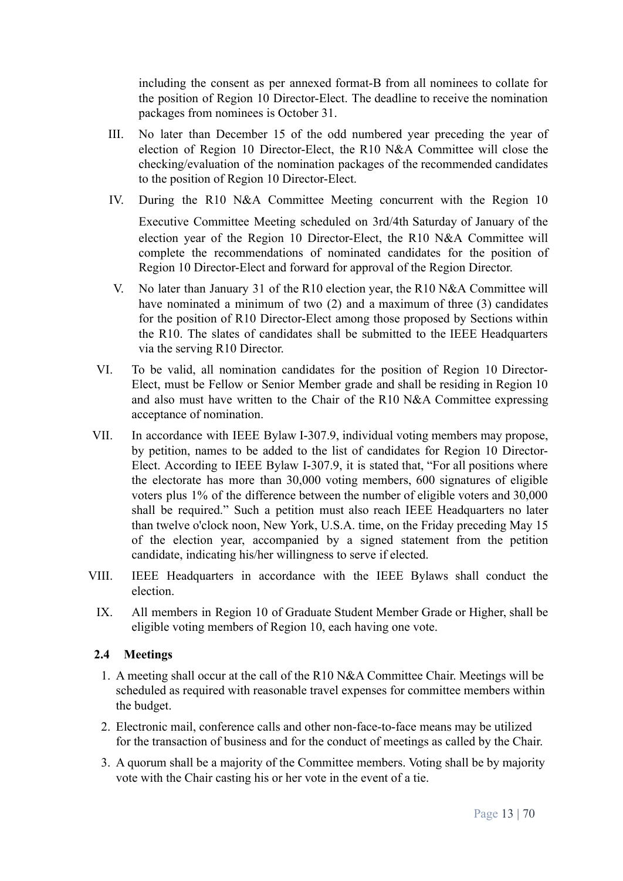including the consent as per annexed format-B from all nominees to collate for the position of Region 10 Director-Elect. The deadline to receive the nomination packages from nominees is October 31.

III. No later than December 15 of the odd numbered year preceding the year of election of Region 10 Director-Elect, the R10 N&A Committee will close the checking/evaluation of the nomination packages of the recommended candidates to the position of Region 10 Director-Elect.

IV. During the R10 N&A Committee Meeting concurrent with the Region 10 Executive Committee Meeting scheduled on 3rd/4th Saturday of January of the election year of the Region 10 Director-Elect, the R10 N&A Committee will complete the recommendations of nominated candidates for the position of Region 10 Director-Elect and forward for approval of the Region Director.

V. No later than January 31 of the R10 election year, the R10 N&A Committee will have nominated a minimum of two (2) and a maximum of three (3) candidates for the position of R10 Director-Elect among those proposed by Sections within the R10. The slates of candidates shall be submitted to the IEEE Headquarters via the serving R10 Director.

VI. To be valid, all nomination candidates for the position of Region 10 Director-Elect, must be Fellow or Senior Member grade and shall be residing in Region 10 and also must have written to the Chair of the R10 N&A Committee expressing acceptance of nomination.

VII. In accordance with IEEE Bylaw I-307.9, individual voting members may propose, by petition, names to be added to the list of candidates for Region 10 Director-Elect. According to IEEE Bylaw I-307.9, it is stated that, "For all positions where the electorate has more than 30,000 voting members, 600 signatures of eligible voters plus 1% of the difference between the number of eligible voters and 30,000 shall be required." Such a petition must also reach IEEE Headquarters no later than twelve o'clock noon, New York, U.S.A. time, on the Friday preceding May 15 of the election year, accompanied by a signed statement from the petition candidate, indicating his/her willingness to serve if elected.

VIII. IEEE Headquarters in accordance with the IEEE Bylaws shall conduct the election.

IX. All members in Region 10 of Graduate Student Member Grade or Higher, shall be eligible voting members of Region 10, each having one vote.

### 2.4 Meetings

1. A meeting shall occur at the call of the R10 N&A Committee Chair. Meetings will be scheduled as required with reasonable travel expenses for committee members within the budget.
2. Electronic mail, conference calls and other non-face-to-face means may be utilized for the transaction of business and for the conduct of meetings as called by the Chair.
3. A quorum shall be a majority of the Committee members. Voting shall be by majority vote with the Chair casting his or her vote in the event of a tie.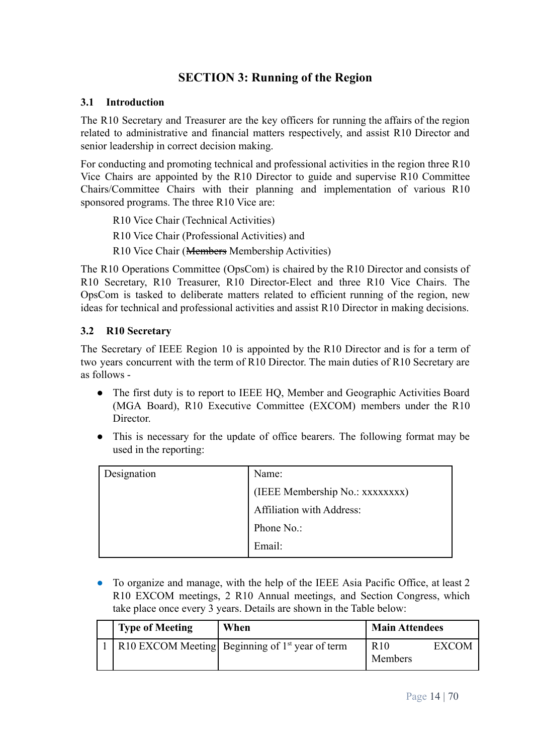## SECTION 3: Running of the Region

### 3.1 Introduction

The R10 Secretary and Treasurer are the key officers for running the affairs of the region related to administrative and financial matters respectively, and assist R10 Director and senior leadership in correct decision making.

For conducting and promoting technical and professional activities in the region three R10 Vice Chairs are appointed by the R10 Director to guide and supervise R10 Committee Chairs/Committee Chairs with their planning and implementation of various R10 sponsored programs. The three R10 Vice are:

R10 Vice Chair (Technical Activities)

R10 Vice Chair (Professional Activities) and

R10 Vice Chair (~~Members~~ Membership Activities)

The R10 Operations Committee (OpsCom) is chaired by the R10 Director and consists of R10 Secretary, R10 Treasurer, R10 Director-Elect and three R10 Vice Chairs. The OpsCom is tasked to deliberate matters related to efficient running of the region, new ideas for technical and professional activities and assist R10 Director in making decisions.

### 3.2 R10 Secretary

The Secretary of IEEE Region 10 is appointed by the R10 Director and is for a term of two years concurrent with the term of R10 Director. The main duties of R10 Secretary are as follows -

- The first duty is to report to IEEE HQ, Member and Geographic Activities Board (MGA Board), R10 Executive Committee (EXCOM) members under the R10 Director.
- This is necessary for the update of office bearers. The following format may be used in the reporting:

| Designation | Name:<br>(IEEE Membership No.: xxxxxxxx)<br>Affiliation with Address:<br>Phone No.:<br>Email: |
|---|---|

- To organize and manage, with the help of the IEEE Asia Pacific Office, at least 2 R10 EXCOM meetings, 2 R10 Annual meetings, and Section Congress, which take place once every 3 years. Details are shown in the Table below:

| | Type of Meeting | When | Main Attendees |
|---|---|---|---|
| 1 | R10 EXCOM Meeting | Beginning of 1st year of term | R10 EXCOM Members |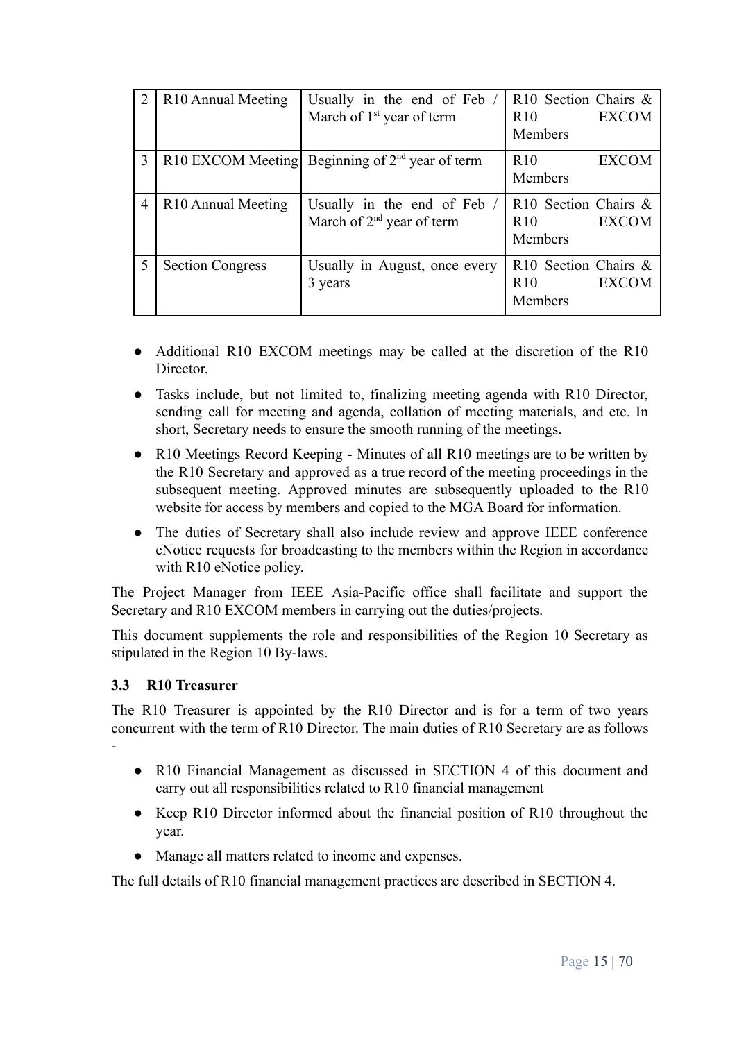| 2 | R10 Annual Meeting | Usually in the end of Feb / March of 1st year of term | R10 Section Chairs & R10 EXCOM Members |
|---|---|---|---|
| 3 | R10 EXCOM Meeting | Beginning of 2nd year of term | R10 EXCOM Members |
| 4 | R10 Annual Meeting | Usually in the end of Feb / March of 2nd year of term | R10 Section Chairs & R10 EXCOM Members |
| 5 | Section Congress | Usually in August, once every 3 years | R10 Section Chairs & R10 EXCOM Members |

- Additional R10 EXCOM meetings may be called at the discretion of the R10 Director.
- Tasks include, but not limited to, finalizing meeting agenda with R10 Director, sending call for meeting and agenda, collation of meeting materials, and etc. In short, Secretary needs to ensure the smooth running of the meetings.
- R10 Meetings Record Keeping - Minutes of all R10 meetings are to be written by the R10 Secretary and approved as a true record of the meeting proceedings in the subsequent meeting. Approved minutes are subsequently uploaded to the R10 website for access by members and copied to the MGA Board for information.
- The duties of Secretary shall also include review and approve IEEE conference eNotice requests for broadcasting to the members within the Region in accordance with R10 eNotice policy.

The Project Manager from IEEE Asia-Pacific office shall facilitate and support the Secretary and R10 EXCOM members in carrying out the duties/projects.

This document supplements the role and responsibilities of the Region 10 Secretary as stipulated in the Region 10 By-laws.

### 3.3 R10 Treasurer

The R10 Treasurer is appointed by the R10 Director and is for a term of two years concurrent with the term of R10 Director. The main duties of R10 Secretary are as follows -

- R10 Financial Management as discussed in SECTION 4 of this document and carry out all responsibilities related to R10 financial management
- Keep R10 Director informed about the financial position of R10 throughout the year.
- Manage all matters related to income and expenses.

The full details of R10 financial management practices are described in SECTION 4.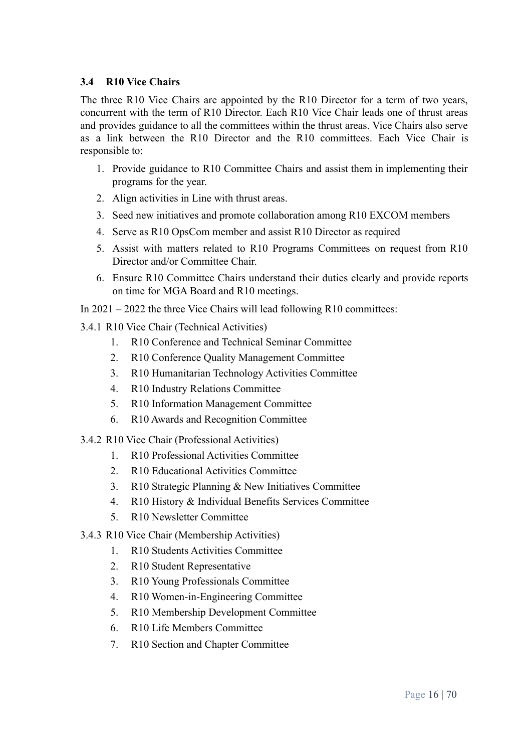### 3.4 R10 Vice Chairs

The three R10 Vice Chairs are appointed by the R10 Director for a term of two years, concurrent with the term of R10 Director. Each R10 Vice Chair leads one of thrust areas and provides guidance to all the committees within the thrust areas. Vice Chairs also serve as a link between the R10 Director and the R10 committees. Each Vice Chair is responsible to:

1. Provide guidance to R10 Committee Chairs and assist them in implementing their programs for the year.
2. Align activities in Line with thrust areas.
3. Seed new initiatives and promote collaboration among R10 EXCOM members
4. Serve as R10 OpsCom member and assist R10 Director as required
5. Assist with matters related to R10 Programs Committees on request from R10 Director and/or Committee Chair.
6. Ensure R10 Committee Chairs understand their duties clearly and provide reports on time for MGA Board and R10 meetings.

In 2021 – 2022 the three Vice Chairs will lead following R10 committees:

#### 3.4.1 R10 Vice Chair (Technical Activities)

1. R10 Conference and Technical Seminar Committee
2. R10 Conference Quality Management Committee
3. R10 Humanitarian Technology Activities Committee
4. R10 Industry Relations Committee
5. R10 Information Management Committee
6. R10 Awards and Recognition Committee

#### 3.4.2 R10 Vice Chair (Professional Activities)

1. R10 Professional Activities Committee
2. R10 Educational Activities Committee
3. R10 Strategic Planning & New Initiatives Committee
4. R10 History & Individual Benefits Services Committee
5. R10 Newsletter Committee

#### 3.4.3 R10 Vice Chair (Membership Activities)

1. R10 Students Activities Committee
2. R10 Student Representative
3. R10 Young Professionals Committee
4. R10 Women-in-Engineering Committee
5. R10 Membership Development Committee
6. R10 Life Members Committee
7. R10 Section and Chapter Committee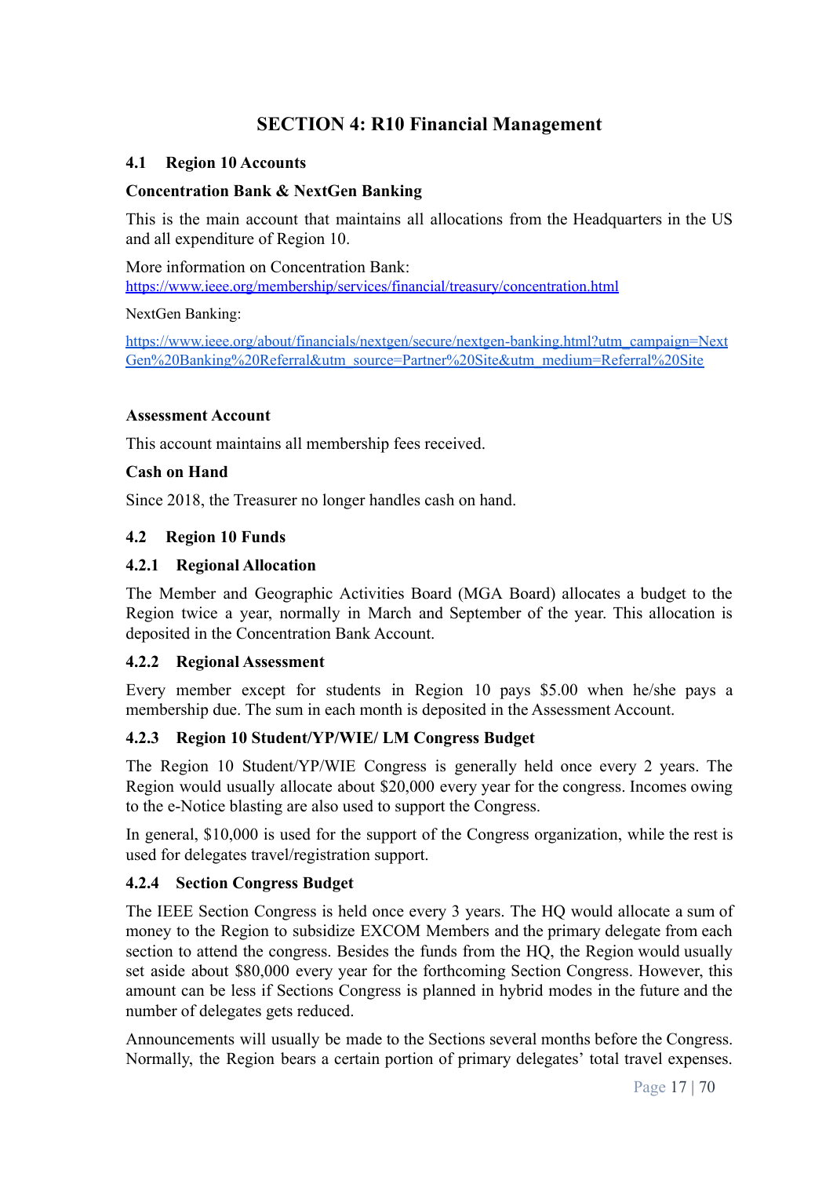# SECTION 4: R10 Financial Management

## 4.1 Region 10 Accounts

**Concentration Bank & NextGen Banking**

This is the main account that maintains all allocations from the Headquarters in the US and all expenditure of Region 10.

More information on Concentration Bank:
https://www.ieee.org/membership/services/financial/treasury/concentration.html

NextGen Banking:

https://www.ieee.org/about/financials/nextgen/secure/nextgen-banking.html?utm_campaign=NextGen%20Banking%20Referral&utm_source=Partner%20Site&utm_medium=Referral%20Site

**Assessment Account**

This account maintains all membership fees received.

**Cash on Hand**

Since 2018, the Treasurer no longer handles cash on hand.

## 4.2 Region 10 Funds

### 4.2.1 Regional Allocation

The Member and Geographic Activities Board (MGA Board) allocates a budget to the Region twice a year, normally in March and September of the year. This allocation is deposited in the Concentration Bank Account.

### 4.2.2 Regional Assessment

Every member except for students in Region 10 pays $5.00 when he/she pays a membership due. The sum in each month is deposited in the Assessment Account.

### 4.2.3 Region 10 Student/YP/WIE/ LM Congress Budget

The Region 10 Student/YP/WIE Congress is generally held once every 2 years. The Region would usually allocate about $20,000 every year for the congress. Incomes owing to the e-Notice blasting are also used to support the Congress.

In general, $10,000 is used for the support of the Congress organization, while the rest is used for delegates travel/registration support.

### 4.2.4 Section Congress Budget

The IEEE Section Congress is held once every 3 years. The HQ would allocate a sum of money to the Region to subsidize EXCOM Members and the primary delegate from each section to attend the congress. Besides the funds from the HQ, the Region would usually set aside about $80,000 every year for the forthcoming Section Congress. However, this amount can be less if Sections Congress is planned in hybrid modes in the future and the number of delegates gets reduced.

Announcements will usually be made to the Sections several months before the Congress. Normally, the Region bears a certain portion of primary delegates' total travel expenses.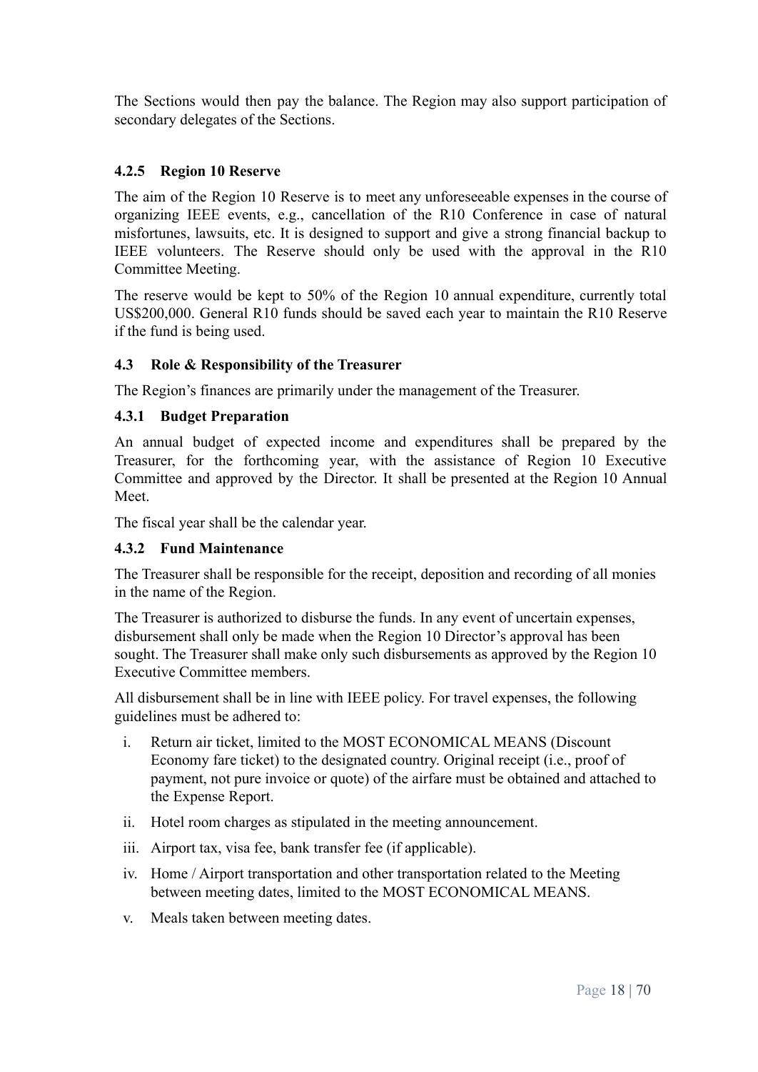The Sections would then pay the balance. The Region may also support participation of secondary delegates of the Sections.

#### 4.2.5 Region 10 Reserve

The aim of the Region 10 Reserve is to meet any unforeseeable expenses in the course of organizing IEEE events, e.g., cancellation of the R10 Conference in case of natural misfortunes, lawsuits, etc. It is designed to support and give a strong financial backup to IEEE volunteers. The Reserve should only be used with the approval in the R10 Committee Meeting.

The reserve would be kept to 50% of the Region 10 annual expenditure, currently total US$200,000. General R10 funds should be saved each year to maintain the R10 Reserve if the fund is being used.

### 4.3 Role & Responsibility of the Treasurer

The Region's finances are primarily under the management of the Treasurer.

#### 4.3.1 Budget Preparation

An annual budget of expected income and expenditures shall be prepared by the Treasurer, for the forthcoming year, with the assistance of Region 10 Executive Committee and approved by the Director. It shall be presented at the Region 10 Annual Meet.

The fiscal year shall be the calendar year.

#### 4.3.2 Fund Maintenance

The Treasurer shall be responsible for the receipt, deposition and recording of all monies in the name of the Region.

The Treasurer is authorized to disburse the funds. In any event of uncertain expenses, disbursement shall only be made when the Region 10 Director's approval has been sought. The Treasurer shall make only such disbursements as approved by the Region 10 Executive Committee members.

All disbursement shall be in line with IEEE policy. For travel expenses, the following guidelines must be adhered to:

i. Return air ticket, limited to the MOST ECONOMICAL MEANS (Discount Economy fare ticket) to the designated country. Original receipt (i.e., proof of payment, not pure invoice or quote) of the airfare must be obtained and attached to the Expense Report.
ii. Hotel room charges as stipulated in the meeting announcement.
iii. Airport tax, visa fee, bank transfer fee (if applicable).
iv. Home / Airport transportation and other transportation related to the Meeting between meeting dates, limited to the MOST ECONOMICAL MEANS.
v. Meals taken between meeting dates.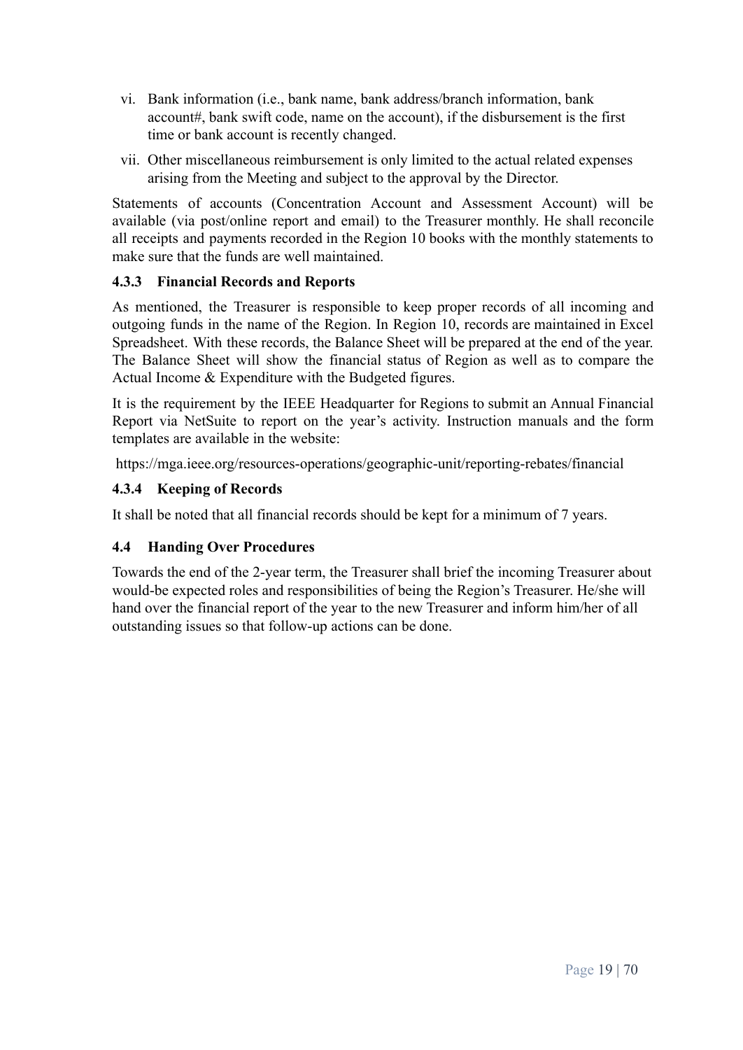vi. Bank information (i.e., bank name, bank address/branch information, bank account#, bank swift code, name on the account), if the disbursement is the first time or bank account is recently changed.

vii. Other miscellaneous reimbursement is only limited to the actual related expenses arising from the Meeting and subject to the approval by the Director.

Statements of accounts (Concentration Account and Assessment Account) will be available (via post/online report and email) to the Treasurer monthly. He shall reconcile all receipts and payments recorded in the Region 10 books with the monthly statements to make sure that the funds are well maintained.

#### 4.3.3 Financial Records and Reports

As mentioned, the Treasurer is responsible to keep proper records of all incoming and outgoing funds in the name of the Region. In Region 10, records are maintained in Excel Spreadsheet. With these records, the Balance Sheet will be prepared at the end of the year. The Balance Sheet will show the financial status of Region as well as to compare the Actual Income & Expenditure with the Budgeted figures.

It is the requirement by the IEEE Headquarter for Regions to submit an Annual Financial Report via NetSuite to report on the year's activity. Instruction manuals and the form templates are available in the website:

https://mga.ieee.org/resources-operations/geographic-unit/reporting-rebates/financial

#### 4.3.4 Keeping of Records

It shall be noted that all financial records should be kept for a minimum of 7 years.

### 4.4 Handing Over Procedures

Towards the end of the 2-year term, the Treasurer shall brief the incoming Treasurer about would-be expected roles and responsibilities of being the Region's Treasurer. He/she will hand over the financial report of the year to the new Treasurer and inform him/her of all outstanding issues so that follow-up actions can be done.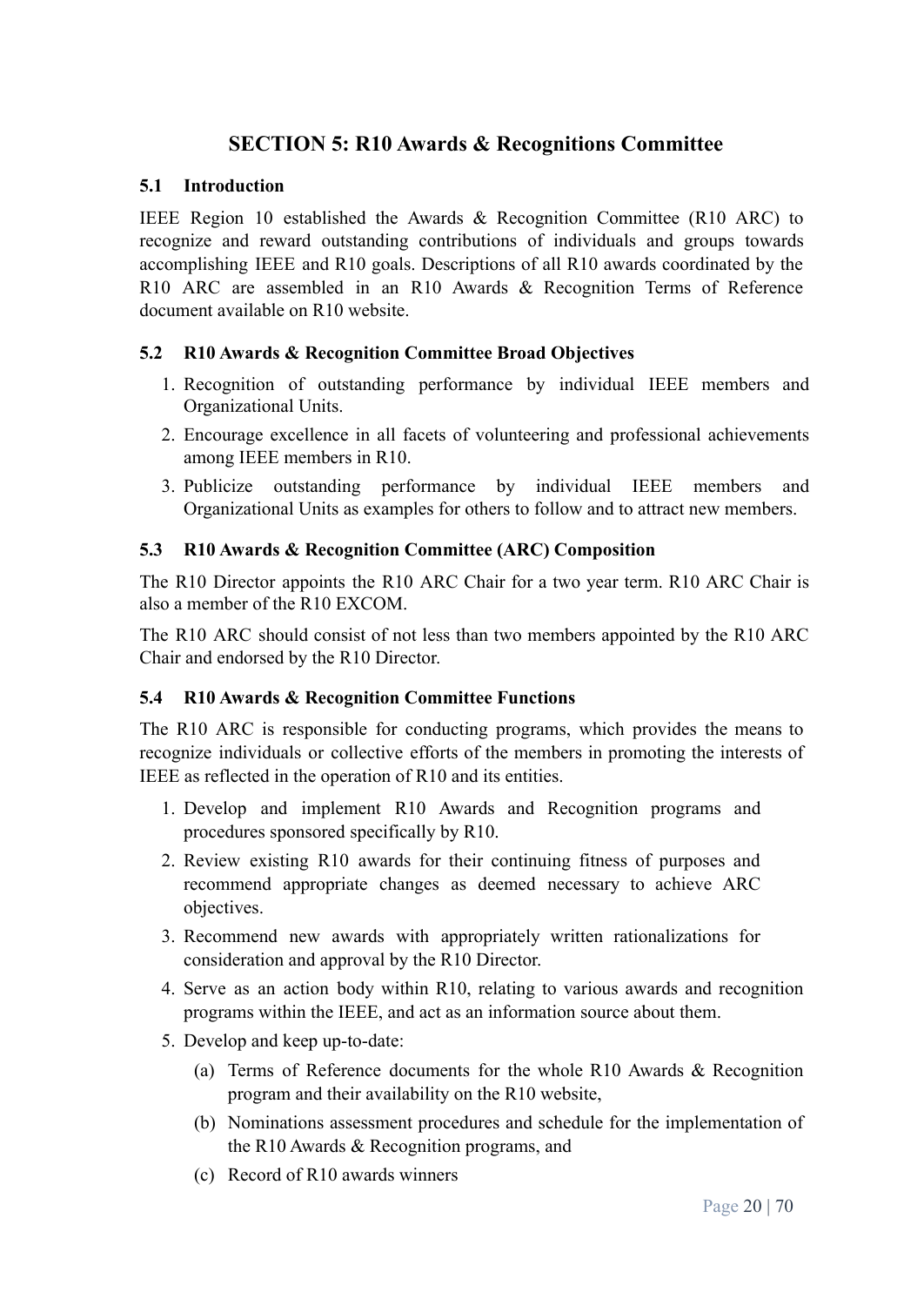# SECTION 5: R10 Awards & Recognitions Committee

## 5.1 Introduction

IEEE Region 10 established the Awards & Recognition Committee (R10 ARC) to recognize and reward outstanding contributions of individuals and groups towards accomplishing IEEE and R10 goals. Descriptions of all R10 awards coordinated by the R10 ARC are assembled in an R10 Awards & Recognition Terms of Reference document available on R10 website.

## 5.2 R10 Awards & Recognition Committee Broad Objectives

1. Recognition of outstanding performance by individual IEEE members and Organizational Units.
2. Encourage excellence in all facets of volunteering and professional achievements among IEEE members in R10.
3. Publicize outstanding performance by individual IEEE members and Organizational Units as examples for others to follow and to attract new members.

## 5.3 R10 Awards & Recognition Committee (ARC) Composition

The R10 Director appoints the R10 ARC Chair for a two year term. R10 ARC Chair is also a member of the R10 EXCOM.

The R10 ARC should consist of not less than two members appointed by the R10 ARC Chair and endorsed by the R10 Director.

## 5.4 R10 Awards & Recognition Committee Functions

The R10 ARC is responsible for conducting programs, which provides the means to recognize individuals or collective efforts of the members in promoting the interests of IEEE as reflected in the operation of R10 and its entities.

1. Develop and implement R10 Awards and Recognition programs and procedures sponsored specifically by R10.
2. Review existing R10 awards for their continuing fitness of purposes and recommend appropriate changes as deemed necessary to achieve ARC objectives.
3. Recommend new awards with appropriately written rationalizations for consideration and approval by the R10 Director.
4. Serve as an action body within R10, relating to various awards and recognition programs within the IEEE, and act as an information source about them.
5. Develop and keep up-to-date:
   (a) Terms of Reference documents for the whole R10 Awards & Recognition program and their availability on the R10 website,
   (b) Nominations assessment procedures and schedule for the implementation of the R10 Awards & Recognition programs, and
   (c) Record of R10 awards winners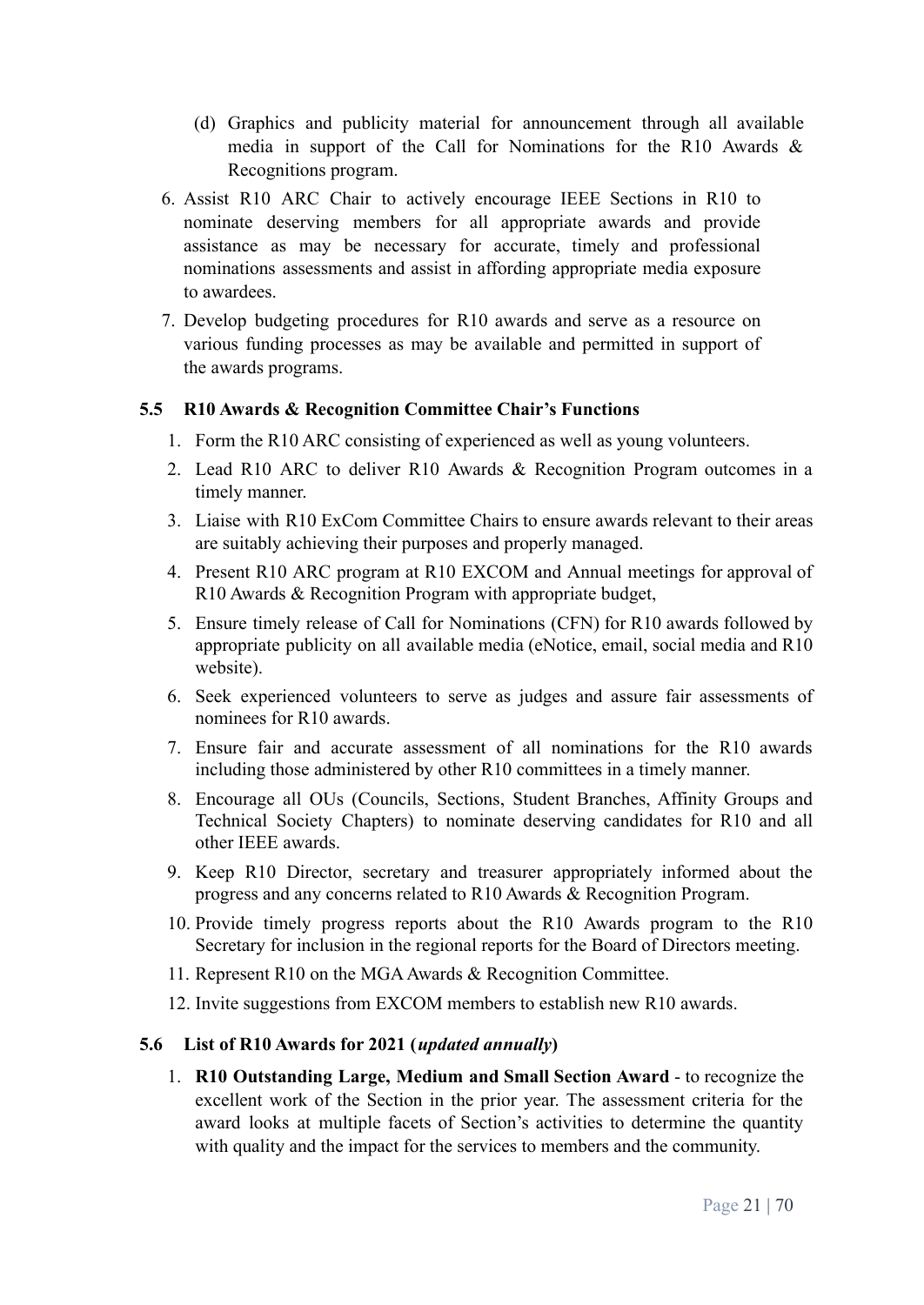(d) Graphics and publicity material for announcement through all available media in support of the Call for Nominations for the R10 Awards & Recognitions program.

6. Assist R10 ARC Chair to actively encourage IEEE Sections in R10 to nominate deserving members for all appropriate awards and provide assistance as may be necessary for accurate, timely and professional nominations assessments and assist in affording appropriate media exposure to awardees.
7. Develop budgeting procedures for R10 awards and serve as a resource on various funding processes as may be available and permitted in support of the awards programs.

### 5.5 R10 Awards & Recognition Committee Chair's Functions

1. Form the R10 ARC consisting of experienced as well as young volunteers.
2. Lead R10 ARC to deliver R10 Awards & Recognition Program outcomes in a timely manner.
3. Liaise with R10 ExCom Committee Chairs to ensure awards relevant to their areas are suitably achieving their purposes and properly managed.
4. Present R10 ARC program at R10 EXCOM and Annual meetings for approval of R10 Awards & Recognition Program with appropriate budget,
5. Ensure timely release of Call for Nominations (CFN) for R10 awards followed by appropriate publicity on all available media (eNotice, email, social media and R10 website).
6. Seek experienced volunteers to serve as judges and assure fair assessments of nominees for R10 awards.
7. Ensure fair and accurate assessment of all nominations for the R10 awards including those administered by other R10 committees in a timely manner.
8. Encourage all OUs (Councils, Sections, Student Branches, Affinity Groups and Technical Society Chapters) to nominate deserving candidates for R10 and all other IEEE awards.
9. Keep R10 Director, secretary and treasurer appropriately informed about the progress and any concerns related to R10 Awards & Recognition Program.
10. Provide timely progress reports about the R10 Awards program to the R10 Secretary for inclusion in the regional reports for the Board of Directors meeting.
11. Represent R10 on the MGA Awards & Recognition Committee.
12. Invite suggestions from EXCOM members to establish new R10 awards.

### 5.6 List of R10 Awards for 2021 (*updated annually*)

1. **R10 Outstanding Large, Medium and Small Section Award** - to recognize the excellent work of the Section in the prior year. The assessment criteria for the award looks at multiple facets of Section's activities to determine the quantity with quality and the impact for the services to members and the community.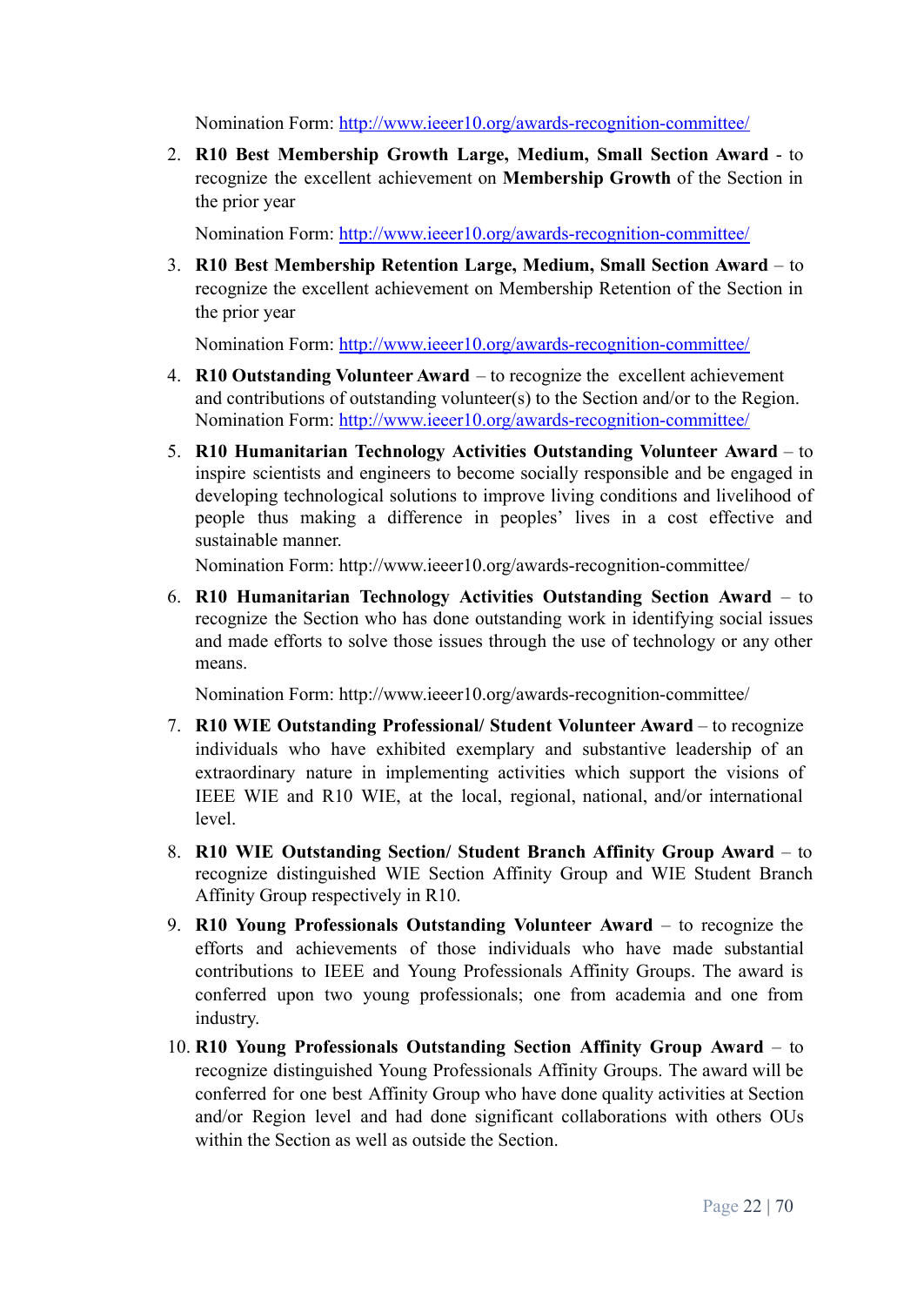Nomination Form: http://www.ieeer10.org/awards-recognition-committee/

2. **R10 Best Membership Growth Large, Medium, Small Section Award** - to recognize the excellent achievement on **Membership Growth** of the Section in the prior year

   Nomination Form: http://www.ieeer10.org/awards-recognition-committee/

3. **R10 Best Membership Retention Large, Medium, Small Section Award** – to recognize the excellent achievement on Membership Retention of the Section in the prior year

   Nomination Form: http://www.ieeer10.org/awards-recognition-committee/

4. **R10 Outstanding Volunteer Award** – to recognize the excellent achievement and contributions of outstanding volunteer(s) to the Section and/or to the Region. Nomination Form: http://www.ieeer10.org/awards-recognition-committee/

5. **R10 Humanitarian Technology Activities Outstanding Volunteer Award** – to inspire scientists and engineers to become socially responsible and be engaged in developing technological solutions to improve living conditions and livelihood of people thus making a difference in peoples' lives in a cost effective and sustainable manner.
   Nomination Form: http://www.ieeer10.org/awards-recognition-committee/

6. **R10 Humanitarian Technology Activities Outstanding Section Award** – to recognize the Section who has done outstanding work in identifying social issues and made efforts to solve those issues through the use of technology or any other means.

   Nomination Form: http://www.ieeer10.org/awards-recognition-committee/

7. **R10 WIE Outstanding Professional/ Student Volunteer Award** – to recognize individuals who have exhibited exemplary and substantive leadership of an extraordinary nature in implementing activities which support the visions of IEEE WIE and R10 WIE, at the local, regional, national, and/or international level.

8. **R10 WIE Outstanding Section/ Student Branch Affinity Group Award** – to recognize distinguished WIE Section Affinity Group and WIE Student Branch Affinity Group respectively in R10.

9. **R10 Young Professionals Outstanding Volunteer Award** – to recognize the efforts and achievements of those individuals who have made substantial contributions to IEEE and Young Professionals Affinity Groups. The award is conferred upon two young professionals; one from academia and one from industry.

10. **R10 Young Professionals Outstanding Section Affinity Group Award** – to recognize distinguished Young Professionals Affinity Groups. The award will be conferred for one best Affinity Group who have done quality activities at Section and/or Region level and had done significant collaborations with others OUs within the Section as well as outside the Section.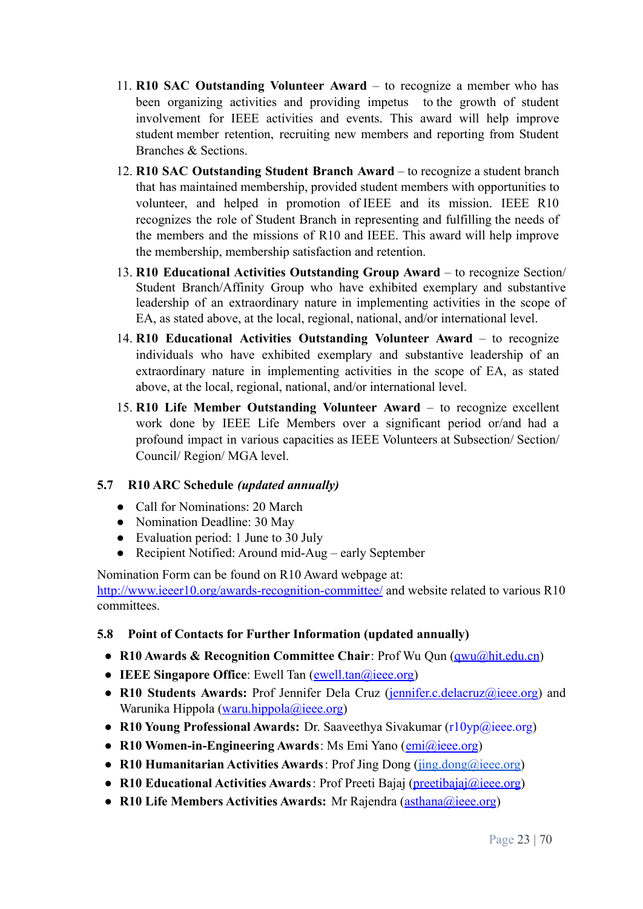11. **R10 SAC Outstanding Volunteer Award** – to recognize a member who has been organizing activities and providing impetus to the growth of student involvement for IEEE activities and events. This award will help improve student member retention, recruiting new members and reporting from Student Branches & Sections.
12. **R10 SAC Outstanding Student Branch Award** – to recognize a student branch that has maintained membership, provided student members with opportunities to volunteer, and helped in promotion of IEEE and its mission. IEEE R10 recognizes the role of Student Branch in representing and fulfilling the needs of the members and the missions of R10 and IEEE. This award will help improve the membership, membership satisfaction and retention.
13. **R10 Educational Activities Outstanding Group Award** – to recognize Section/ Student Branch/Affinity Group who have exhibited exemplary and substantive leadership of an extraordinary nature in implementing activities in the scope of EA, as stated above, at the local, regional, national, and/or international level.
14. **R10 Educational Activities Outstanding Volunteer Award** – to recognize individuals who have exhibited exemplary and substantive leadership of an extraordinary nature in implementing activities in the scope of EA, as stated above, at the local, regional, national, and/or international level.
15. **R10 Life Member Outstanding Volunteer Award** – to recognize excellent work done by IEEE Life Members over a significant period or/and had a profound impact in various capacities as IEEE Volunteers at Subsection/ Section/ Council/ Region/ MGA level.

### 5.7 R10 ARC Schedule *(updated annually)*

- Call for Nominations: 20 March
- Nomination Deadline: 30 May
- Evaluation period: 1 June to 30 July
- Recipient Notified: Around mid-Aug – early September

Nomination Form can be found on R10 Award webpage at: http://www.ieeer10.org/awards-recognition-committee/ and website related to various R10 committees.

### 5.8 Point of Contacts for Further Information (updated annually)

- **R10 Awards & Recognition Committee Chair**: Prof Wu Qun (qwu@hit.edu.cn)
- **IEEE Singapore Office**: Ewell Tan (ewell.tan@ieee.org)
- **R10 Students Awards:** Prof Jennifer Dela Cruz (jennifer.c.delacruz@ieee.org) and Warunika Hippola (waru.hippola@ieee.org)
- **R10 Young Professional Awards:** Dr. Saaveethya Sivakumar (r10yp@ieee.org)
- **R10 Women-in-Engineering Awards**: Ms Emi Yano (emi@ieee.org)
- **R10 Humanitarian Activities Awards**: Prof Jing Dong (jing.dong@ieee.org)
- **R10 Educational Activities Awards**: Prof Preeti Bajaj (preetibajaj@ieee.org)
- **R10 Life Members Activities Awards:** Mr Rajendra (asthana@ieee.org)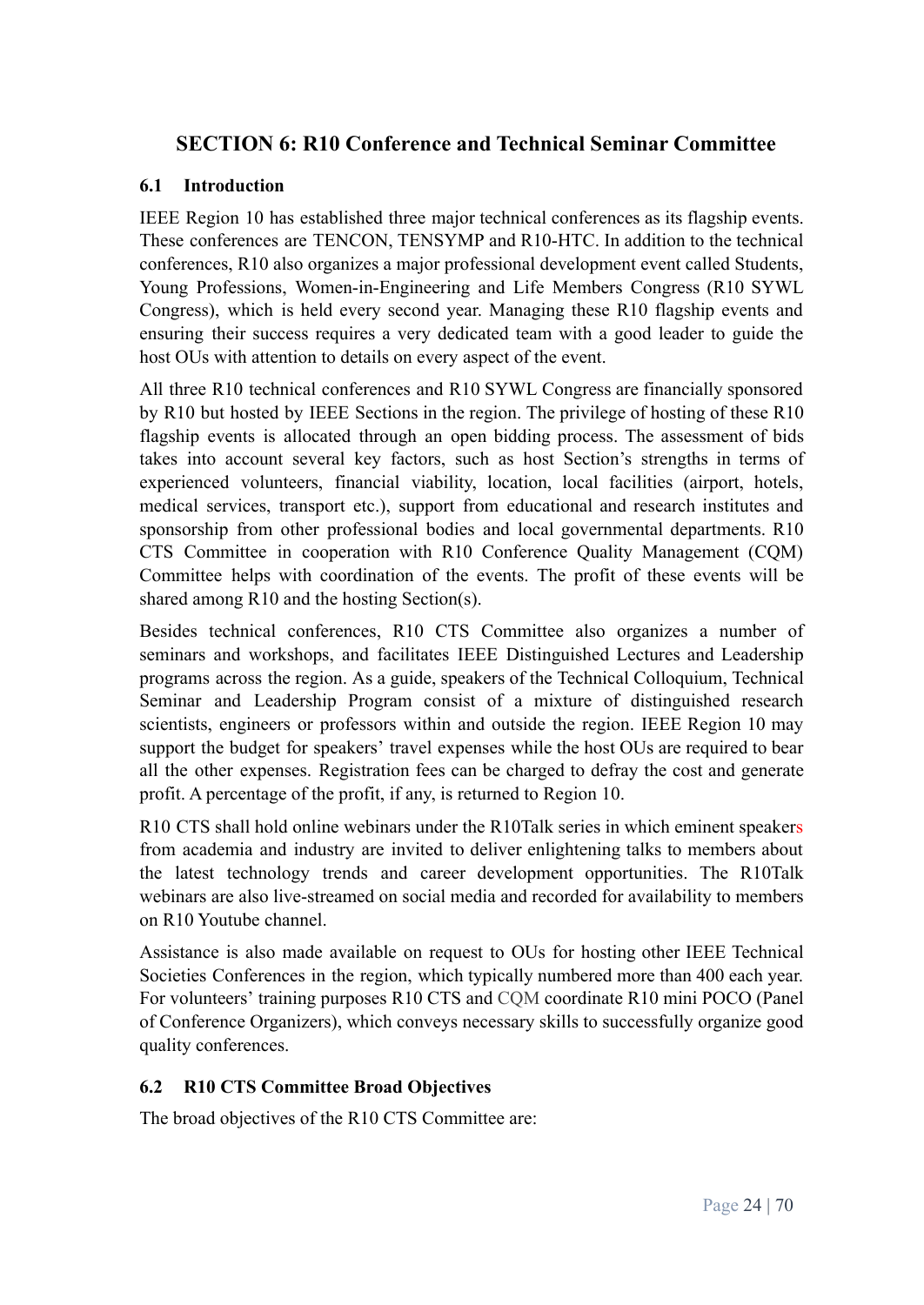## SECTION 6: R10 Conference and Technical Seminar Committee

### 6.1 Introduction

IEEE Region 10 has established three major technical conferences as its flagship events. These conferences are TENCON, TENSYMP and R10-HTC. In addition to the technical conferences, R10 also organizes a major professional development event called Students, Young Professions, Women-in-Engineering and Life Members Congress (R10 SYWL Congress), which is held every second year. Managing these R10 flagship events and ensuring their success requires a very dedicated team with a good leader to guide the host OUs with attention to details on every aspect of the event.

All three R10 technical conferences and R10 SYWL Congress are financially sponsored by R10 but hosted by IEEE Sections in the region. The privilege of hosting of these R10 flagship events is allocated through an open bidding process. The assessment of bids takes into account several key factors, such as host Section's strengths in terms of experienced volunteers, financial viability, location, local facilities (airport, hotels, medical services, transport etc.), support from educational and research institutes and sponsorship from other professional bodies and local governmental departments. R10 CTS Committee in cooperation with R10 Conference Quality Management (CQM) Committee helps with coordination of the events. The profit of these events will be shared among R10 and the hosting Section(s).

Besides technical conferences, R10 CTS Committee also organizes a number of seminars and workshops, and facilitates IEEE Distinguished Lectures and Leadership programs across the region. As a guide, speakers of the Technical Colloquium, Technical Seminar and Leadership Program consist of a mixture of distinguished research scientists, engineers or professors within and outside the region. IEEE Region 10 may support the budget for speakers' travel expenses while the host OUs are required to bear all the other expenses. Registration fees can be charged to defray the cost and generate profit. A percentage of the profit, if any, is returned to Region 10.

R10 CTS shall hold online webinars under the R10Talk series in which eminent speakers from academia and industry are invited to deliver enlightening talks to members about the latest technology trends and career development opportunities. The R10Talk webinars are also live-streamed on social media and recorded for availability to members on R10 Youtube channel.

Assistance is also made available on request to OUs for hosting other IEEE Technical Societies Conferences in the region, which typically numbered more than 400 each year. For volunteers' training purposes R10 CTS and CQM coordinate R10 mini POCO (Panel of Conference Organizers), which conveys necessary skills to successfully organize good quality conferences.

### 6.2 R10 CTS Committee Broad Objectives

The broad objectives of the R10 CTS Committee are: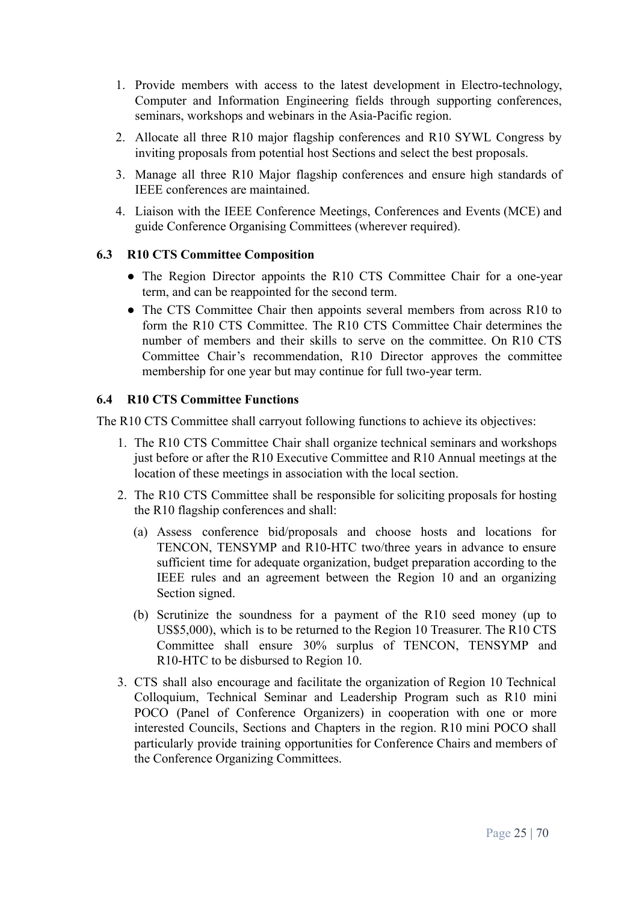1. Provide members with access to the latest development in Electro-technology, Computer and Information Engineering fields through supporting conferences, seminars, workshops and webinars in the Asia-Pacific region.
2. Allocate all three R10 major flagship conferences and R10 SYWL Congress by inviting proposals from potential host Sections and select the best proposals.
3. Manage all three R10 Major flagship conferences and ensure high standards of IEEE conferences are maintained.
4. Liaison with the IEEE Conference Meetings, Conferences and Events (MCE) and guide Conference Organising Committees (wherever required).

### 6.3 R10 CTS Committee Composition

- The Region Director appoints the R10 CTS Committee Chair for a one-year term, and can be reappointed for the second term.
- The CTS Committee Chair then appoints several members from across R10 to form the R10 CTS Committee. The R10 CTS Committee Chair determines the number of members and their skills to serve on the committee. On R10 CTS Committee Chair's recommendation, R10 Director approves the committee membership for one year but may continue for full two-year term.

### 6.4 R10 CTS Committee Functions

The R10 CTS Committee shall carryout following functions to achieve its objectives:

1. The R10 CTS Committee Chair shall organize technical seminars and workshops just before or after the R10 Executive Committee and R10 Annual meetings at the location of these meetings in association with the local section.
2. The R10 CTS Committee shall be responsible for soliciting proposals for hosting the R10 flagship conferences and shall:
   (a) Assess conference bid/proposals and choose hosts and locations for TENCON, TENSYMP and R10-HTC two/three years in advance to ensure sufficient time for adequate organization, budget preparation according to the IEEE rules and an agreement between the Region 10 and an organizing Section signed.
   (b) Scrutinize the soundness for a payment of the R10 seed money (up to US$5,000), which is to be returned to the Region 10 Treasurer. The R10 CTS Committee shall ensure 30% surplus of TENCON, TENSYMP and R10-HTC to be disbursed to Region 10.
3. CTS shall also encourage and facilitate the organization of Region 10 Technical Colloquium, Technical Seminar and Leadership Program such as R10 mini POCO (Panel of Conference Organizers) in cooperation with one or more interested Councils, Sections and Chapters in the region. R10 mini POCO shall particularly provide training opportunities for Conference Chairs and members of the Conference Organizing Committees.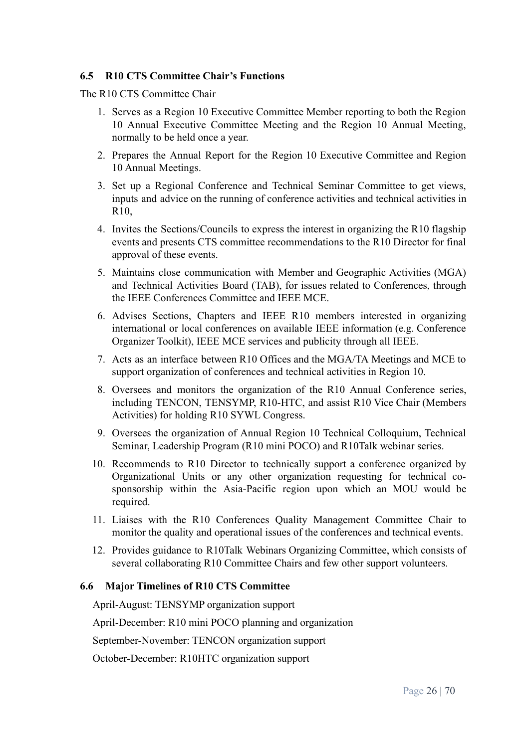### 6.5 R10 CTS Committee Chair's Functions

The R10 CTS Committee Chair

1. Serves as a Region 10 Executive Committee Member reporting to both the Region 10 Annual Executive Committee Meeting and the Region 10 Annual Meeting, normally to be held once a year.
2. Prepares the Annual Report for the Region 10 Executive Committee and Region 10 Annual Meetings.
3. Set up a Regional Conference and Technical Seminar Committee to get views, inputs and advice on the running of conference activities and technical activities in R10,
4. Invites the Sections/Councils to express the interest in organizing the R10 flagship events and presents CTS committee recommendations to the R10 Director for final approval of these events.
5. Maintains close communication with Member and Geographic Activities (MGA) and Technical Activities Board (TAB), for issues related to Conferences, through the IEEE Conferences Committee and IEEE MCE.
6. Advises Sections, Chapters and IEEE R10 members interested in organizing international or local conferences on available IEEE information (e.g. Conference Organizer Toolkit), IEEE MCE services and publicity through all IEEE.
7. Acts as an interface between R10 Offices and the MGA/TA Meetings and MCE to support organization of conferences and technical activities in Region 10.
8. Oversees and monitors the organization of the R10 Annual Conference series, including TENCON, TENSYMP, R10-HTC, and assist R10 Vice Chair (Members Activities) for holding R10 SYWL Congress.
9. Oversees the organization of Annual Region 10 Technical Colloquium, Technical Seminar, Leadership Program (R10 mini POCO) and R10Talk webinar series.
10. Recommends to R10 Director to technically support a conference organized by Organizational Units or any other organization requesting for technical co-sponsorship within the Asia-Pacific region upon which an MOU would be required.
11. Liaises with the R10 Conferences Quality Management Committee Chair to monitor the quality and operational issues of the conferences and technical events.
12. Provides guidance to R10Talk Webinars Organizing Committee, which consists of several collaborating R10 Committee Chairs and few other support volunteers.

### 6.6 Major Timelines of R10 CTS Committee

April-August: TENSYMP organization support

April-December: R10 mini POCO planning and organization

September-November: TENCON organization support

October-December: R10HTC organization support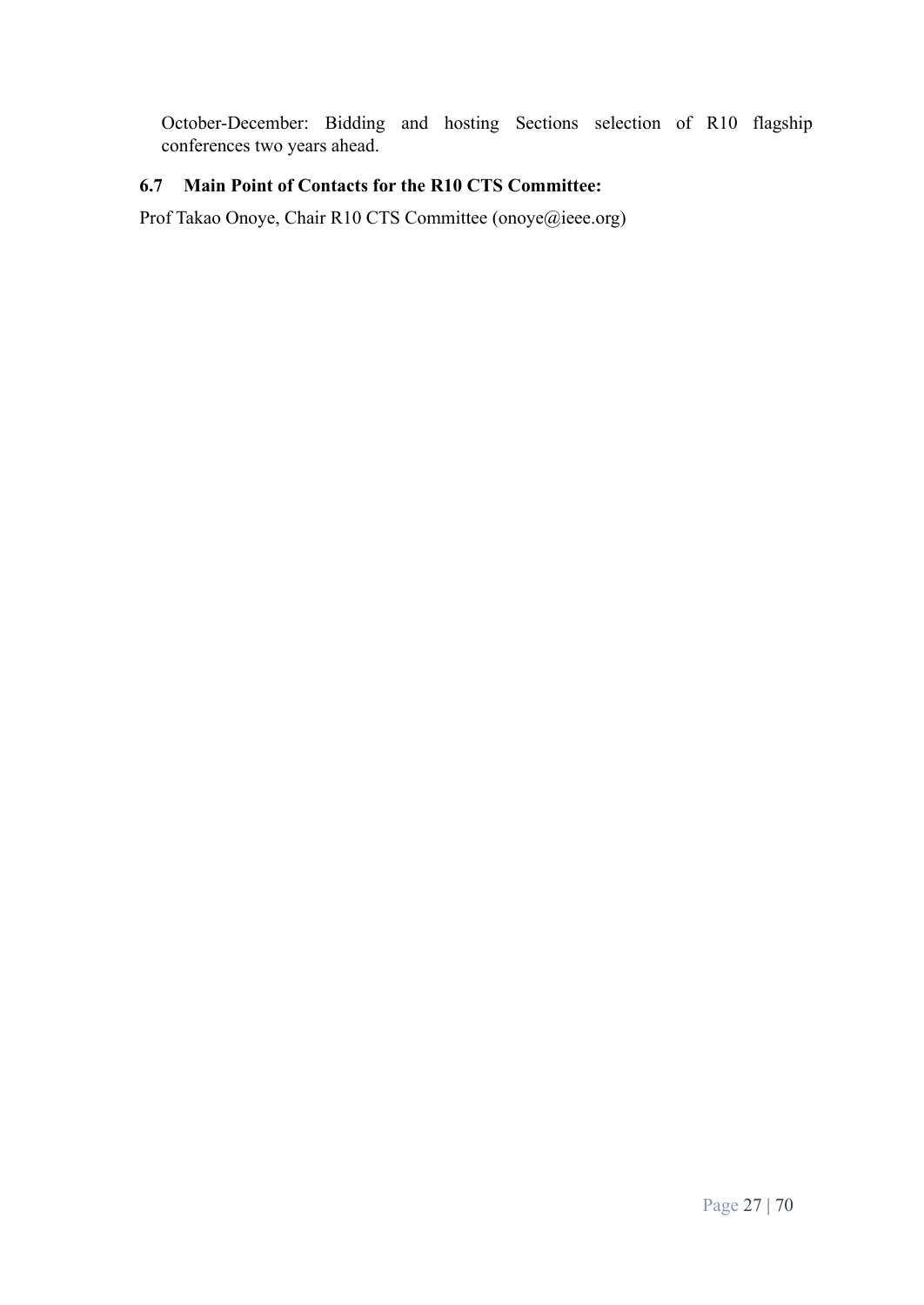October-December: Bidding and hosting Sections selection of R10 flagship conferences two years ahead.

### 6.7 Main Point of Contacts for the R10 CTS Committee:

Prof Takao Onoye, Chair R10 CTS Committee (onoye@ieee.org)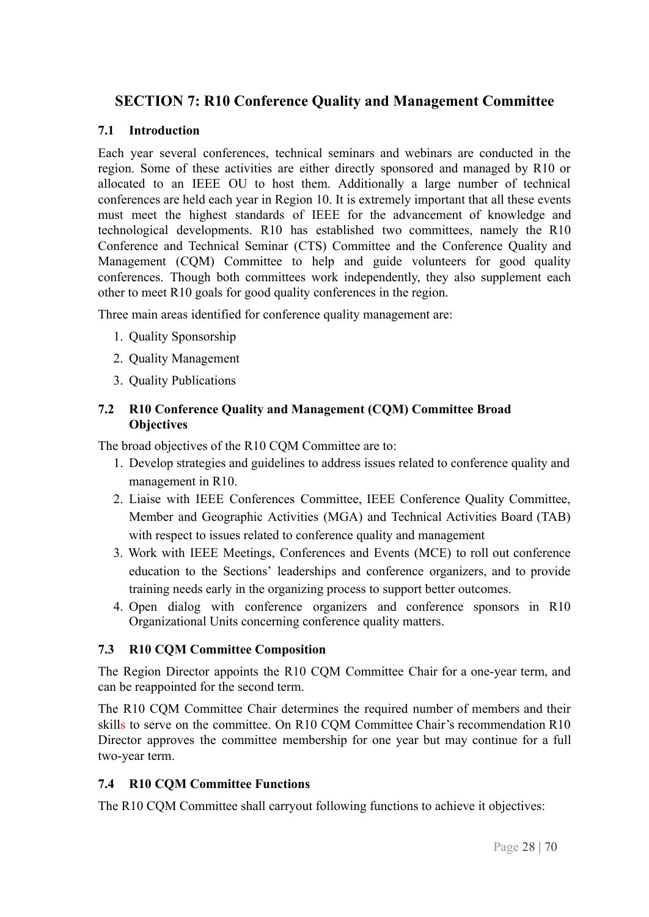# SECTION 7: R10 Conference Quality and Management Committee

## 7.1 Introduction

Each year several conferences, technical seminars and webinars are conducted in the region. Some of these activities are either directly sponsored and managed by R10 or allocated to an IEEE OU to host them. Additionally a large number of technical conferences are held each year in Region 10. It is extremely important that all these events must meet the highest standards of IEEE for the advancement of knowledge and technological developments. R10 has established two committees, namely the R10 Conference and Technical Seminar (CTS) Committee and the Conference Quality and Management (CQM) Committee to help and guide volunteers for good quality conferences. Though both committees work independently, they also supplement each other to meet R10 goals for good quality conferences in the region.

Three main areas identified for conference quality management are:

1. Quality Sponsorship
2. Quality Management
3. Quality Publications

## 7.2 R10 Conference Quality and Management (CQM) Committee Broad Objectives

The broad objectives of the R10 CQM Committee are to:

1. Develop strategies and guidelines to address issues related to conference quality and management in R10.
2. Liaise with IEEE Conferences Committee, IEEE Conference Quality Committee, Member and Geographic Activities (MGA) and Technical Activities Board (TAB) with respect to issues related to conference quality and management
3. Work with IEEE Meetings, Conferences and Events (MCE) to roll out conference education to the Sections' leaderships and conference organizers, and to provide training needs early in the organizing process to support better outcomes.
4. Open dialog with conference organizers and conference sponsors in R10 Organizational Units concerning conference quality matters.

## 7.3 R10 CQM Committee Composition

The Region Director appoints the R10 CQM Committee Chair for a one-year term, and can be reappointed for the second term.

The R10 CQM Committee Chair determines the required number of members and their skills to serve on the committee. On R10 CQM Committee Chair's recommendation R10 Director approves the committee membership for one year but may continue for a full two-year term.

## 7.4 R10 CQM Committee Functions

The R10 CQM Committee shall carryout following functions to achieve it objectives: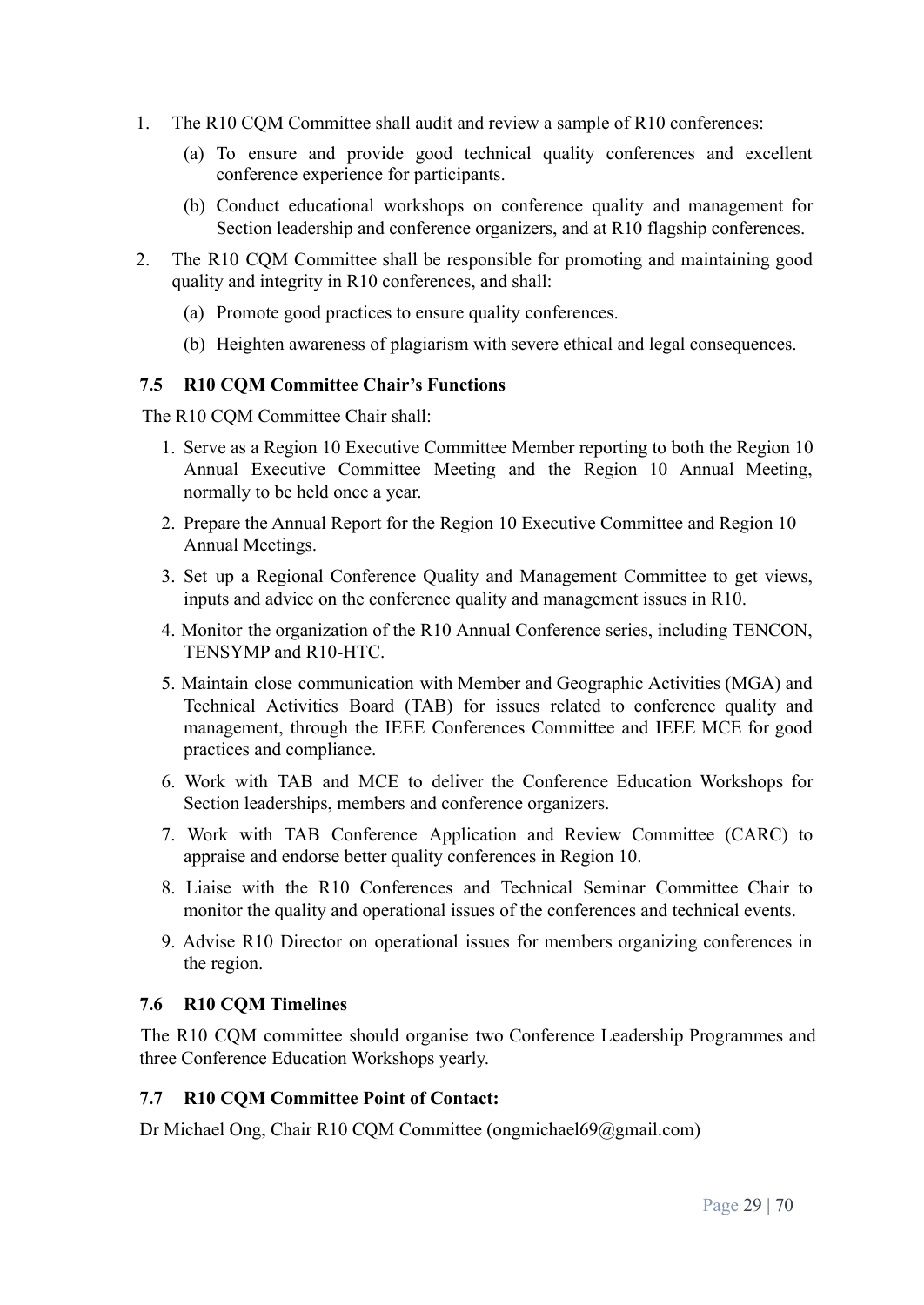1. The R10 CQM Committee shall audit and review a sample of R10 conferences:
   (a) To ensure and provide good technical quality conferences and excellent conference experience for participants.
   (b) Conduct educational workshops on conference quality and management for Section leadership and conference organizers, and at R10 flagship conferences.
2. The R10 CQM Committee shall be responsible for promoting and maintaining good quality and integrity in R10 conferences, and shall:
   (a) Promote good practices to ensure quality conferences.
   (b) Heighten awareness of plagiarism with severe ethical and legal consequences.

### 7.5 R10 CQM Committee Chair's Functions

The R10 CQM Committee Chair shall:

1. Serve as a Region 10 Executive Committee Member reporting to both the Region 10 Annual Executive Committee Meeting and the Region 10 Annual Meeting, normally to be held once a year.
2. Prepare the Annual Report for the Region 10 Executive Committee and Region 10 Annual Meetings.
3. Set up a Regional Conference Quality and Management Committee to get views, inputs and advice on the conference quality and management issues in R10.
4. Monitor the organization of the R10 Annual Conference series, including TENCON, TENSYMP and R10-HTC.
5. Maintain close communication with Member and Geographic Activities (MGA) and Technical Activities Board (TAB) for issues related to conference quality and management, through the IEEE Conferences Committee and IEEE MCE for good practices and compliance.
6. Work with TAB and MCE to deliver the Conference Education Workshops for Section leaderships, members and conference organizers.
7. Work with TAB Conference Application and Review Committee (CARC) to appraise and endorse better quality conferences in Region 10.
8. Liaise with the R10 Conferences and Technical Seminar Committee Chair to monitor the quality and operational issues of the conferences and technical events.
9. Advise R10 Director on operational issues for members organizing conferences in the region.

### 7.6 R10 CQM Timelines

The R10 CQM committee should organise two Conference Leadership Programmes and three Conference Education Workshops yearly.

### 7.7 R10 CQM Committee Point of Contact:

Dr Michael Ong, Chair R10 CQM Committee (ongmichael69@gmail.com)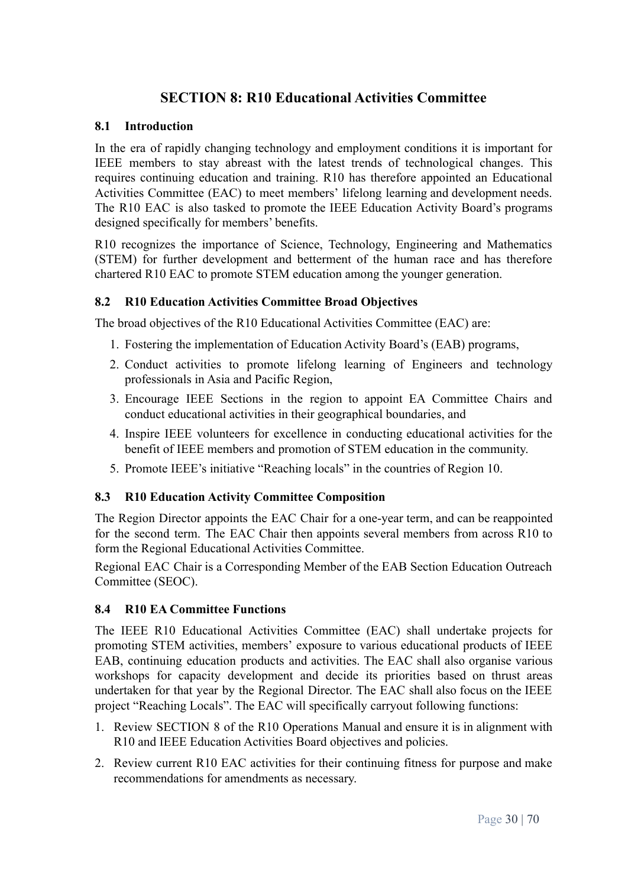# SECTION 8: R10 Educational Activities Committee

## 8.1 Introduction

In the era of rapidly changing technology and employment conditions it is important for IEEE members to stay abreast with the latest trends of technological changes. This requires continuing education and training. R10 has therefore appointed an Educational Activities Committee (EAC) to meet members' lifelong learning and development needs. The R10 EAC is also tasked to promote the IEEE Education Activity Board's programs designed specifically for members' benefits.

R10 recognizes the importance of Science, Technology, Engineering and Mathematics (STEM) for further development and betterment of the human race and has therefore chartered R10 EAC to promote STEM education among the younger generation.

## 8.2 R10 Education Activities Committee Broad Objectives

The broad objectives of the R10 Educational Activities Committee (EAC) are:

1. Fostering the implementation of Education Activity Board's (EAB) programs,
2. Conduct activities to promote lifelong learning of Engineers and technology professionals in Asia and Pacific Region,
3. Encourage IEEE Sections in the region to appoint EA Committee Chairs and conduct educational activities in their geographical boundaries, and
4. Inspire IEEE volunteers for excellence in conducting educational activities for the benefit of IEEE members and promotion of STEM education in the community.
5. Promote IEEE's initiative "Reaching locals" in the countries of Region 10.

## 8.3 R10 Education Activity Committee Composition

The Region Director appoints the EAC Chair for a one-year term, and can be reappointed for the second term. The EAC Chair then appoints several members from across R10 to form the Regional Educational Activities Committee.

Regional EAC Chair is a Corresponding Member of the EAB Section Education Outreach Committee (SEOC).

## 8.4 R10 EA Committee Functions

The IEEE R10 Educational Activities Committee (EAC) shall undertake projects for promoting STEM activities, members' exposure to various educational products of IEEE EAB, continuing education products and activities. The EAC shall also organise various workshops for capacity development and decide its priorities based on thrust areas undertaken for that year by the Regional Director. The EAC shall also focus on the IEEE project "Reaching Locals". The EAC will specifically carryout following functions:

1. Review SECTION 8 of the R10 Operations Manual and ensure it is in alignment with R10 and IEEE Education Activities Board objectives and policies.
2. Review current R10 EAC activities for their continuing fitness for purpose and make recommendations for amendments as necessary.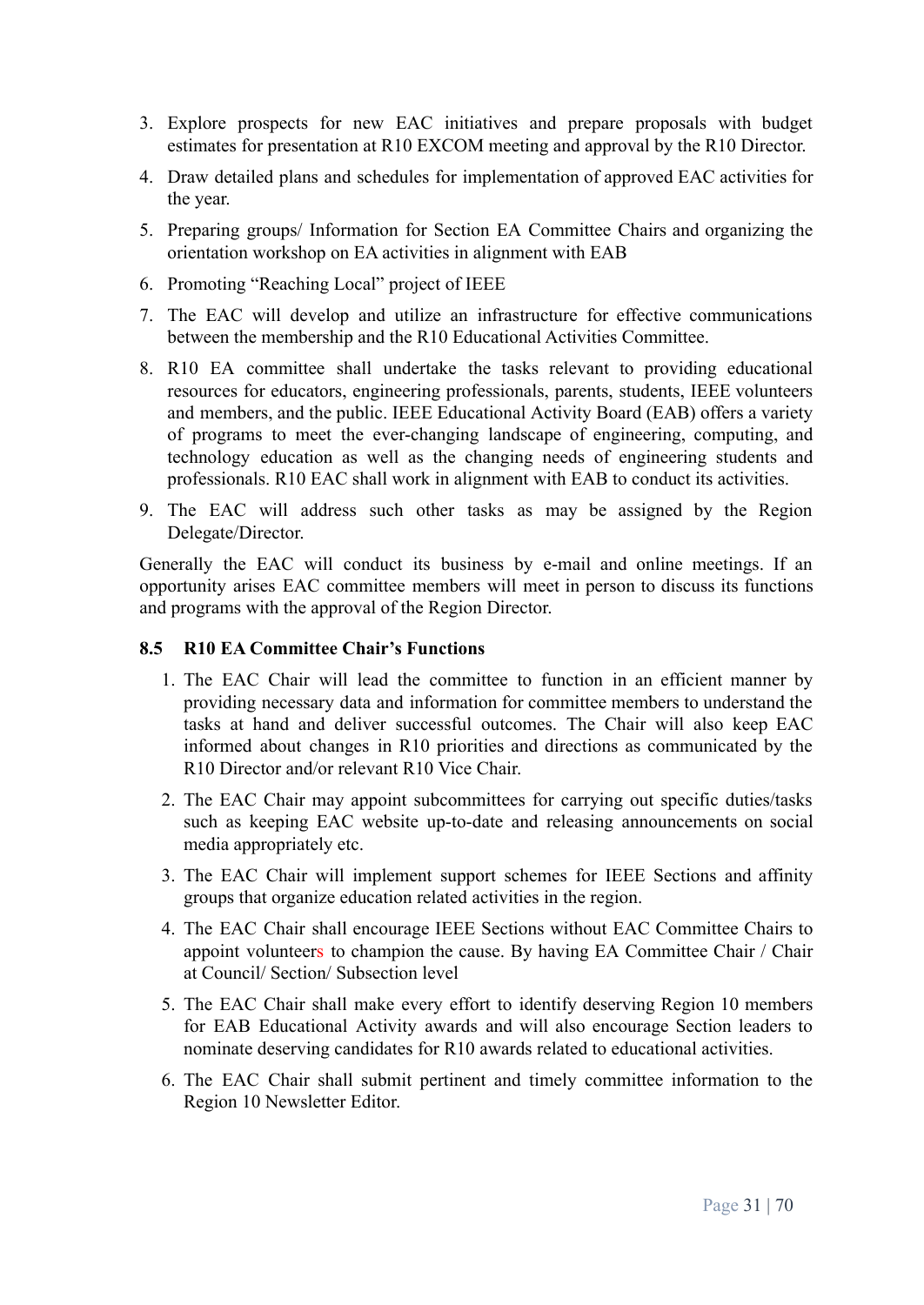3. Explore prospects for new EAC initiatives and prepare proposals with budget estimates for presentation at R10 EXCOM meeting and approval by the R10 Director.
4. Draw detailed plans and schedules for implementation of approved EAC activities for the year.
5. Preparing groups/ Information for Section EA Committee Chairs and organizing the orientation workshop on EA activities in alignment with EAB
6. Promoting "Reaching Local" project of IEEE
7. The EAC will develop and utilize an infrastructure for effective communications between the membership and the R10 Educational Activities Committee.
8. R10 EA committee shall undertake the tasks relevant to providing educational resources for educators, engineering professionals, parents, students, IEEE volunteers and members, and the public. IEEE Educational Activity Board (EAB) offers a variety of programs to meet the ever-changing landscape of engineering, computing, and technology education as well as the changing needs of engineering students and professionals. R10 EAC shall work in alignment with EAB to conduct its activities.
9. The EAC will address such other tasks as may be assigned by the Region Delegate/Director.

Generally the EAC will conduct its business by e-mail and online meetings. If an opportunity arises EAC committee members will meet in person to discuss its functions and programs with the approval of the Region Director.

### 8.5 R10 EA Committee Chair's Functions

1. The EAC Chair will lead the committee to function in an efficient manner by providing necessary data and information for committee members to understand the tasks at hand and deliver successful outcomes. The Chair will also keep EAC informed about changes in R10 priorities and directions as communicated by the R10 Director and/or relevant R10 Vice Chair.
2. The EAC Chair may appoint subcommittees for carrying out specific duties/tasks such as keeping EAC website up-to-date and releasing announcements on social media appropriately etc.
3. The EAC Chair will implement support schemes for IEEE Sections and affinity groups that organize education related activities in the region.
4. The EAC Chair shall encourage IEEE Sections without EAC Committee Chairs to appoint volunteers to champion the cause. By having EA Committee Chair / Chair at Council/ Section/ Subsection level
5. The EAC Chair shall make every effort to identify deserving Region 10 members for EAB Educational Activity awards and will also encourage Section leaders to nominate deserving candidates for R10 awards related to educational activities.
6. The EAC Chair shall submit pertinent and timely committee information to the Region 10 Newsletter Editor.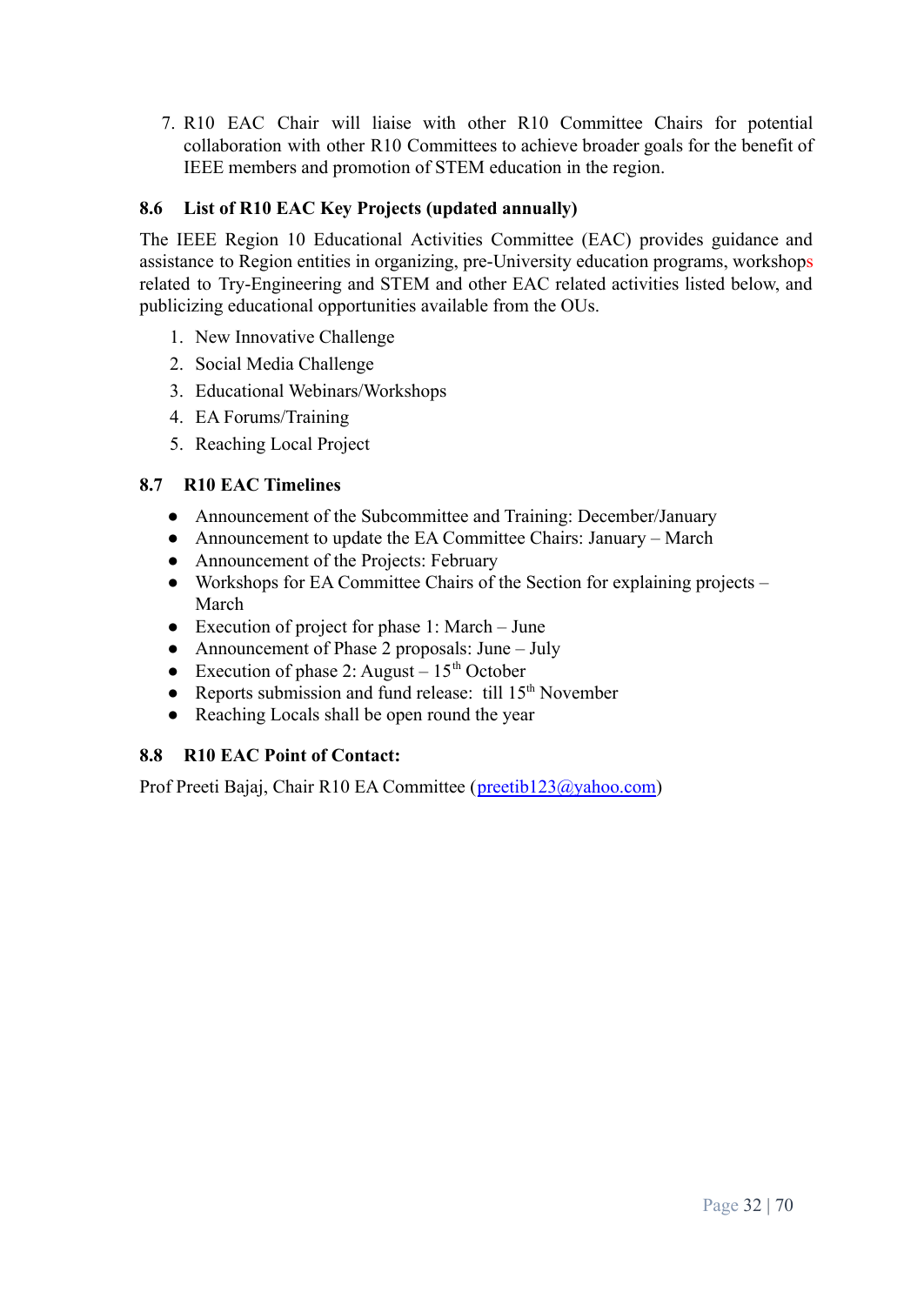7. R10 EAC Chair will liaise with other R10 Committee Chairs for potential collaboration with other R10 Committees to achieve broader goals for the benefit of IEEE members and promotion of STEM education in the region.

## 8.6 List of R10 EAC Key Projects (updated annually)

The IEEE Region 10 Educational Activities Committee (EAC) provides guidance and assistance to Region entities in organizing, pre-University education programs, workshops related to Try-Engineering and STEM and other EAC related activities listed below, and publicizing educational opportunities available from the OUs.

1. New Innovative Challenge
2. Social Media Challenge
3. Educational Webinars/Workshops
4. EA Forums/Training
5. Reaching Local Project

## 8.7 R10 EAC Timelines

- Announcement of the Subcommittee and Training: December/January
- Announcement to update the EA Committee Chairs: January – March
- Announcement of the Projects: February
- Workshops for EA Committee Chairs of the Section for explaining projects – March
- Execution of project for phase 1: March – June
- Announcement of Phase 2 proposals: June – July
- Execution of phase 2: August – 15th October
- Reports submission and fund release: till 15th November
- Reaching Locals shall be open round the year

## 8.8 R10 EAC Point of Contact:

Prof Preeti Bajaj, Chair R10 EA Committee (preetib123@yahoo.com)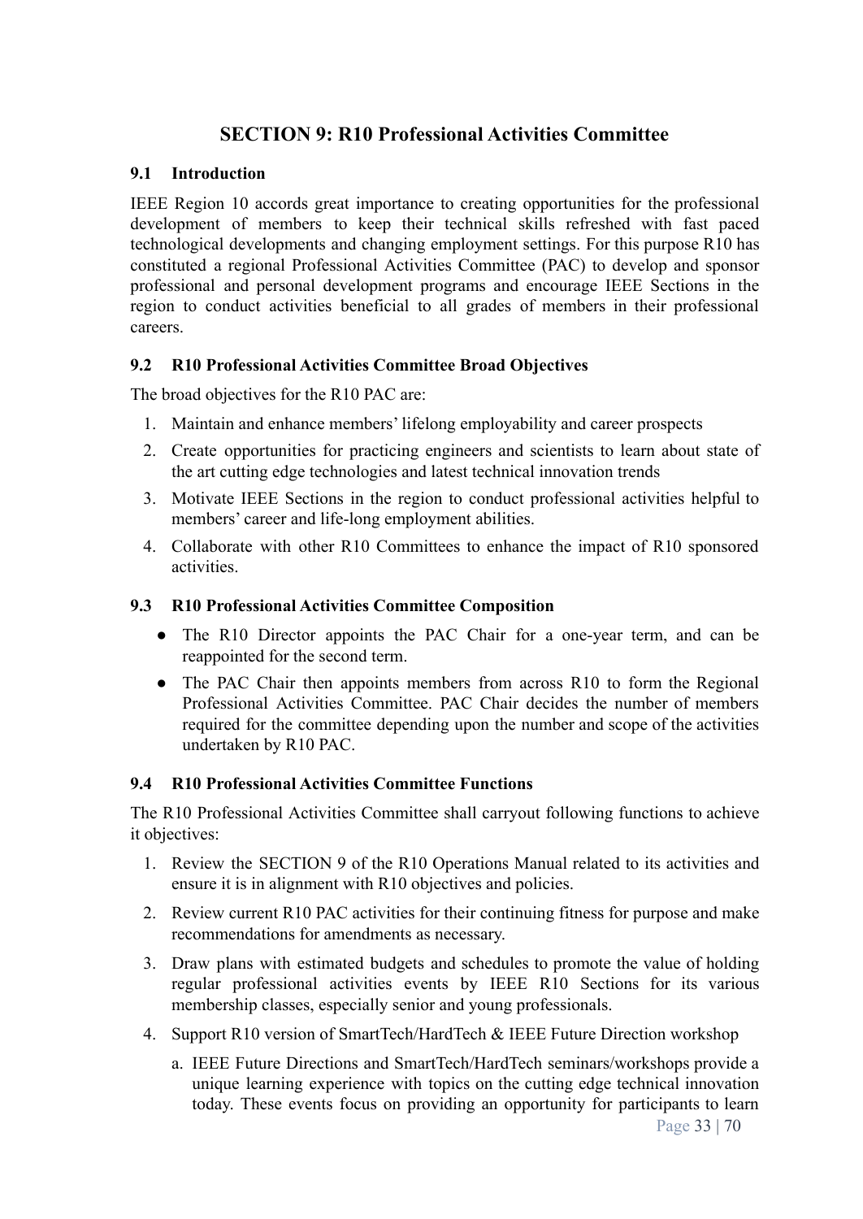## SECTION 9: R10 Professional Activities Committee

### 9.1 Introduction

IEEE Region 10 accords great importance to creating opportunities for the professional development of members to keep their technical skills refreshed with fast paced technological developments and changing employment settings. For this purpose R10 has constituted a regional Professional Activities Committee (PAC) to develop and sponsor professional and personal development programs and encourage IEEE Sections in the region to conduct activities beneficial to all grades of members in their professional careers.

### 9.2 R10 Professional Activities Committee Broad Objectives

The broad objectives for the R10 PAC are:

1. Maintain and enhance members' lifelong employability and career prospects
2. Create opportunities for practicing engineers and scientists to learn about state of the art cutting edge technologies and latest technical innovation trends
3. Motivate IEEE Sections in the region to conduct professional activities helpful to members' career and life-long employment abilities.
4. Collaborate with other R10 Committees to enhance the impact of R10 sponsored activities.

### 9.3 R10 Professional Activities Committee Composition

- The R10 Director appoints the PAC Chair for a one-year term, and can be reappointed for the second term.
- The PAC Chair then appoints members from across R10 to form the Regional Professional Activities Committee. PAC Chair decides the number of members required for the committee depending upon the number and scope of the activities undertaken by R10 PAC.

### 9.4 R10 Professional Activities Committee Functions

The R10 Professional Activities Committee shall carryout following functions to achieve it objectives:

1. Review the SECTION 9 of the R10 Operations Manual related to its activities and ensure it is in alignment with R10 objectives and policies.
2. Review current R10 PAC activities for their continuing fitness for purpose and make recommendations for amendments as necessary.
3. Draw plans with estimated budgets and schedules to promote the value of holding regular professional activities events by IEEE R10 Sections for its various membership classes, especially senior and young professionals.
4. Support R10 version of SmartTech/HardTech & IEEE Future Direction workshop
   a. IEEE Future Directions and SmartTech/HardTech seminars/workshops provide a unique learning experience with topics on the cutting edge technical innovation today. These events focus on providing an opportunity for participants to learn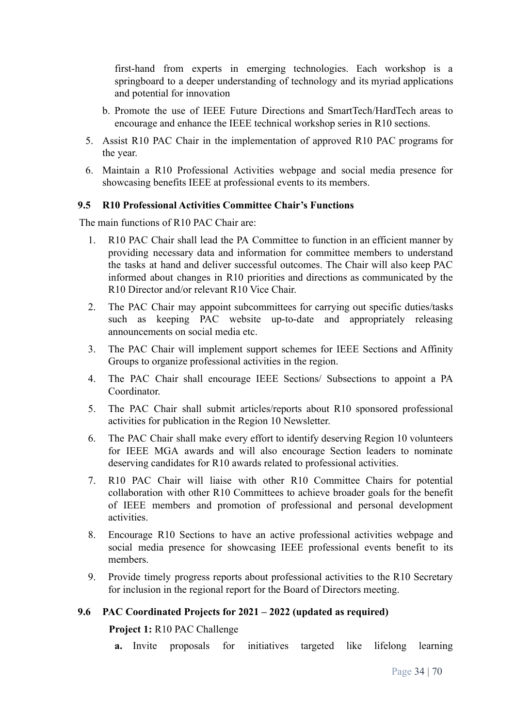first-hand from experts in emerging technologies. Each workshop is a springboard to a deeper understanding of technology and its myriad applications and potential for innovation

b. Promote the use of IEEE Future Directions and SmartTech/HardTech areas to encourage and enhance the IEEE technical workshop series in R10 sections.

5. Assist R10 PAC Chair in the implementation of approved R10 PAC programs for the year.
6. Maintain a R10 Professional Activities webpage and social media presence for showcasing benefits IEEE at professional events to its members.

### 9.5 R10 Professional Activities Committee Chair's Functions

The main functions of R10 PAC Chair are:

1. R10 PAC Chair shall lead the PA Committee to function in an efficient manner by providing necessary data and information for committee members to understand the tasks at hand and deliver successful outcomes. The Chair will also keep PAC informed about changes in R10 priorities and directions as communicated by the R10 Director and/or relevant R10 Vice Chair.
2. The PAC Chair may appoint subcommittees for carrying out specific duties/tasks such as keeping PAC website up-to-date and appropriately releasing announcements on social media etc.
3. The PAC Chair will implement support schemes for IEEE Sections and Affinity Groups to organize professional activities in the region.
4. The PAC Chair shall encourage IEEE Sections/ Subsections to appoint a PA Coordinator.
5. The PAC Chair shall submit articles/reports about R10 sponsored professional activities for publication in the Region 10 Newsletter.
6. The PAC Chair shall make every effort to identify deserving Region 10 volunteers for IEEE MGA awards and will also encourage Section leaders to nominate deserving candidates for R10 awards related to professional activities.
7. R10 PAC Chair will liaise with other R10 Committee Chairs for potential collaboration with other R10 Committees to achieve broader goals for the benefit of IEEE members and promotion of professional and personal development activities.
8. Encourage R10 Sections to have an active professional activities webpage and social media presence for showcasing IEEE professional events benefit to its members.
9. Provide timely progress reports about professional activities to the R10 Secretary for inclusion in the regional report for the Board of Directors meeting.

### 9.6 PAC Coordinated Projects for 2021 – 2022 (updated as required)

**Project 1:** R10 PAC Challenge

**a.** Invite proposals for initiatives targeted like lifelong learning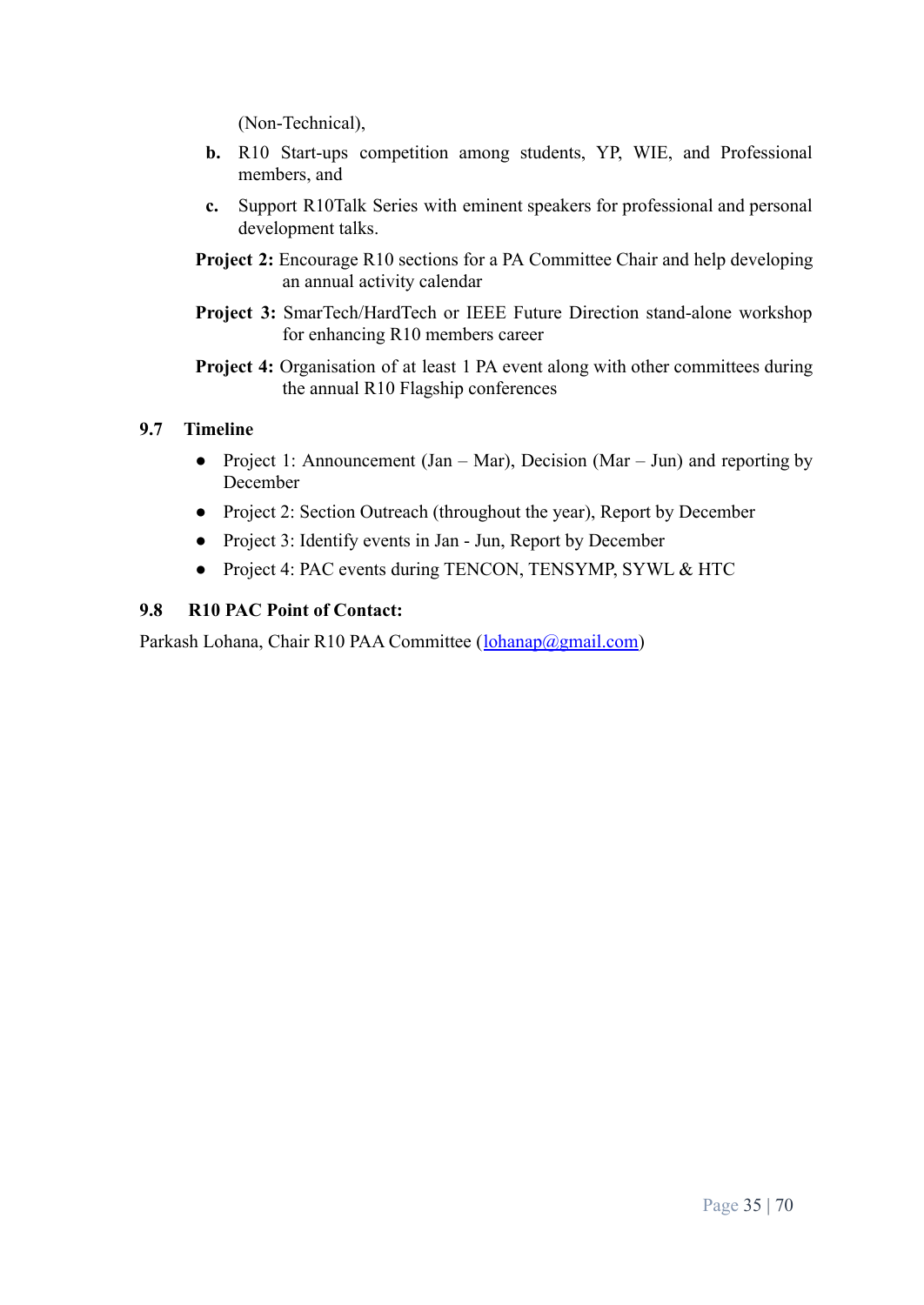(Non-Technical),

**b.** R10 Start-ups competition among students, YP, WIE, and Professional members, and

**c.** Support R10Talk Series with eminent speakers for professional and personal development talks.

**Project 2:** Encourage R10 sections for a PA Committee Chair and help developing an annual activity calendar

**Project 3:** SmarTech/HardTech or IEEE Future Direction stand-alone workshop for enhancing R10 members career

**Project 4:** Organisation of at least 1 PA event along with other committees during the annual R10 Flagship conferences

### 9.7 Timeline

- Project 1: Announcement (Jan – Mar), Decision (Mar – Jun) and reporting by December
- Project 2: Section Outreach (throughout the year), Report by December
- Project 3: Identify events in Jan - Jun, Report by December
- Project 4: PAC events during TENCON, TENSYMP, SYWL & HTC

### 9.8 R10 PAC Point of Contact:

Parkash Lohana, Chair R10 PAA Committee (lohanap@gmail.com)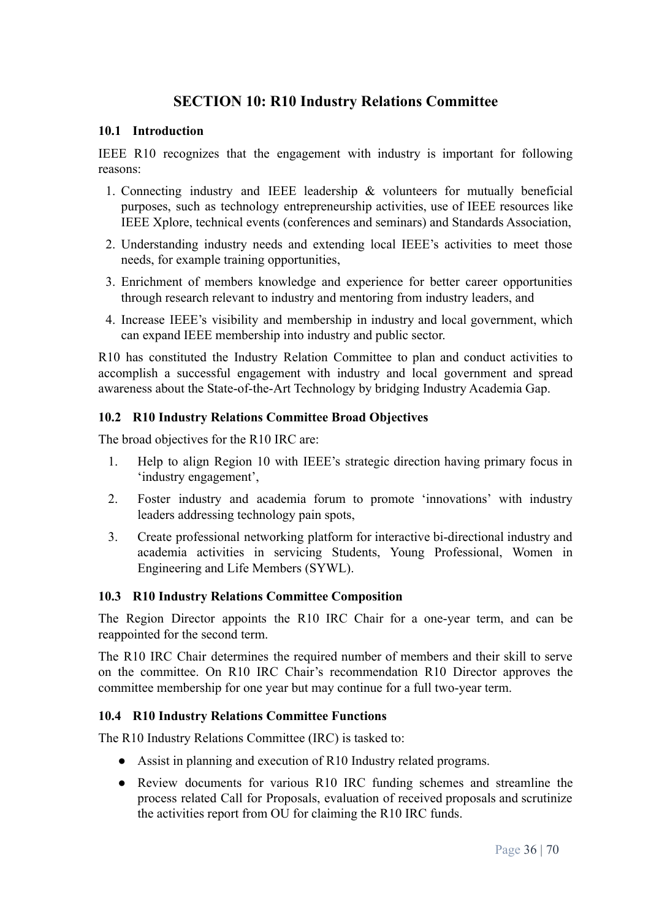# SECTION 10: R10 Industry Relations Committee

## 10.1 Introduction

IEEE R10 recognizes that the engagement with industry is important for following reasons:

1. Connecting industry and IEEE leadership & volunteers for mutually beneficial purposes, such as technology entrepreneurship activities, use of IEEE resources like IEEE Xplore, technical events (conferences and seminars) and Standards Association,
2. Understanding industry needs and extending local IEEE's activities to meet those needs, for example training opportunities,
3. Enrichment of members knowledge and experience for better career opportunities through research relevant to industry and mentoring from industry leaders, and
4. Increase IEEE's visibility and membership in industry and local government, which can expand IEEE membership into industry and public sector.

R10 has constituted the Industry Relation Committee to plan and conduct activities to accomplish a successful engagement with industry and local government and spread awareness about the State-of-the-Art Technology by bridging Industry Academia Gap.

## 10.2 R10 Industry Relations Committee Broad Objectives

The broad objectives for the R10 IRC are:

1. Help to align Region 10 with IEEE's strategic direction having primary focus in 'industry engagement',
2. Foster industry and academia forum to promote 'innovations' with industry leaders addressing technology pain spots,
3. Create professional networking platform for interactive bi-directional industry and academia activities in servicing Students, Young Professional, Women in Engineering and Life Members (SYWL).

## 10.3 R10 Industry Relations Committee Composition

The Region Director appoints the R10 IRC Chair for a one-year term, and can be reappointed for the second term.

The R10 IRC Chair determines the required number of members and their skill to serve on the committee. On R10 IRC Chair's recommendation R10 Director approves the committee membership for one year but may continue for a full two-year term.

## 10.4 R10 Industry Relations Committee Functions

The R10 Industry Relations Committee (IRC) is tasked to:

- Assist in planning and execution of R10 Industry related programs.
- Review documents for various R10 IRC funding schemes and streamline the process related Call for Proposals, evaluation of received proposals and scrutinize the activities report from OU for claiming the R10 IRC funds.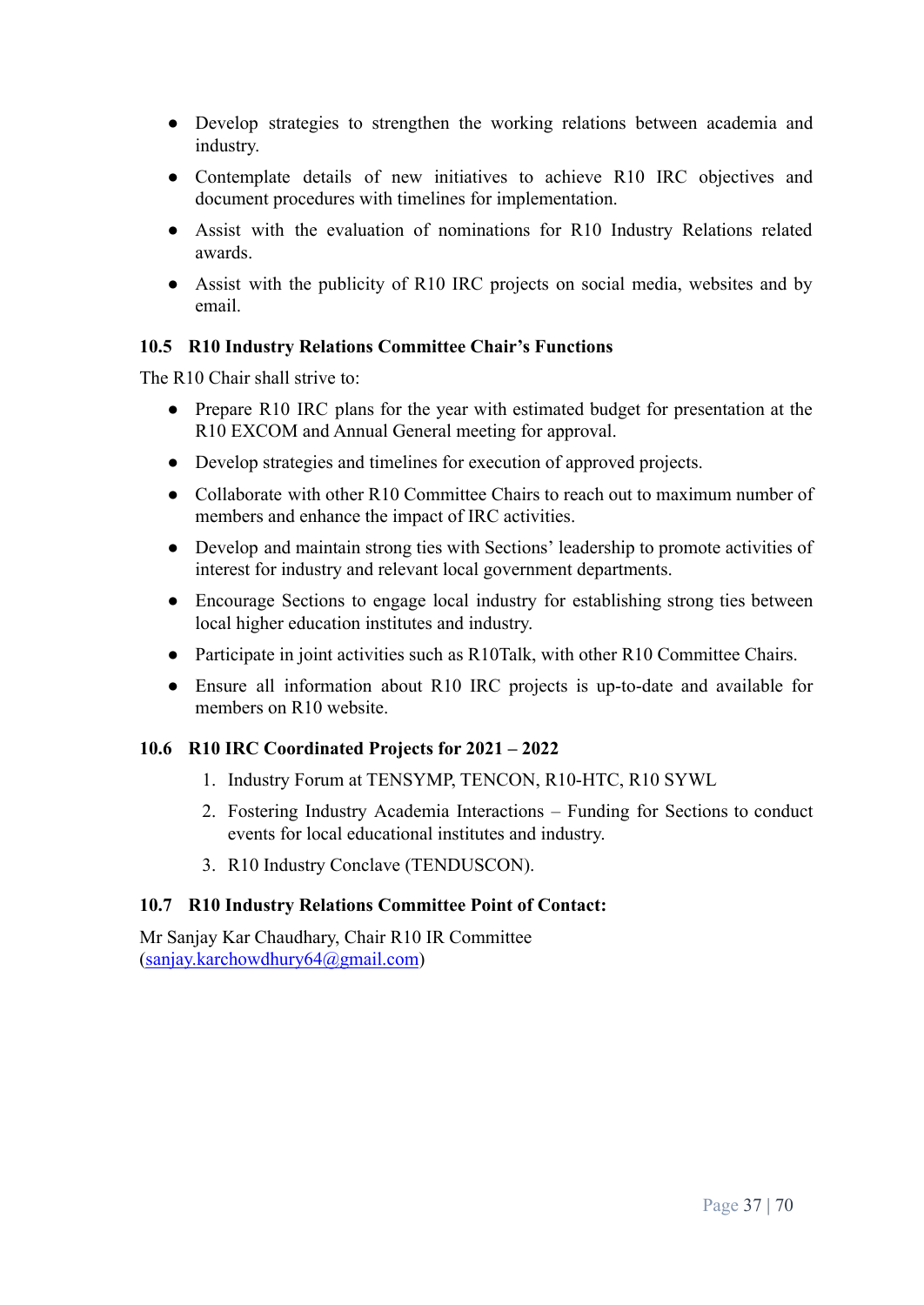- Develop strategies to strengthen the working relations between academia and industry.
- Contemplate details of new initiatives to achieve R10 IRC objectives and document procedures with timelines for implementation.
- Assist with the evaluation of nominations for R10 Industry Relations related awards.
- Assist with the publicity of R10 IRC projects on social media, websites and by email.

### 10.5 R10 Industry Relations Committee Chair's Functions

The R10 Chair shall strive to:

- Prepare R10 IRC plans for the year with estimated budget for presentation at the R10 EXCOM and Annual General meeting for approval.
- Develop strategies and timelines for execution of approved projects.
- Collaborate with other R10 Committee Chairs to reach out to maximum number of members and enhance the impact of IRC activities.
- Develop and maintain strong ties with Sections' leadership to promote activities of interest for industry and relevant local government departments.
- Encourage Sections to engage local industry for establishing strong ties between local higher education institutes and industry.
- Participate in joint activities such as R10Talk, with other R10 Committee Chairs.
- Ensure all information about R10 IRC projects is up-to-date and available for members on R10 website.

### 10.6 R10 IRC Coordinated Projects for 2021 – 2022

1. Industry Forum at TENSYMP, TENCON, R10-HTC, R10 SYWL
2. Fostering Industry Academia Interactions – Funding for Sections to conduct events for local educational institutes and industry.
3. R10 Industry Conclave (TENDUSCON).

### 10.7 R10 Industry Relations Committee Point of Contact:

Mr Sanjay Kar Chaudhary, Chair R10 IR Committee
(sanjay.karchowdhury64@gmail.com)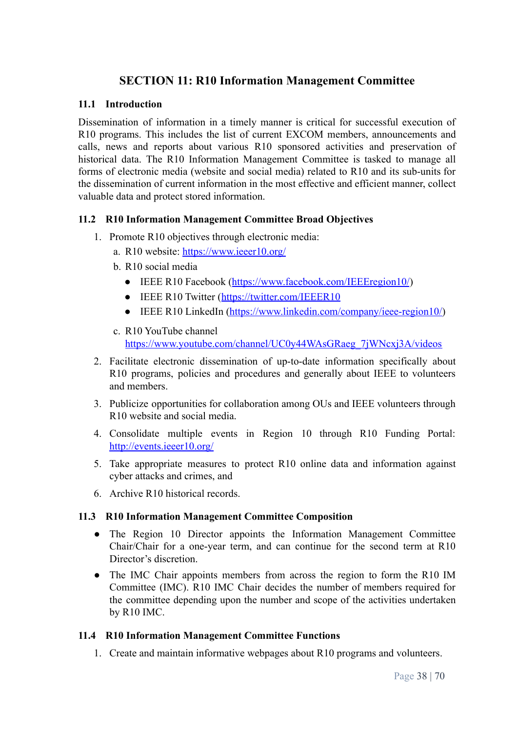# SECTION 11: R10 Information Management Committee

## 11.1 Introduction

Dissemination of information in a timely manner is critical for successful execution of R10 programs. This includes the list of current EXCOM members, announcements and calls, news and reports about various R10 sponsored activities and preservation of historical data. The R10 Information Management Committee is tasked to manage all forms of electronic media (website and social media) related to R10 and its sub-units for the dissemination of current information in the most effective and efficient manner, collect valuable data and protect stored information.

## 11.2 R10 Information Management Committee Broad Objectives

1. Promote R10 objectives through electronic media:
   a. R10 website: https://www.ieeer10.org/
   b. R10 social media
      - IEEE R10 Facebook (https://www.facebook.com/IEEEregion10/)
      - IEEE R10 Twitter (https://twitter.com/IEEER10
      - IEEE R10 LinkedIn (https://www.linkedin.com/company/ieee-region10/)
   c. R10 YouTube channel https://www.youtube.com/channel/UC0y44WAsGRaeg_7jWNcxj3A/videos
2. Facilitate electronic dissemination of up-to-date information specifically about R10 programs, policies and procedures and generally about IEEE to volunteers and members.
3. Publicize opportunities for collaboration among OUs and IEEE volunteers through R10 website and social media.
4. Consolidate multiple events in Region 10 through R10 Funding Portal: http://events.ieeer10.org/
5. Take appropriate measures to protect R10 online data and information against cyber attacks and crimes, and
6. Archive R10 historical records.

## 11.3 R10 Information Management Committee Composition

- The Region 10 Director appoints the Information Management Committee Chair/Chair for a one-year term, and can continue for the second term at R10 Director's discretion.
- The IMC Chair appoints members from across the region to form the R10 IM Committee (IMC). R10 IMC Chair decides the number of members required for the committee depending upon the number and scope of the activities undertaken by R10 IMC.

## 11.4 R10 Information Management Committee Functions

1. Create and maintain informative webpages about R10 programs and volunteers.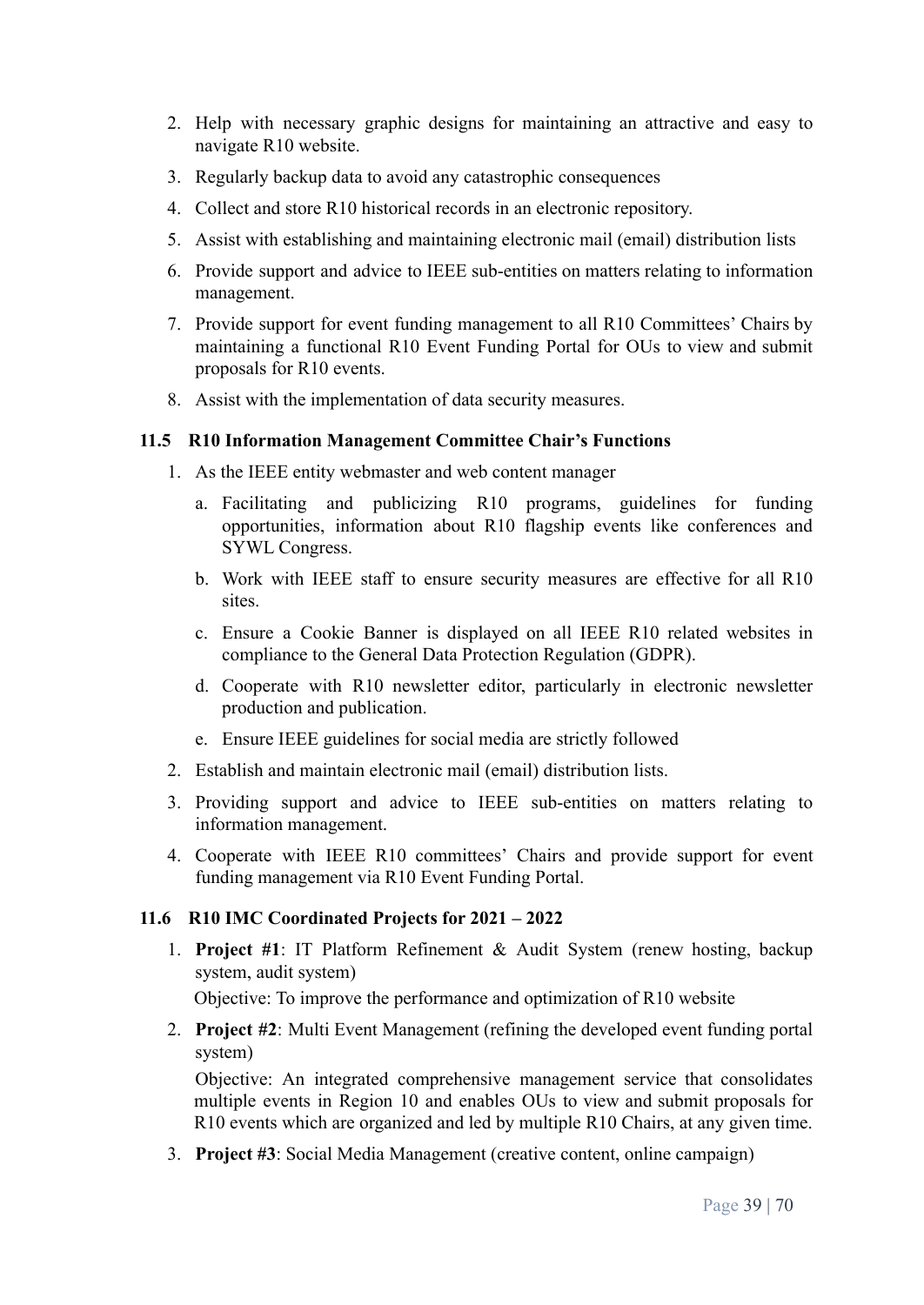2. Help with necessary graphic designs for maintaining an attractive and easy to navigate R10 website.
3. Regularly backup data to avoid any catastrophic consequences
4. Collect and store R10 historical records in an electronic repository.
5. Assist with establishing and maintaining electronic mail (email) distribution lists
6. Provide support and advice to IEEE sub-entities on matters relating to information management.
7. Provide support for event funding management to all R10 Committees' Chairs by maintaining a functional R10 Event Funding Portal for OUs to view and submit proposals for R10 events.
8. Assist with the implementation of data security measures.

### 11.5 R10 Information Management Committee Chair's Functions

1. As the IEEE entity webmaster and web content manager
   a. Facilitating and publicizing R10 programs, guidelines for funding opportunities, information about R10 flagship events like conferences and SYWL Congress.
   b. Work with IEEE staff to ensure security measures are effective for all R10 sites.
   c. Ensure a Cookie Banner is displayed on all IEEE R10 related websites in compliance to the General Data Protection Regulation (GDPR).
   d. Cooperate with R10 newsletter editor, particularly in electronic newsletter production and publication.
   e. Ensure IEEE guidelines for social media are strictly followed
2. Establish and maintain electronic mail (email) distribution lists.
3. Providing support and advice to IEEE sub-entities on matters relating to information management.
4. Cooperate with IEEE R10 committees' Chairs and provide support for event funding management via R10 Event Funding Portal.

### 11.6 R10 IMC Coordinated Projects for 2021 – 2022

1. **Project #1**: IT Platform Refinement & Audit System (renew hosting, backup system, audit system)

   Objective: To improve the performance and optimization of R10 website
2. **Project #2**: Multi Event Management (refining the developed event funding portal system)

   Objective: An integrated comprehensive management service that consolidates multiple events in Region 10 and enables OUs to view and submit proposals for R10 events which are organized and led by multiple R10 Chairs, at any given time.
3. **Project #3**: Social Media Management (creative content, online campaign)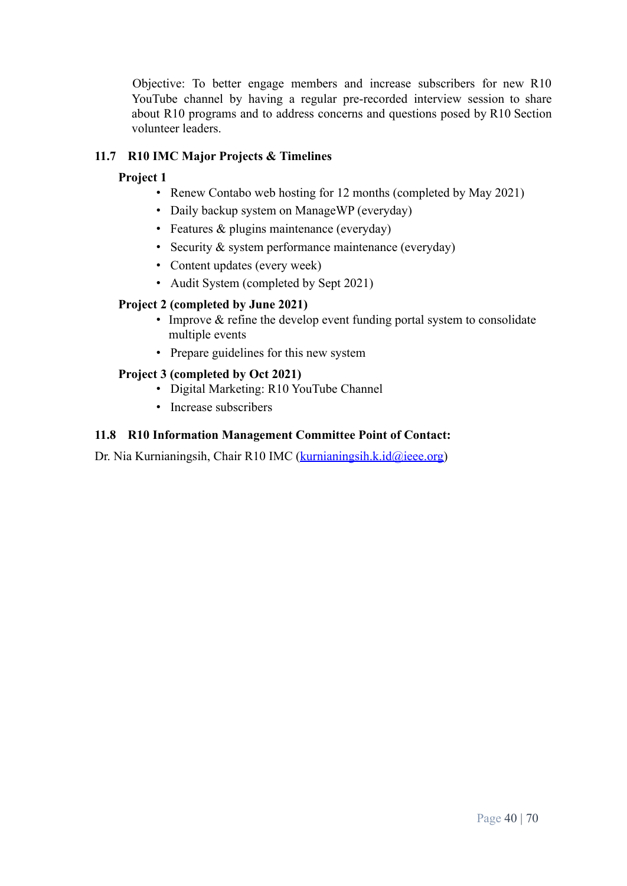Objective: To better engage members and increase subscribers for new R10 YouTube channel by having a regular pre-recorded interview session to share about R10 programs and to address concerns and questions posed by R10 Section volunteer leaders.

### 11.7 R10 IMC Major Projects & Timelines

**Project 1**

- Renew Contabo web hosting for 12 months (completed by May 2021)
- Daily backup system on ManageWP (everyday)
- Features & plugins maintenance (everyday)
- Security & system performance maintenance (everyday)
- Content updates (every week)
- Audit System (completed by Sept 2021)

**Project 2 (completed by June 2021)**

- Improve & refine the develop event funding portal system to consolidate multiple events
- Prepare guidelines for this new system

**Project 3 (completed by Oct 2021)**

- Digital Marketing: R10 YouTube Channel
- Increase subscribers

### 11.8 R10 Information Management Committee Point of Contact:

Dr. Nia Kurnianingsih, Chair R10 IMC (kurnianingsih.k.id@ieee.org)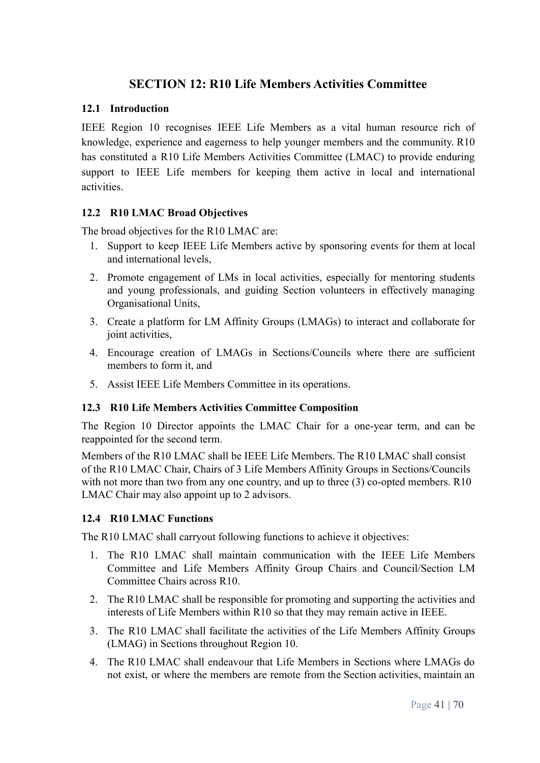# SECTION 12: R10 Life Members Activities Committee

## 12.1 Introduction

IEEE Region 10 recognises IEEE Life Members as a vital human resource rich of knowledge, experience and eagerness to help younger members and the community. R10 has constituted a R10 Life Members Activities Committee (LMAC) to provide enduring support to IEEE Life members for keeping them active in local and international activities.

## 12.2 R10 LMAC Broad Objectives

The broad objectives for the R10 LMAC are:

1. Support to keep IEEE Life Members active by sponsoring events for them at local and international levels,
2. Promote engagement of LMs in local activities, especially for mentoring students and young professionals, and guiding Section volunteers in effectively managing Organisational Units,
3. Create a platform for LM Affinity Groups (LMAGs) to interact and collaborate for joint activities,
4. Encourage creation of LMAGs in Sections/Councils where there are sufficient members to form it, and
5. Assist IEEE Life Members Committee in its operations.

## 12.3 R10 Life Members Activities Committee Composition

The Region 10 Director appoints the LMAC Chair for a one-year term, and can be reappointed for the second term.

Members of the R10 LMAC shall be IEEE Life Members. The R10 LMAC shall consist of the R10 LMAC Chair, Chairs of 3 Life Members Affinity Groups in Sections/Councils with not more than two from any one country, and up to three (3) co-opted members. R10 LMAC Chair may also appoint up to 2 advisors.

## 12.4 R10 LMAC Functions

The R10 LMAC shall carryout following functions to achieve it objectives:

1. The R10 LMAC shall maintain communication with the IEEE Life Members Committee and Life Members Affinity Group Chairs and Council/Section LM Committee Chairs across R10.
2. The R10 LMAC shall be responsible for promoting and supporting the activities and interests of Life Members within R10 so that they may remain active in IEEE.
3. The R10 LMAC shall facilitate the activities of the Life Members Affinity Groups (LMAG) in Sections throughout Region 10.
4. The R10 LMAC shall endeavour that Life Members in Sections where LMAGs do not exist, or where the members are remote from the Section activities, maintain an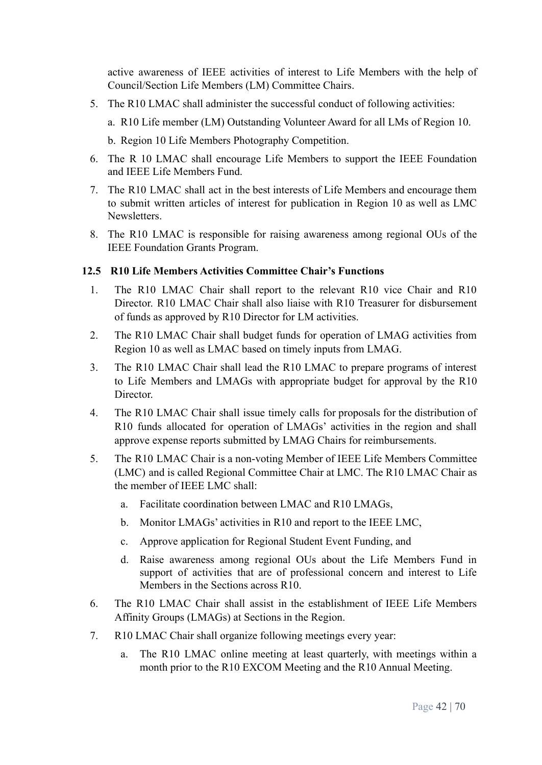active awareness of IEEE activities of interest to Life Members with the help of Council/Section Life Members (LM) Committee Chairs.

5. The R10 LMAC shall administer the successful conduct of following activities:

   a. R10 Life member (LM) Outstanding Volunteer Award for all LMs of Region 10.

   b. Region 10 Life Members Photography Competition.

6. The R 10 LMAC shall encourage Life Members to support the IEEE Foundation and IEEE Life Members Fund.

7. The R10 LMAC shall act in the best interests of Life Members and encourage them to submit written articles of interest for publication in Region 10 as well as LMC Newsletters.

8. The R10 LMAC is responsible for raising awareness among regional OUs of the IEEE Foundation Grants Program.

### 12.5 R10 Life Members Activities Committee Chair's Functions

1. The R10 LMAC Chair shall report to the relevant R10 vice Chair and R10 Director. R10 LMAC Chair shall also liaise with R10 Treasurer for disbursement of funds as approved by R10 Director for LM activities.

2. The R10 LMAC Chair shall budget funds for operation of LMAG activities from Region 10 as well as LMAC based on timely inputs from LMAG.

3. The R10 LMAC Chair shall lead the R10 LMAC to prepare programs of interest to Life Members and LMAGs with appropriate budget for approval by the R10 Director.

4. The R10 LMAC Chair shall issue timely calls for proposals for the distribution of R10 funds allocated for operation of LMAGs' activities in the region and shall approve expense reports submitted by LMAG Chairs for reimbursements.

5. The R10 LMAC Chair is a non-voting Member of IEEE Life Members Committee (LMC) and is called Regional Committee Chair at LMC. The R10 LMAC Chair as the member of IEEE LMC shall:

   a. Facilitate coordination between LMAC and R10 LMAGs,

   b. Monitor LMAGs' activities in R10 and report to the IEEE LMC,

   c. Approve application for Regional Student Event Funding, and

   d. Raise awareness among regional OUs about the Life Members Fund in support of activities that are of professional concern and interest to Life Members in the Sections across R10.

6. The R10 LMAC Chair shall assist in the establishment of IEEE Life Members Affinity Groups (LMAGs) at Sections in the Region.

7. R10 LMAC Chair shall organize following meetings every year:

   a. The R10 LMAC online meeting at least quarterly, with meetings within a month prior to the R10 EXCOM Meeting and the R10 Annual Meeting.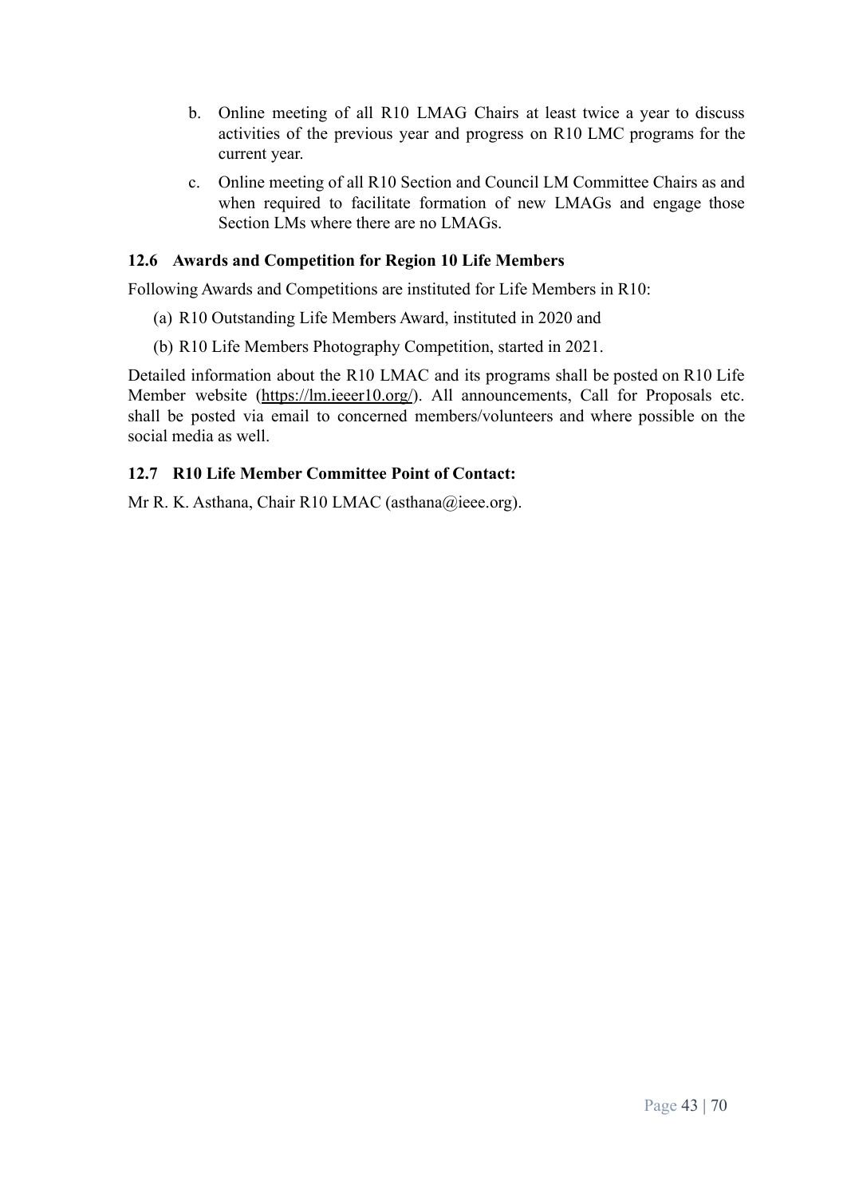b. Online meeting of all R10 LMAG Chairs at least twice a year to discuss activities of the previous year and progress on R10 LMC programs for the current year.

c. Online meeting of all R10 Section and Council LM Committee Chairs as and when required to facilitate formation of new LMAGs and engage those Section LMs where there are no LMAGs.

### 12.6 Awards and Competition for Region 10 Life Members

Following Awards and Competitions are instituted for Life Members in R10:

(a) R10 Outstanding Life Members Award, instituted in 2020 and

(b) R10 Life Members Photography Competition, started in 2021.

Detailed information about the R10 LMAC and its programs shall be posted on R10 Life Member website (https://lm.ieeer10.org/). All announcements, Call for Proposals etc. shall be posted via email to concerned members/volunteers and where possible on the social media as well.

### 12.7 R10 Life Member Committee Point of Contact:

Mr R. K. Asthana, Chair R10 LMAC (asthana@ieee.org).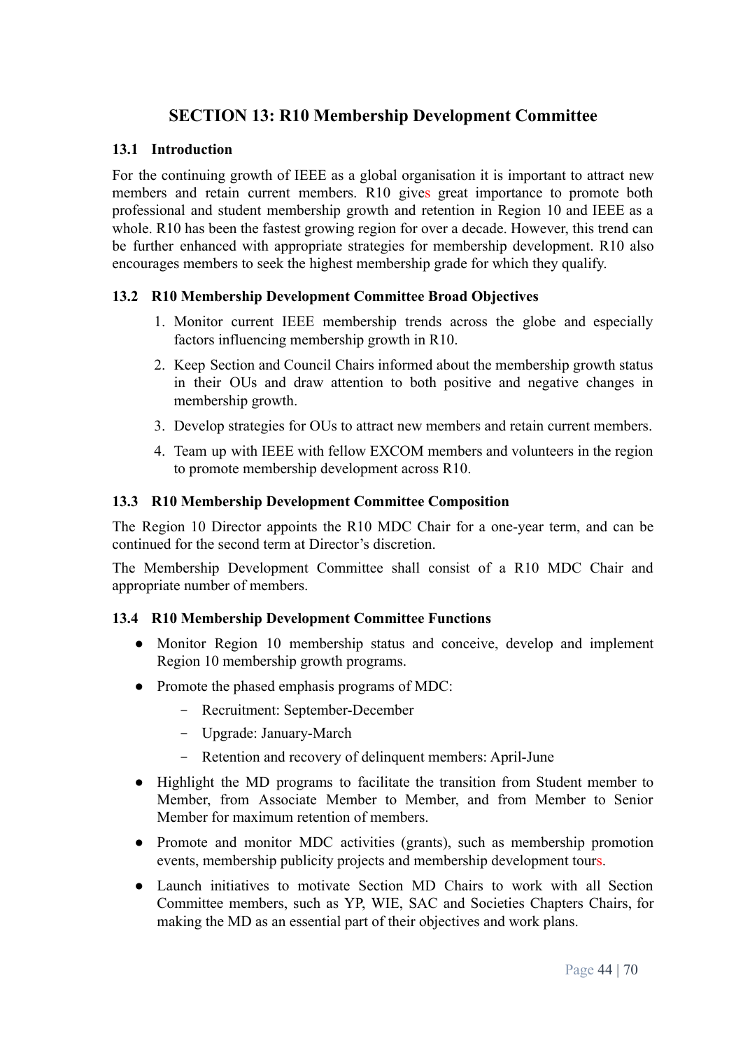## SECTION 13: R10 Membership Development Committee

### 13.1 Introduction

For the continuing growth of IEEE as a global organisation it is important to attract new members and retain current members. R10 gives great importance to promote both professional and student membership growth and retention in Region 10 and IEEE as a whole. R10 has been the fastest growing region for over a decade. However, this trend can be further enhanced with appropriate strategies for membership development. R10 also encourages members to seek the highest membership grade for which they qualify.

### 13.2 R10 Membership Development Committee Broad Objectives

1. Monitor current IEEE membership trends across the globe and especially factors influencing membership growth in R10.
2. Keep Section and Council Chairs informed about the membership growth status in their OUs and draw attention to both positive and negative changes in membership growth.
3. Develop strategies for OUs to attract new members and retain current members.
4. Team up with IEEE with fellow EXCOM members and volunteers in the region to promote membership development across R10.

### 13.3 R10 Membership Development Committee Composition

The Region 10 Director appoints the R10 MDC Chair for a one-year term, and can be continued for the second term at Director's discretion.

The Membership Development Committee shall consist of a R10 MDC Chair and appropriate number of members.

### 13.4 R10 Membership Development Committee Functions

- Monitor Region 10 membership status and conceive, develop and implement Region 10 membership growth programs.
- Promote the phased emphasis programs of MDC:
  - Recruitment: September-December
  - Upgrade: January-March
  - Retention and recovery of delinquent members: April-June
- Highlight the MD programs to facilitate the transition from Student member to Member, from Associate Member to Member, and from Member to Senior Member for maximum retention of members.
- Promote and monitor MDC activities (grants), such as membership promotion events, membership publicity projects and membership development tours.
- Launch initiatives to motivate Section MD Chairs to work with all Section Committee members, such as YP, WIE, SAC and Societies Chapters Chairs, for making the MD as an essential part of their objectives and work plans.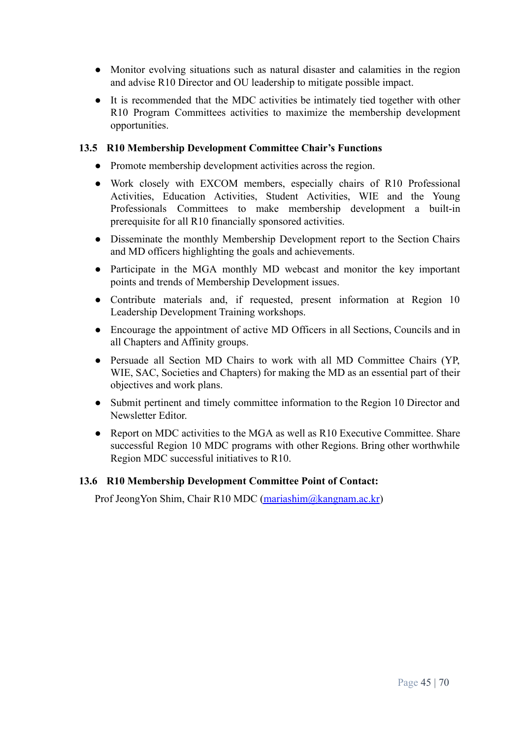- Monitor evolving situations such as natural disaster and calamities in the region and advise R10 Director and OU leadership to mitigate possible impact.
- It is recommended that the MDC activities be intimately tied together with other R10 Program Committees activities to maximize the membership development opportunities.

### 13.5 R10 Membership Development Committee Chair's Functions

- Promote membership development activities across the region.
- Work closely with EXCOM members, especially chairs of R10 Professional Activities, Education Activities, Student Activities, WIE and the Young Professionals Committees to make membership development a built-in prerequisite for all R10 financially sponsored activities.
- Disseminate the monthly Membership Development report to the Section Chairs and MD officers highlighting the goals and achievements.
- Participate in the MGA monthly MD webcast and monitor the key important points and trends of Membership Development issues.
- Contribute materials and, if requested, present information at Region 10 Leadership Development Training workshops.
- Encourage the appointment of active MD Officers in all Sections, Councils and in all Chapters and Affinity groups.
- Persuade all Section MD Chairs to work with all MD Committee Chairs (YP, WIE, SAC, Societies and Chapters) for making the MD as an essential part of their objectives and work plans.
- Submit pertinent and timely committee information to the Region 10 Director and Newsletter Editor.
- Report on MDC activities to the MGA as well as R10 Executive Committee. Share successful Region 10 MDC programs with other Regions. Bring other worthwhile Region MDC successful initiatives to R10.

### 13.6 R10 Membership Development Committee Point of Contact:

Prof JeongYon Shim, Chair R10 MDC (mariashim@kangnam.ac.kr)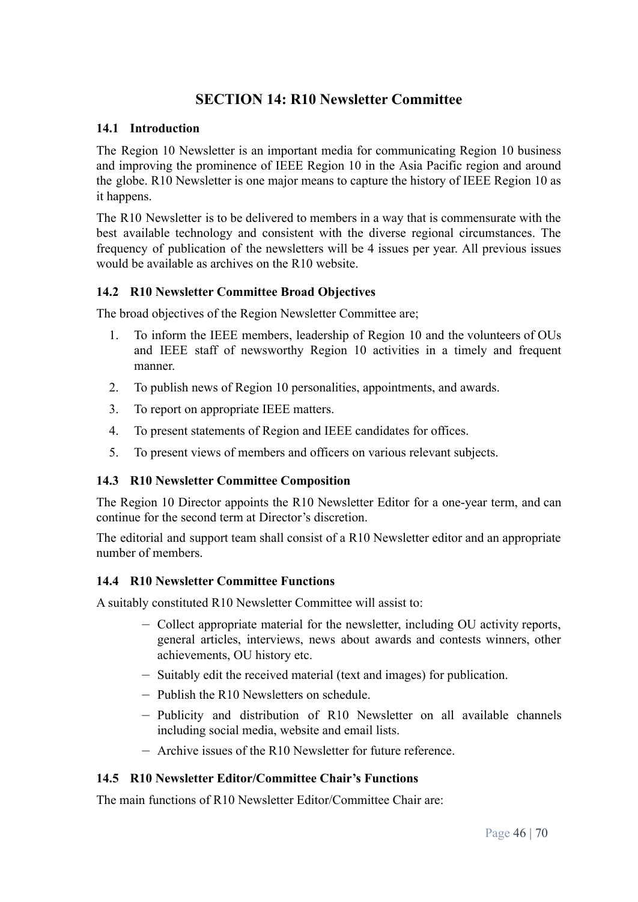# SECTION 14: R10 Newsletter Committee

## 14.1 Introduction

The Region 10 Newsletter is an important media for communicating Region 10 business and improving the prominence of IEEE Region 10 in the Asia Pacific region and around the globe. R10 Newsletter is one major means to capture the history of IEEE Region 10 as it happens.

The R10 Newsletter is to be delivered to members in a way that is commensurate with the best available technology and consistent with the diverse regional circumstances. The frequency of publication of the newsletters will be 4 issues per year. All previous issues would be available as archives on the R10 website.

## 14.2 R10 Newsletter Committee Broad Objectives

The broad objectives of the Region Newsletter Committee are;

1. To inform the IEEE members, leadership of Region 10 and the volunteers of OUs and IEEE staff of newsworthy Region 10 activities in a timely and frequent manner.
2. To publish news of Region 10 personalities, appointments, and awards.
3. To report on appropriate IEEE matters.
4. To present statements of Region and IEEE candidates for offices.
5. To present views of members and officers on various relevant subjects.

## 14.3 R10 Newsletter Committee Composition

The Region 10 Director appoints the R10 Newsletter Editor for a one-year term, and can continue for the second term at Director's discretion.

The editorial and support team shall consist of a R10 Newsletter editor and an appropriate number of members.

## 14.4 R10 Newsletter Committee Functions

A suitably constituted R10 Newsletter Committee will assist to:

- Collect appropriate material for the newsletter, including OU activity reports, general articles, interviews, news about awards and contests winners, other achievements, OU history etc.
- Suitably edit the received material (text and images) for publication.
- Publish the R10 Newsletters on schedule.
- Publicity and distribution of R10 Newsletter on all available channels including social media, website and email lists.
- Archive issues of the R10 Newsletter for future reference.

## 14.5 R10 Newsletter Editor/Committee Chair's Functions

The main functions of R10 Newsletter Editor/Committee Chair are: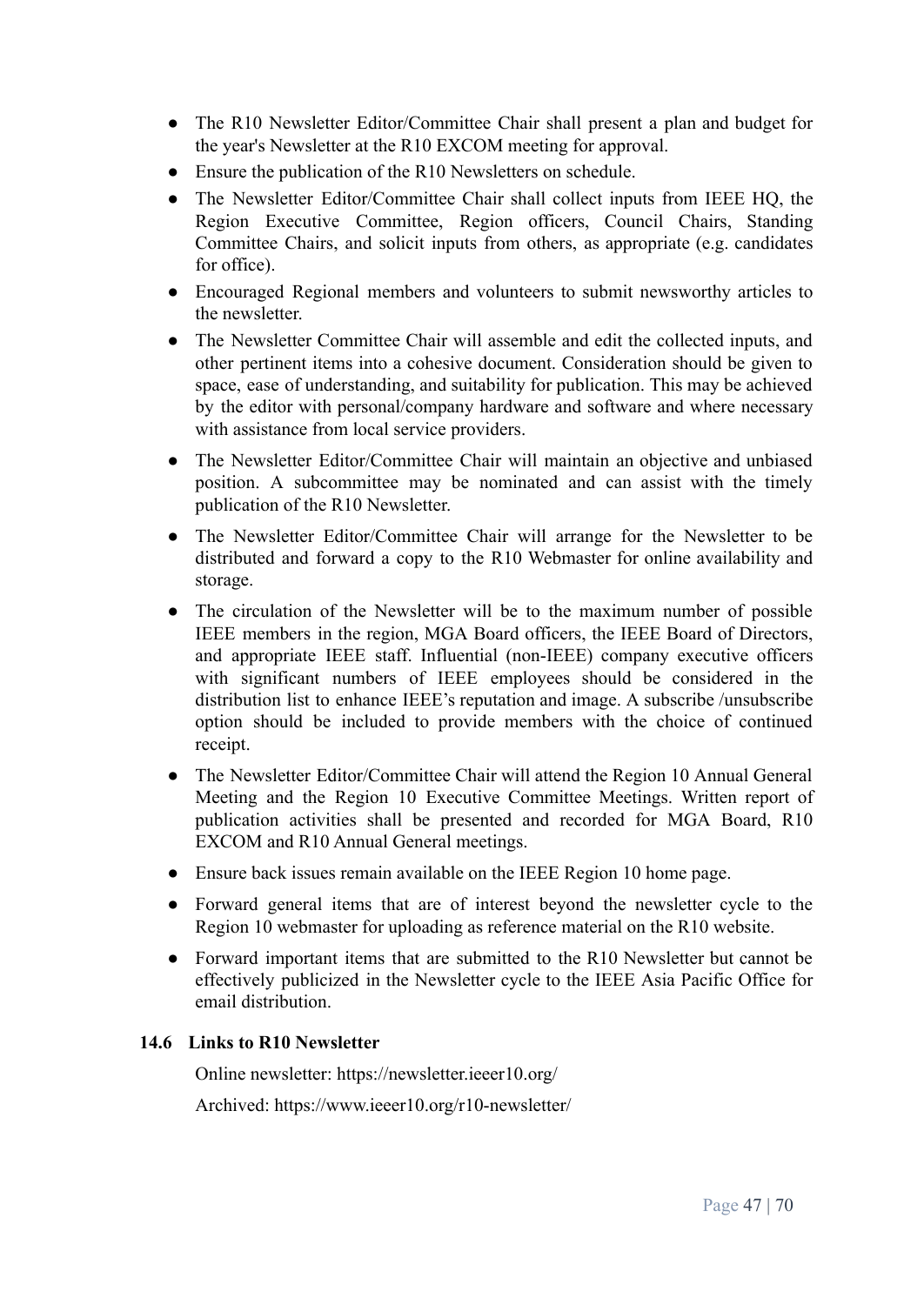- The R10 Newsletter Editor/Committee Chair shall present a plan and budget for the year's Newsletter at the R10 EXCOM meeting for approval.
- Ensure the publication of the R10 Newsletters on schedule.
- The Newsletter Editor/Committee Chair shall collect inputs from IEEE HQ, the Region Executive Committee, Region officers, Council Chairs, Standing Committee Chairs, and solicit inputs from others, as appropriate (e.g. candidates for office).
- Encouraged Regional members and volunteers to submit newsworthy articles to the newsletter.
- The Newsletter Committee Chair will assemble and edit the collected inputs, and other pertinent items into a cohesive document. Consideration should be given to space, ease of understanding, and suitability for publication. This may be achieved by the editor with personal/company hardware and software and where necessary with assistance from local service providers.
- The Newsletter Editor/Committee Chair will maintain an objective and unbiased position. A subcommittee may be nominated and can assist with the timely publication of the R10 Newsletter.
- The Newsletter Editor/Committee Chair will arrange for the Newsletter to be distributed and forward a copy to the R10 Webmaster for online availability and storage.
- The circulation of the Newsletter will be to the maximum number of possible IEEE members in the region, MGA Board officers, the IEEE Board of Directors, and appropriate IEEE staff. Influential (non-IEEE) company executive officers with significant numbers of IEEE employees should be considered in the distribution list to enhance IEEE's reputation and image. A subscribe /unsubscribe option should be included to provide members with the choice of continued receipt.
- The Newsletter Editor/Committee Chair will attend the Region 10 Annual General Meeting and the Region 10 Executive Committee Meetings. Written report of publication activities shall be presented and recorded for MGA Board, R10 EXCOM and R10 Annual General meetings.
- Ensure back issues remain available on the IEEE Region 10 home page.
- Forward general items that are of interest beyond the newsletter cycle to the Region 10 webmaster for uploading as reference material on the R10 website.
- Forward important items that are submitted to the R10 Newsletter but cannot be effectively publicized in the Newsletter cycle to the IEEE Asia Pacific Office for email distribution.

### 14.6 Links to R10 Newsletter

Online newsletter: https://newsletter.ieeer10.org/

Archived: https://www.ieeer10.org/r10-newsletter/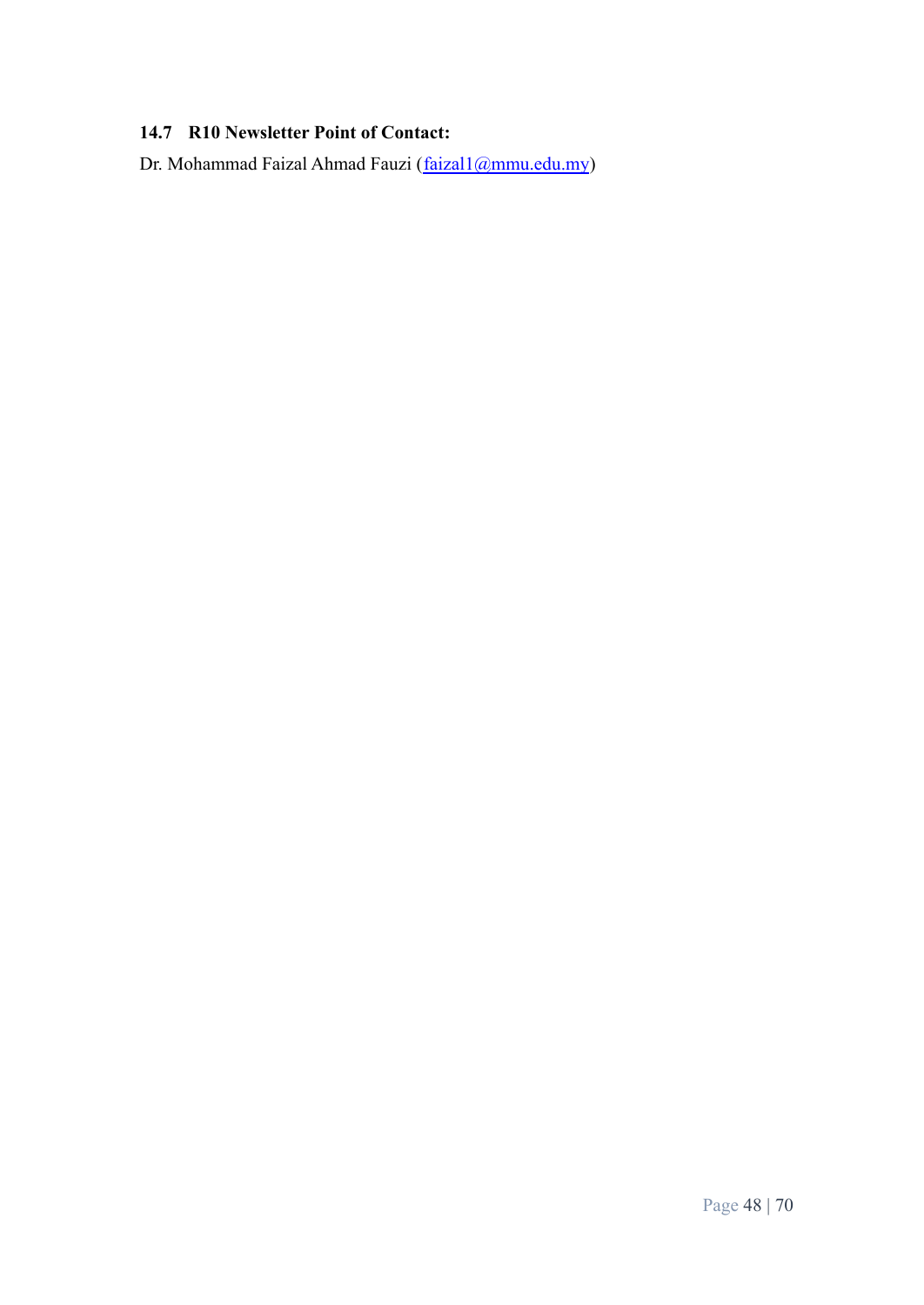### 14.7 R10 Newsletter Point of Contact:

Dr. Mohammad Faizal Ahmad Fauzi (faizal1@mmu.edu.my)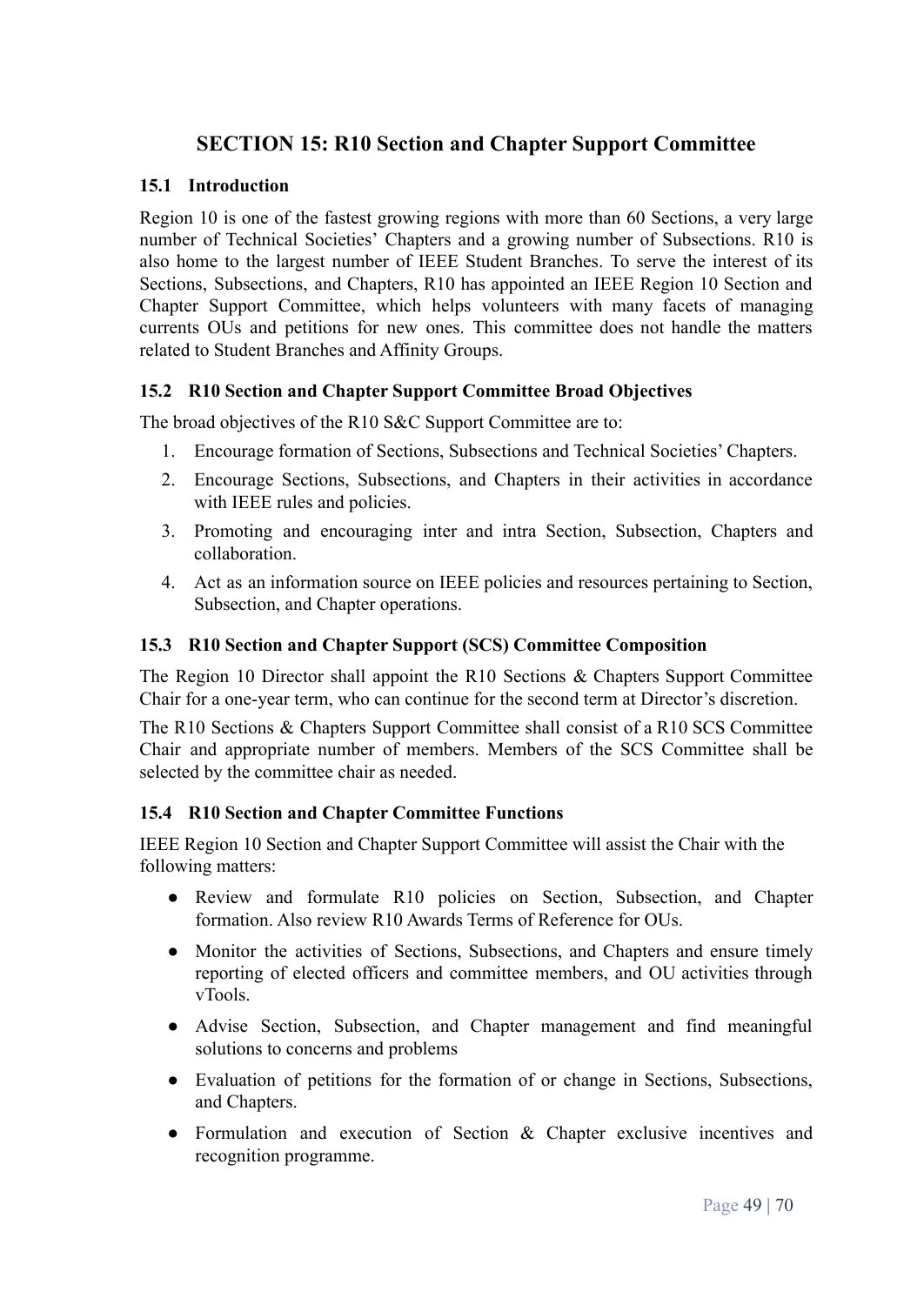# SECTION 15: R10 Section and Chapter Support Committee

## 15.1 Introduction

Region 10 is one of the fastest growing regions with more than 60 Sections, a very large number of Technical Societies' Chapters and a growing number of Subsections. R10 is also home to the largest number of IEEE Student Branches. To serve the interest of its Sections, Subsections, and Chapters, R10 has appointed an IEEE Region 10 Section and Chapter Support Committee, which helps volunteers with many facets of managing currents OUs and petitions for new ones. This committee does not handle the matters related to Student Branches and Affinity Groups.

## 15.2 R10 Section and Chapter Support Committee Broad Objectives

The broad objectives of the R10 S&C Support Committee are to:

1. Encourage formation of Sections, Subsections and Technical Societies' Chapters.
2. Encourage Sections, Subsections, and Chapters in their activities in accordance with IEEE rules and policies.
3. Promoting and encouraging inter and intra Section, Subsection, Chapters and collaboration.
4. Act as an information source on IEEE policies and resources pertaining to Section, Subsection, and Chapter operations.

## 15.3 R10 Section and Chapter Support (SCS) Committee Composition

The Region 10 Director shall appoint the R10 Sections & Chapters Support Committee Chair for a one-year term, who can continue for the second term at Director's discretion.

The R10 Sections & Chapters Support Committee shall consist of a R10 SCS Committee Chair and appropriate number of members. Members of the SCS Committee shall be selected by the committee chair as needed.

## 15.4 R10 Section and Chapter Committee Functions

IEEE Region 10 Section and Chapter Support Committee will assist the Chair with the following matters:

- Review and formulate R10 policies on Section, Subsection, and Chapter formation. Also review R10 Awards Terms of Reference for OUs.
- Monitor the activities of Sections, Subsections, and Chapters and ensure timely reporting of elected officers and committee members, and OU activities through vTools.
- Advise Section, Subsection, and Chapter management and find meaningful solutions to concerns and problems
- Evaluation of petitions for the formation of or change in Sections, Subsections, and Chapters.
- Formulation and execution of Section & Chapter exclusive incentives and recognition programme.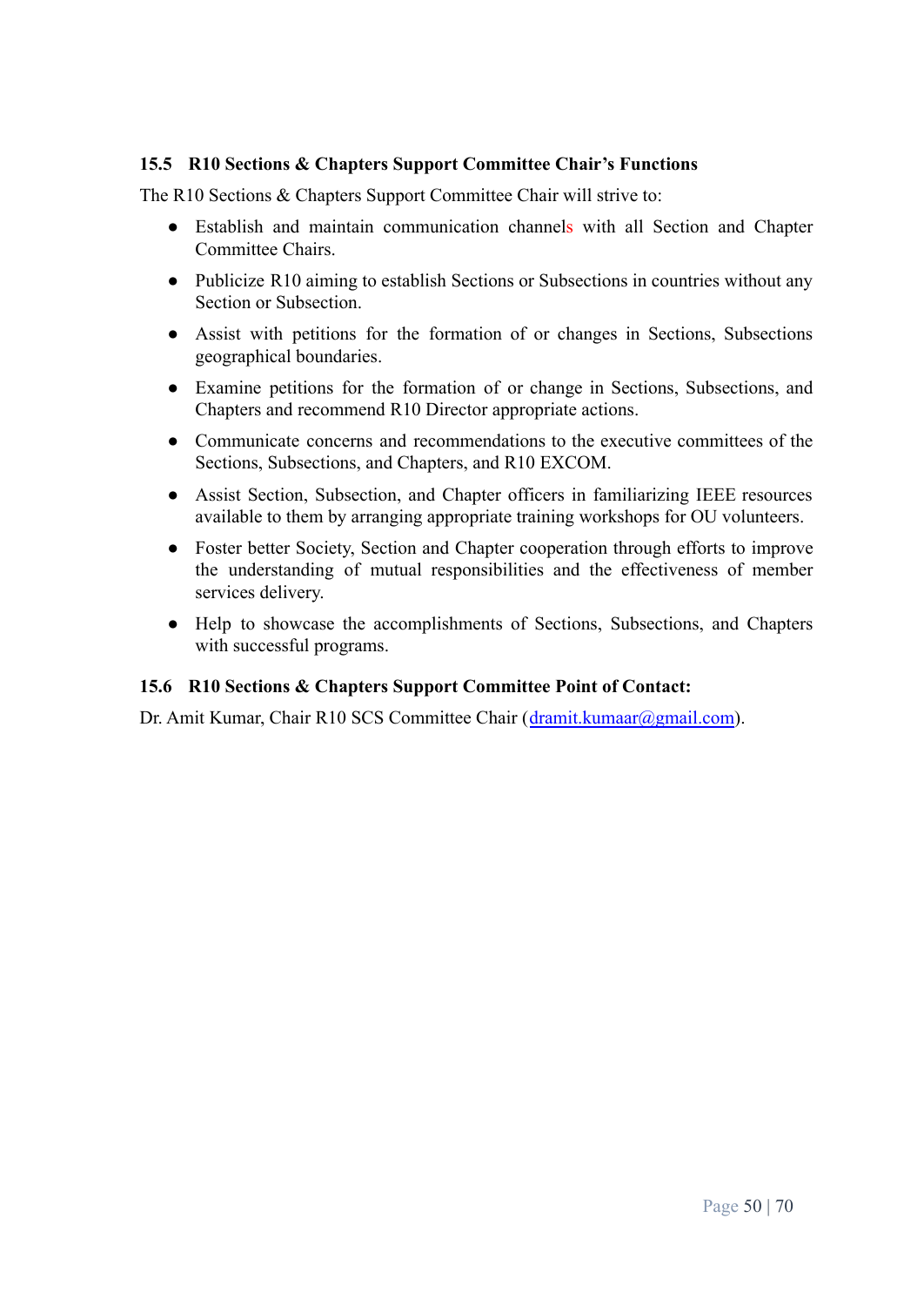### 15.5 R10 Sections & Chapters Support Committee Chair's Functions

The R10 Sections & Chapters Support Committee Chair will strive to:

- Establish and maintain communication channels with all Section and Chapter Committee Chairs.
- Publicize R10 aiming to establish Sections or Subsections in countries without any Section or Subsection.
- Assist with petitions for the formation of or changes in Sections, Subsections geographical boundaries.
- Examine petitions for the formation of or change in Sections, Subsections, and Chapters and recommend R10 Director appropriate actions.
- Communicate concerns and recommendations to the executive committees of the Sections, Subsections, and Chapters, and R10 EXCOM.
- Assist Section, Subsection, and Chapter officers in familiarizing IEEE resources available to them by arranging appropriate training workshops for OU volunteers.
- Foster better Society, Section and Chapter cooperation through efforts to improve the understanding of mutual responsibilities and the effectiveness of member services delivery.
- Help to showcase the accomplishments of Sections, Subsections, and Chapters with successful programs.

### 15.6 R10 Sections & Chapters Support Committee Point of Contact:

Dr. Amit Kumar, Chair R10 SCS Committee Chair (dramit.kumaar@gmail.com).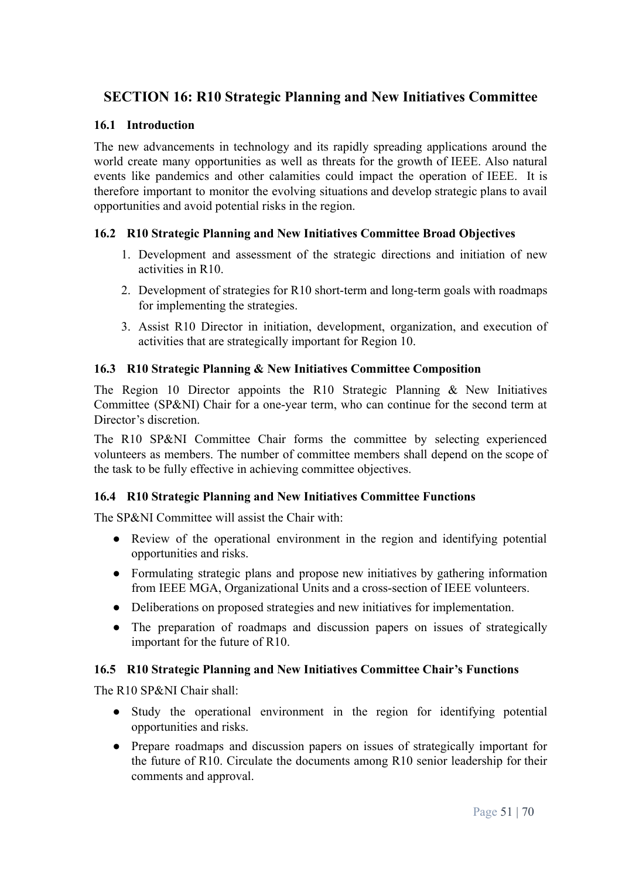## SECTION 16: R10 Strategic Planning and New Initiatives Committee

### 16.1 Introduction

The new advancements in technology and its rapidly spreading applications around the world create many opportunities as well as threats for the growth of IEEE. Also natural events like pandemics and other calamities could impact the operation of IEEE. It is therefore important to monitor the evolving situations and develop strategic plans to avail opportunities and avoid potential risks in the region.

### 16.2 R10 Strategic Planning and New Initiatives Committee Broad Objectives

1. Development and assessment of the strategic directions and initiation of new activities in R10.
2. Development of strategies for R10 short-term and long-term goals with roadmaps for implementing the strategies.
3. Assist R10 Director in initiation, development, organization, and execution of activities that are strategically important for Region 10.

### 16.3 R10 Strategic Planning & New Initiatives Committee Composition

The Region 10 Director appoints the R10 Strategic Planning & New Initiatives Committee (SP&NI) Chair for a one-year term, who can continue for the second term at Director's discretion.

The R10 SP&NI Committee Chair forms the committee by selecting experienced volunteers as members. The number of committee members shall depend on the scope of the task to be fully effective in achieving committee objectives.

### 16.4 R10 Strategic Planning and New Initiatives Committee Functions

The SP&NI Committee will assist the Chair with:

- Review of the operational environment in the region and identifying potential opportunities and risks.
- Formulating strategic plans and propose new initiatives by gathering information from IEEE MGA, Organizational Units and a cross-section of IEEE volunteers.
- Deliberations on proposed strategies and new initiatives for implementation.
- The preparation of roadmaps and discussion papers on issues of strategically important for the future of R10.

### 16.5 R10 Strategic Planning and New Initiatives Committee Chair's Functions

The R10 SP&NI Chair shall:

- Study the operational environment in the region for identifying potential opportunities and risks.
- Prepare roadmaps and discussion papers on issues of strategically important for the future of R10. Circulate the documents among R10 senior leadership for their comments and approval.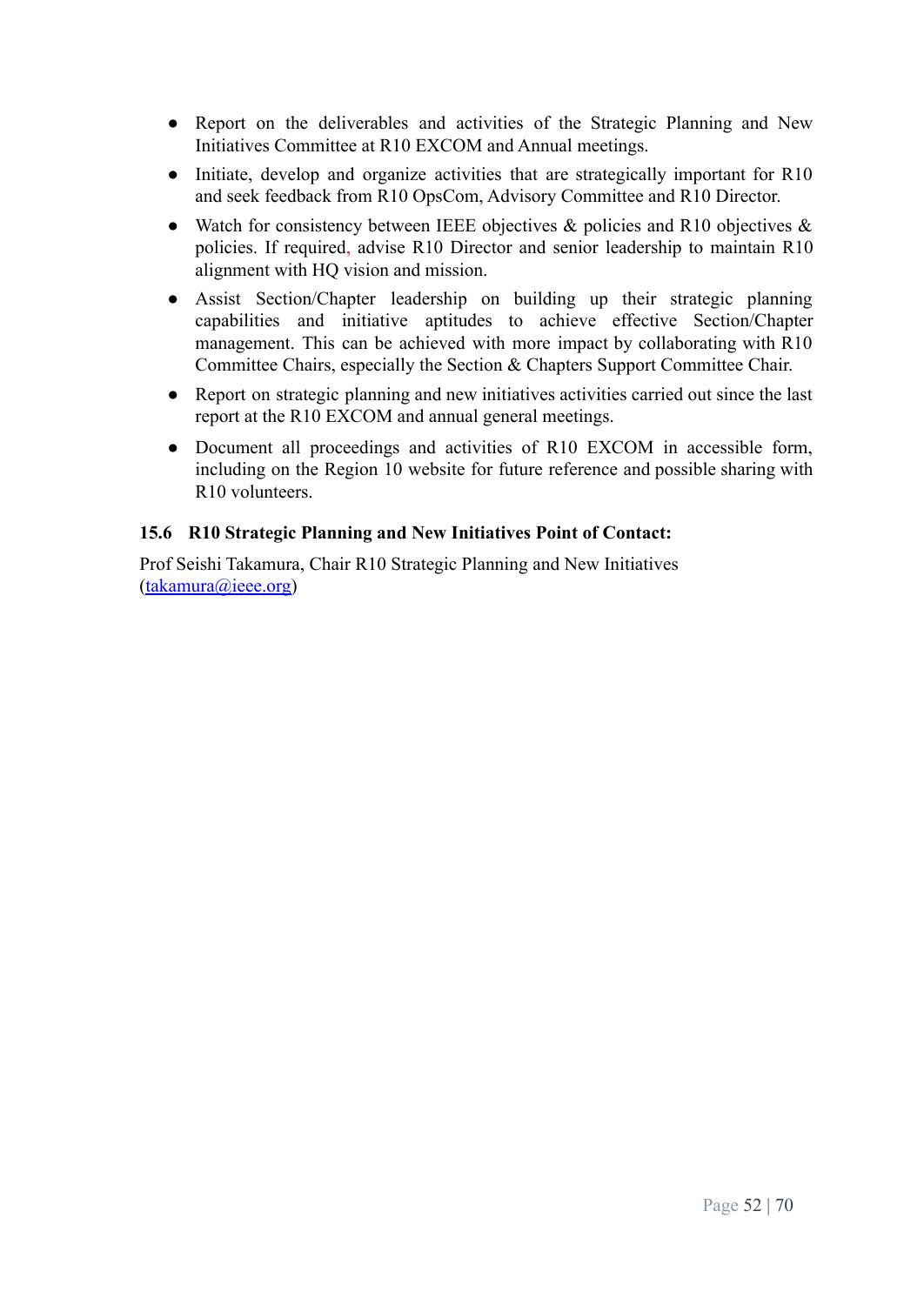- Report on the deliverables and activities of the Strategic Planning and New Initiatives Committee at R10 EXCOM and Annual meetings.
- Initiate, develop and organize activities that are strategically important for R10 and seek feedback from R10 OpsCom, Advisory Committee and R10 Director.
- Watch for consistency between IEEE objectives & policies and R10 objectives & policies. If required, advise R10 Director and senior leadership to maintain R10 alignment with HQ vision and mission.
- Assist Section/Chapter leadership on building up their strategic planning capabilities and initiative aptitudes to achieve effective Section/Chapter management. This can be achieved with more impact by collaborating with R10 Committee Chairs, especially the Section & Chapters Support Committee Chair.
- Report on strategic planning and new initiatives activities carried out since the last report at the R10 EXCOM and annual general meetings.
- Document all proceedings and activities of R10 EXCOM in accessible form, including on the Region 10 website for future reference and possible sharing with R10 volunteers.

### 15.6 R10 Strategic Planning and New Initiatives Point of Contact:

Prof Seishi Takamura, Chair R10 Strategic Planning and New Initiatives (takamura@ieee.org)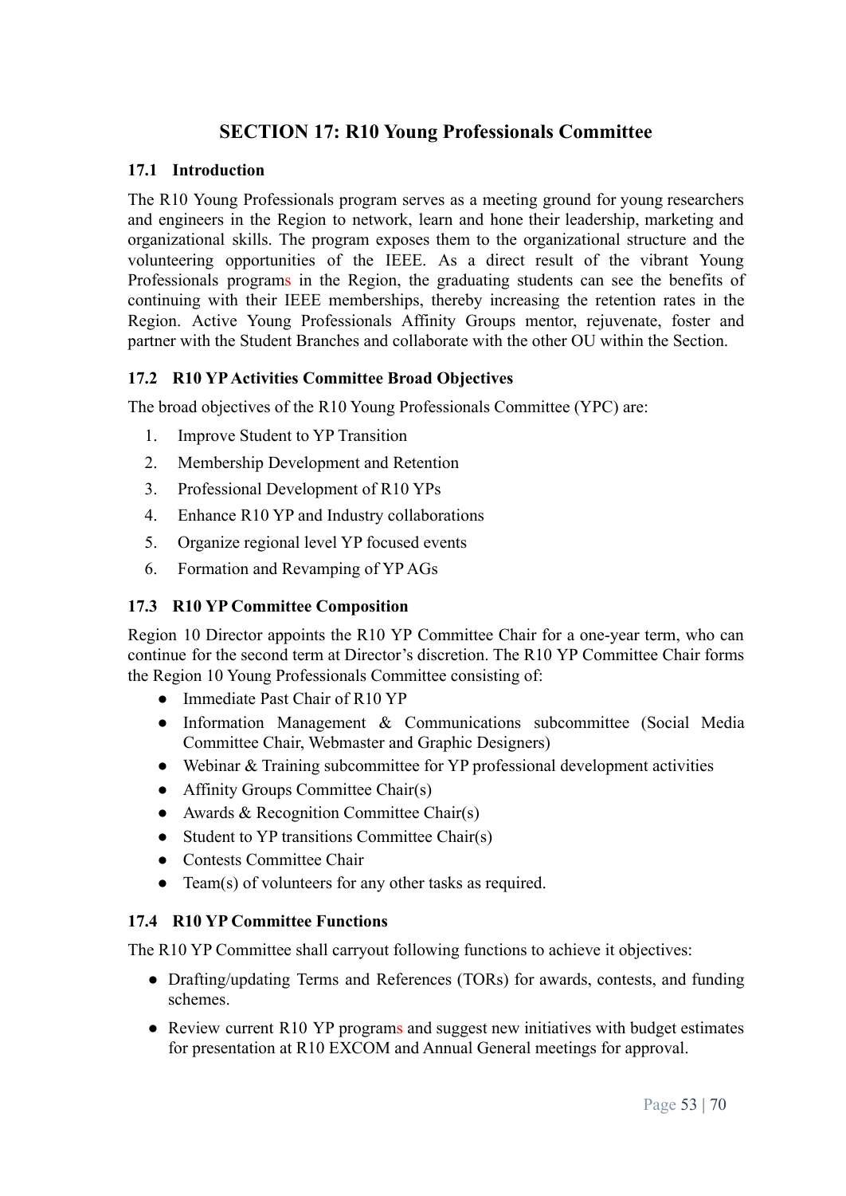## SECTION 17: R10 Young Professionals Committee

### 17.1 Introduction

The R10 Young Professionals program serves as a meeting ground for young researchers and engineers in the Region to network, learn and hone their leadership, marketing and organizational skills. The program exposes them to the organizational structure and the volunteering opportunities of the IEEE. As a direct result of the vibrant Young Professionals programs in the Region, the graduating students can see the benefits of continuing with their IEEE memberships, thereby increasing the retention rates in the Region. Active Young Professionals Affinity Groups mentor, rejuvenate, foster and partner with the Student Branches and collaborate with the other OU within the Section.

### 17.2 R10 YP Activities Committee Broad Objectives

The broad objectives of the R10 Young Professionals Committee (YPC) are:

1. Improve Student to YP Transition
2. Membership Development and Retention
3. Professional Development of R10 YPs
4. Enhance R10 YP and Industry collaborations
5. Organize regional level YP focused events
6. Formation and Revamping of YP AGs

### 17.3 R10 YP Committee Composition

Region 10 Director appoints the R10 YP Committee Chair for a one-year term, who can continue for the second term at Director's discretion. The R10 YP Committee Chair forms the Region 10 Young Professionals Committee consisting of:

- Immediate Past Chair of R10 YP
- Information Management & Communications subcommittee (Social Media Committee Chair, Webmaster and Graphic Designers)
- Webinar & Training subcommittee for YP professional development activities
- Affinity Groups Committee Chair(s)
- Awards & Recognition Committee Chair(s)
- Student to YP transitions Committee Chair(s)
- Contests Committee Chair
- Team(s) of volunteers for any other tasks as required.

### 17.4 R10 YP Committee Functions

The R10 YP Committee shall carryout following functions to achieve it objectives:

- Drafting/updating Terms and References (TORs) for awards, contests, and funding schemes.
- Review current R10 YP programs and suggest new initiatives with budget estimates for presentation at R10 EXCOM and Annual General meetings for approval.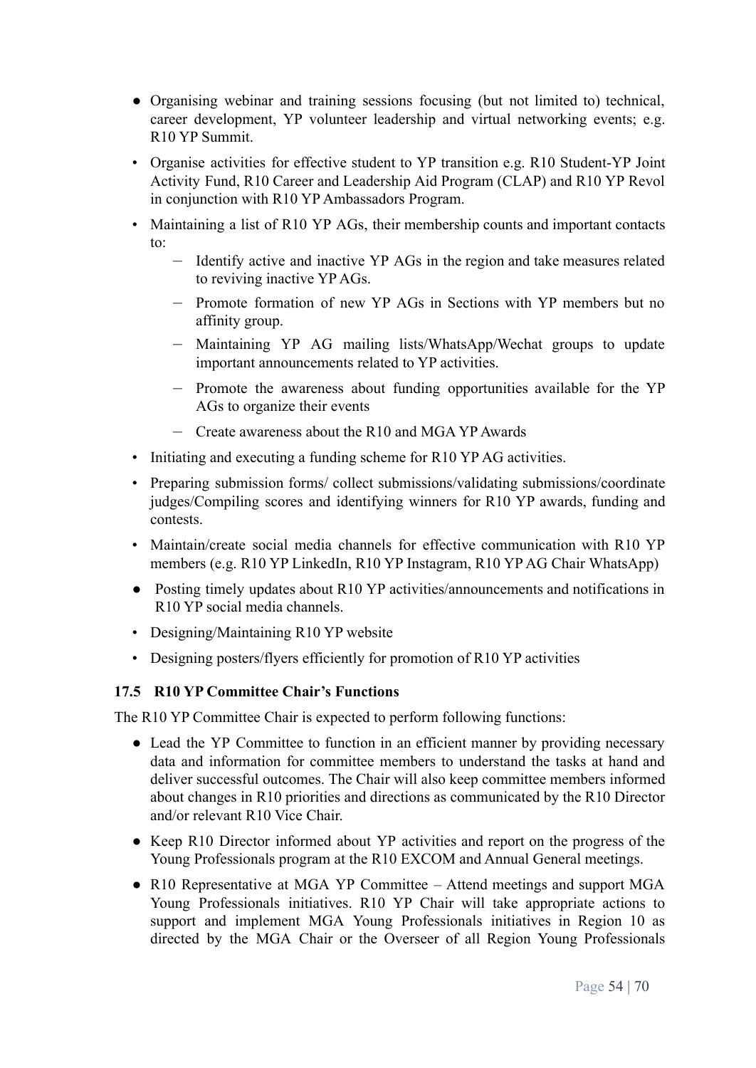- Organising webinar and training sessions focusing (but not limited to) technical, career development, YP volunteer leadership and virtual networking events; e.g. R10 YP Summit.
- Organise activities for effective student to YP transition e.g. R10 Student-YP Joint Activity Fund, R10 Career and Leadership Aid Program (CLAP) and R10 YP Revol in conjunction with R10 YP Ambassadors Program.
- Maintaining a list of R10 YP AGs, their membership counts and important contacts to:
  - Identify active and inactive YP AGs in the region and take measures related to reviving inactive YP AGs.
  - Promote formation of new YP AGs in Sections with YP members but no affinity group.
  - Maintaining YP AG mailing lists/WhatsApp/Wechat groups to update important announcements related to YP activities.
  - Promote the awareness about funding opportunities available for the YP AGs to organize their events
  - Create awareness about the R10 and MGA YP Awards
- Initiating and executing a funding scheme for R10 YP AG activities.
- Preparing submission forms/ collect submissions/validating submissions/coordinate judges/Compiling scores and identifying winners for R10 YP awards, funding and contests.
- Maintain/create social media channels for effective communication with R10 YP members (e.g. R10 YP LinkedIn, R10 YP Instagram, R10 YP AG Chair WhatsApp)
- Posting timely updates about R10 YP activities/announcements and notifications in R10 YP social media channels.
- Designing/Maintaining R10 YP website
- Designing posters/flyers efficiently for promotion of R10 YP activities

### 17.5 R10 YP Committee Chair's Functions

The R10 YP Committee Chair is expected to perform following functions:

- Lead the YP Committee to function in an efficient manner by providing necessary data and information for committee members to understand the tasks at hand and deliver successful outcomes. The Chair will also keep committee members informed about changes in R10 priorities and directions as communicated by the R10 Director and/or relevant R10 Vice Chair.
- Keep R10 Director informed about YP activities and report on the progress of the Young Professionals program at the R10 EXCOM and Annual General meetings.
- R10 Representative at MGA YP Committee – Attend meetings and support MGA Young Professionals initiatives. R10 YP Chair will take appropriate actions to support and implement MGA Young Professionals initiatives in Region 10 as directed by the MGA Chair or the Overseer of all Region Young Professionals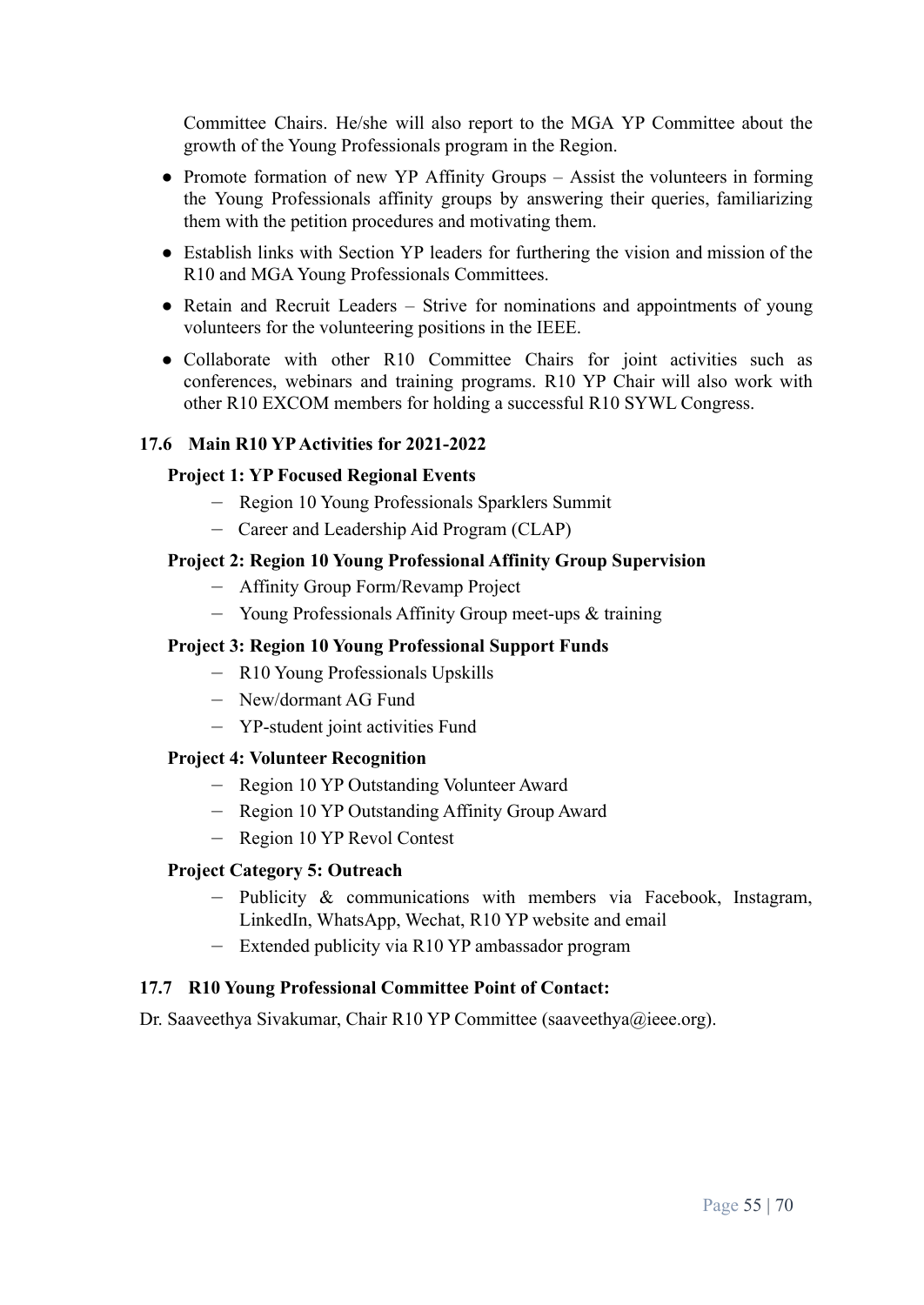Committee Chairs. He/she will also report to the MGA YP Committee about the growth of the Young Professionals program in the Region.

- Promote formation of new YP Affinity Groups – Assist the volunteers in forming the Young Professionals affinity groups by answering their queries, familiarizing them with the petition procedures and motivating them.
- Establish links with Section YP leaders for furthering the vision and mission of the R10 and MGA Young Professionals Committees.
- Retain and Recruit Leaders – Strive for nominations and appointments of young volunteers for the volunteering positions in the IEEE.
- Collaborate with other R10 Committee Chairs for joint activities such as conferences, webinars and training programs. R10 YP Chair will also work with other R10 EXCOM members for holding a successful R10 SYWL Congress.

### 17.6 Main R10 YP Activities for 2021-2022

**Project 1: YP Focused Regional Events**

- Region 10 Young Professionals Sparklers Summit
- Career and Leadership Aid Program (CLAP)

**Project 2: Region 10 Young Professional Affinity Group Supervision**

- Affinity Group Form/Revamp Project
- Young Professionals Affinity Group meet-ups & training

**Project 3: Region 10 Young Professional Support Funds**

- R10 Young Professionals Upskills
- New/dormant AG Fund
- YP-student joint activities Fund

**Project 4: Volunteer Recognition**

- Region 10 YP Outstanding Volunteer Award
- Region 10 YP Outstanding Affinity Group Award
- Region 10 YP Revol Contest

**Project Category 5: Outreach**

- Publicity & communications with members via Facebook, Instagram, LinkedIn, WhatsApp, Wechat, R10 YP website and email
- Extended publicity via R10 YP ambassador program

### 17.7 R10 Young Professional Committee Point of Contact:

Dr. Saaveethya Sivakumar, Chair R10 YP Committee (saaveethya@ieee.org).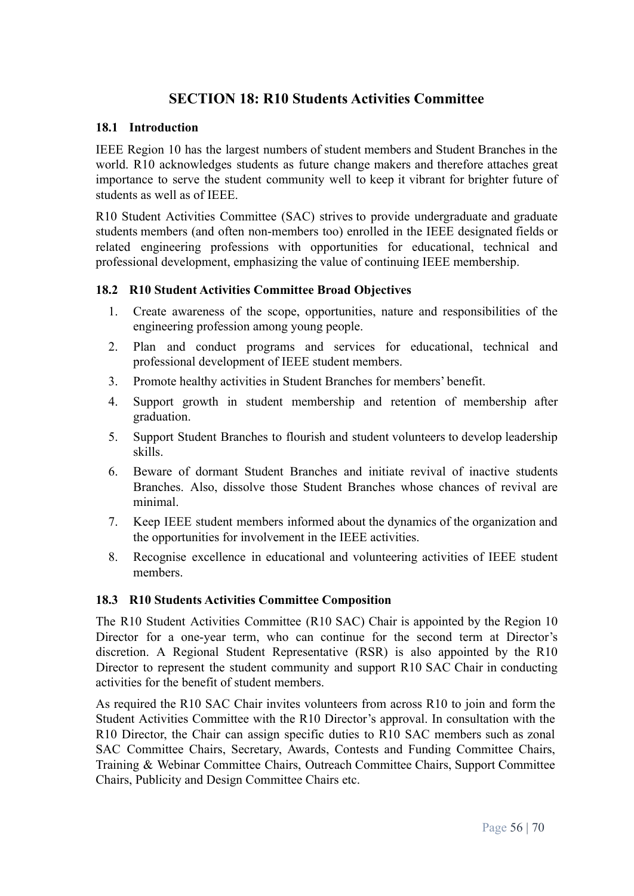## SECTION 18: R10 Students Activities Committee

### 18.1 Introduction

IEEE Region 10 has the largest numbers of student members and Student Branches in the world. R10 acknowledges students as future change makers and therefore attaches great importance to serve the student community well to keep it vibrant for brighter future of students as well as of IEEE.

R10 Student Activities Committee (SAC) strives to provide undergraduate and graduate students members (and often non-members too) enrolled in the IEEE designated fields or related engineering professions with opportunities for educational, technical and professional development, emphasizing the value of continuing IEEE membership.

### 18.2 R10 Student Activities Committee Broad Objectives

1. Create awareness of the scope, opportunities, nature and responsibilities of the engineering profession among young people.
2. Plan and conduct programs and services for educational, technical and professional development of IEEE student members.
3. Promote healthy activities in Student Branches for members' benefit.
4. Support growth in student membership and retention of membership after graduation.
5. Support Student Branches to flourish and student volunteers to develop leadership skills.
6. Beware of dormant Student Branches and initiate revival of inactive students Branches. Also, dissolve those Student Branches whose chances of revival are minimal.
7. Keep IEEE student members informed about the dynamics of the organization and the opportunities for involvement in the IEEE activities.
8. Recognise excellence in educational and volunteering activities of IEEE student members.

### 18.3 R10 Students Activities Committee Composition

The R10 Student Activities Committee (R10 SAC) Chair is appointed by the Region 10 Director for a one-year term, who can continue for the second term at Director's discretion. A Regional Student Representative (RSR) is also appointed by the R10 Director to represent the student community and support R10 SAC Chair in conducting activities for the benefit of student members.

As required the R10 SAC Chair invites volunteers from across R10 to join and form the Student Activities Committee with the R10 Director's approval. In consultation with the R10 Director, the Chair can assign specific duties to R10 SAC members such as zonal SAC Committee Chairs, Secretary, Awards, Contests and Funding Committee Chairs, Training & Webinar Committee Chairs, Outreach Committee Chairs, Support Committee Chairs, Publicity and Design Committee Chairs etc.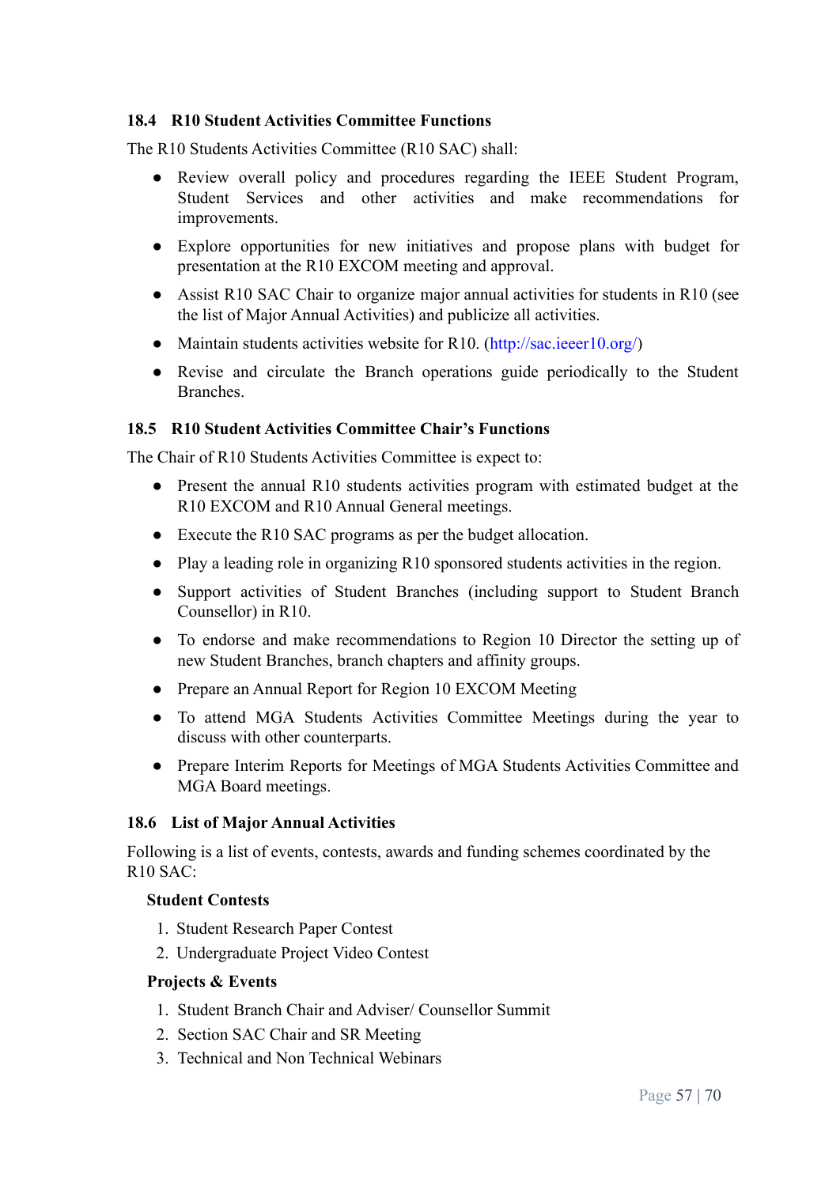### 18.4 R10 Student Activities Committee Functions

The R10 Students Activities Committee (R10 SAC) shall:

- Review overall policy and procedures regarding the IEEE Student Program, Student Services and other activities and make recommendations for improvements.
- Explore opportunities for new initiatives and propose plans with budget for presentation at the R10 EXCOM meeting and approval.
- Assist R10 SAC Chair to organize major annual activities for students in R10 (see the list of Major Annual Activities) and publicize all activities.
- Maintain students activities website for R10. (http://sac.ieeer10.org/)
- Revise and circulate the Branch operations guide periodically to the Student Branches.

### 18.5 R10 Student Activities Committee Chair's Functions

The Chair of R10 Students Activities Committee is expect to:

- Present the annual R10 students activities program with estimated budget at the R10 EXCOM and R10 Annual General meetings.
- Execute the R10 SAC programs as per the budget allocation.
- Play a leading role in organizing R10 sponsored students activities in the region.
- Support activities of Student Branches (including support to Student Branch Counsellor) in R10.
- To endorse and make recommendations to Region 10 Director the setting up of new Student Branches, branch chapters and affinity groups.
- Prepare an Annual Report for Region 10 EXCOM Meeting
- To attend MGA Students Activities Committee Meetings during the year to discuss with other counterparts.
- Prepare Interim Reports for Meetings of MGA Students Activities Committee and MGA Board meetings.

### 18.6 List of Major Annual Activities

Following is a list of events, contests, awards and funding schemes coordinated by the R10 SAC:

**Student Contests**

1. Student Research Paper Contest
2. Undergraduate Project Video Contest

**Projects & Events**

1. Student Branch Chair and Adviser/ Counsellor Summit
2. Section SAC Chair and SR Meeting
3. Technical and Non Technical Webinars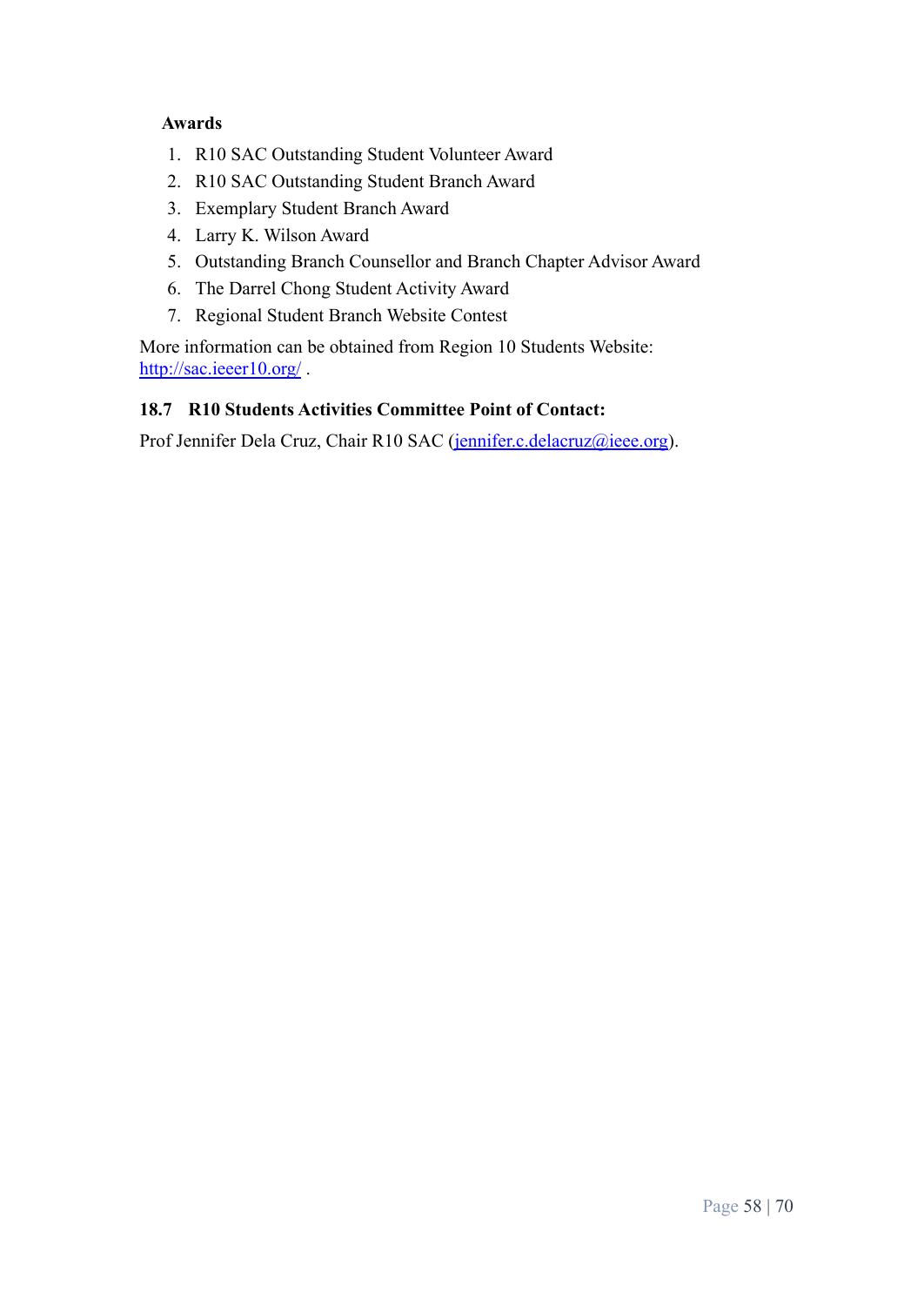**Awards**

1. R10 SAC Outstanding Student Volunteer Award
2. R10 SAC Outstanding Student Branch Award
3. Exemplary Student Branch Award
4. Larry K. Wilson Award
5. Outstanding Branch Counsellor and Branch Chapter Advisor Award
6. The Darrel Chong Student Activity Award
7. Regional Student Branch Website Contest

More information can be obtained from Region 10 Students Website: http://sac.ieeer10.org/ .

### 18.7 R10 Students Activities Committee Point of Contact:

Prof Jennifer Dela Cruz, Chair R10 SAC (jennifer.c.delacruz@ieee.org).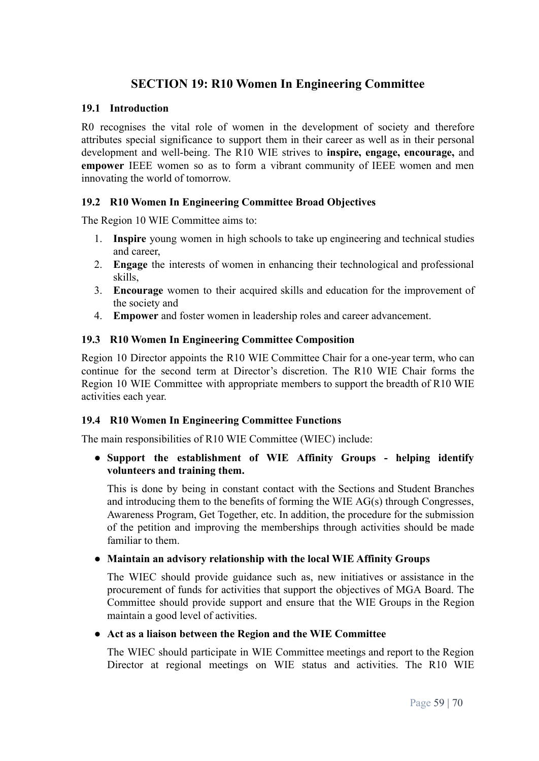# SECTION 19: R10 Women In Engineering Committee

## 19.1 Introduction

R0 recognises the vital role of women in the development of society and therefore attributes special significance to support them in their career as well as in their personal development and well-being. The R10 WIE strives to **inspire, engage, encourage,** and **empower** IEEE women so as to form a vibrant community of IEEE women and men innovating the world of tomorrow.

## 19.2 R10 Women In Engineering Committee Broad Objectives

The Region 10 WIE Committee aims to:

1. **Inspire** young women in high schools to take up engineering and technical studies and career,
2. **Engage** the interests of women in enhancing their technological and professional skills,
3. **Encourage** women to their acquired skills and education for the improvement of the society and
4. **Empower** and foster women in leadership roles and career advancement.

## 19.3 R10 Women In Engineering Committee Composition

Region 10 Director appoints the R10 WIE Committee Chair for a one-year term, who can continue for the second term at Director's discretion. The R10 WIE Chair forms the Region 10 WIE Committee with appropriate members to support the breadth of R10 WIE activities each year.

## 19.4 R10 Women In Engineering Committee Functions

The main responsibilities of R10 WIE Committee (WIEC) include:

- **Support the establishment of WIE Affinity Groups - helping identify volunteers and training them.**

  This is done by being in constant contact with the Sections and Student Branches and introducing them to the benefits of forming the WIE AG(s) through Congresses, Awareness Program, Get Together, etc. In addition, the procedure for the submission of the petition and improving the memberships through activities should be made familiar to them.

- **Maintain an advisory relationship with the local WIE Affinity Groups**

  The WIEC should provide guidance such as, new initiatives or assistance in the procurement of funds for activities that support the objectives of MGA Board. The Committee should provide support and ensure that the WIE Groups in the Region maintain a good level of activities.

- **Act as a liaison between the Region and the WIE Committee**

  The WIEC should participate in WIE Committee meetings and report to the Region Director at regional meetings on WIE status and activities. The R10 WIE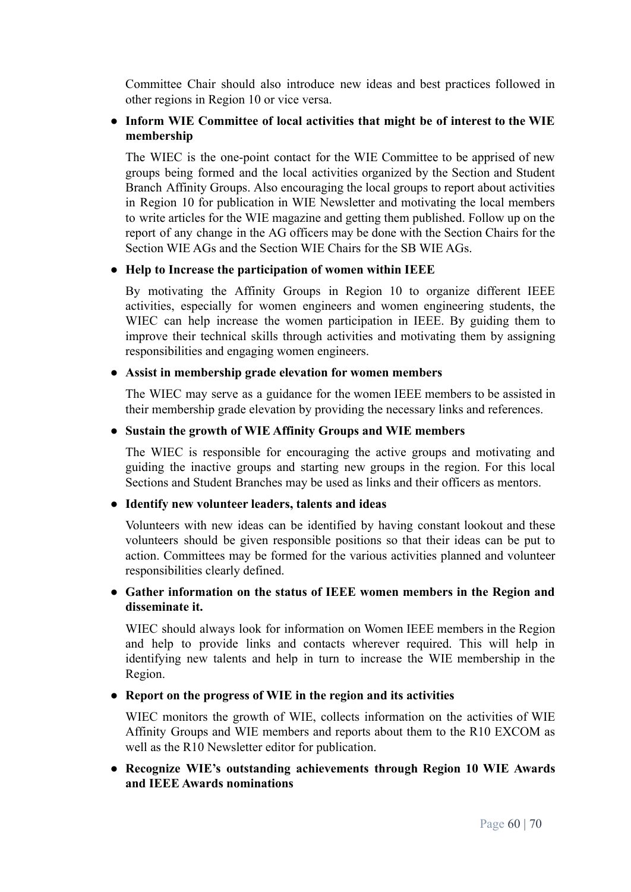Committee Chair should also introduce new ideas and best practices followed in other regions in Region 10 or vice versa.

- **Inform WIE Committee of local activities that might be of interest to the WIE membership**

  The WIEC is the one-point contact for the WIE Committee to be apprised of new groups being formed and the local activities organized by the Section and Student Branch Affinity Groups. Also encouraging the local groups to report about activities in Region 10 for publication in WIE Newsletter and motivating the local members to write articles for the WIE magazine and getting them published. Follow up on the report of any change in the AG officers may be done with the Section Chairs for the Section WIE AGs and the Section WIE Chairs for the SB WIE AGs.

- **Help to Increase the participation of women within IEEE**

  By motivating the Affinity Groups in Region 10 to organize different IEEE activities, especially for women engineers and women engineering students, the WIEC can help increase the women participation in IEEE. By guiding them to improve their technical skills through activities and motivating them by assigning responsibilities and engaging women engineers.

- **Assist in membership grade elevation for women members**

  The WIEC may serve as a guidance for the women IEEE members to be assisted in their membership grade elevation by providing the necessary links and references.

- **Sustain the growth of WIE Affinity Groups and WIE members**

  The WIEC is responsible for encouraging the active groups and motivating and guiding the inactive groups and starting new groups in the region. For this local Sections and Student Branches may be used as links and their officers as mentors.

- **Identify new volunteer leaders, talents and ideas**

  Volunteers with new ideas can be identified by having constant lookout and these volunteers should be given responsible positions so that their ideas can be put to action. Committees may be formed for the various activities planned and volunteer responsibilities clearly defined.

- **Gather information on the status of IEEE women members in the Region and disseminate it.**

  WIEC should always look for information on Women IEEE members in the Region and help to provide links and contacts wherever required. This will help in identifying new talents and help in turn to increase the WIE membership in the Region.

- **Report on the progress of WIE in the region and its activities**

  WIEC monitors the growth of WIE, collects information on the activities of WIE Affinity Groups and WIE members and reports about them to the R10 EXCOM as well as the R10 Newsletter editor for publication.

- **Recognize WIE's outstanding achievements through Region 10 WIE Awards and IEEE Awards nominations**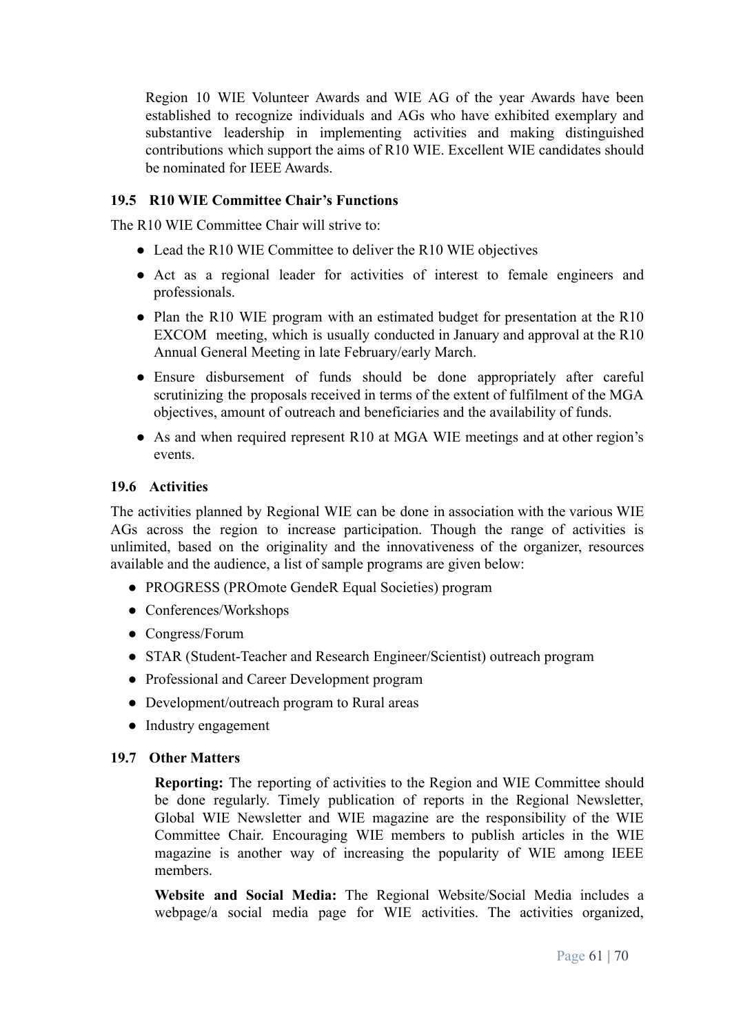Region 10 WIE Volunteer Awards and WIE AG of the year Awards have been established to recognize individuals and AGs who have exhibited exemplary and substantive leadership in implementing activities and making distinguished contributions which support the aims of R10 WIE. Excellent WIE candidates should be nominated for IEEE Awards.

### 19.5 R10 WIE Committee Chair's Functions

The R10 WIE Committee Chair will strive to:

- Lead the R10 WIE Committee to deliver the R10 WIE objectives
- Act as a regional leader for activities of interest to female engineers and professionals.
- Plan the R10 WIE program with an estimated budget for presentation at the R10 EXCOM meeting, which is usually conducted in January and approval at the R10 Annual General Meeting in late February/early March.
- Ensure disbursement of funds should be done appropriately after careful scrutinizing the proposals received in terms of the extent of fulfilment of the MGA objectives, amount of outreach and beneficiaries and the availability of funds.
- As and when required represent R10 at MGA WIE meetings and at other region's events.

### 19.6 Activities

The activities planned by Regional WIE can be done in association with the various WIE AGs across the region to increase participation. Though the range of activities is unlimited, based on the originality and the innovativeness of the organizer, resources available and the audience, a list of sample programs are given below:

- PROGRESS (PROmote GendeR Equal Societies) program
- Conferences/Workshops
- Congress/Forum
- STAR (Student-Teacher and Research Engineer/Scientist) outreach program
- Professional and Career Development program
- Development/outreach program to Rural areas
- Industry engagement

### 19.7 Other Matters

**Reporting:** The reporting of activities to the Region and WIE Committee should be done regularly. Timely publication of reports in the Regional Newsletter, Global WIE Newsletter and WIE magazine are the responsibility of the WIE Committee Chair. Encouraging WIE members to publish articles in the WIE magazine is another way of increasing the popularity of WIE among IEEE members.

**Website and Social Media:** The Regional Website/Social Media includes a webpage/a social media page for WIE activities. The activities organized,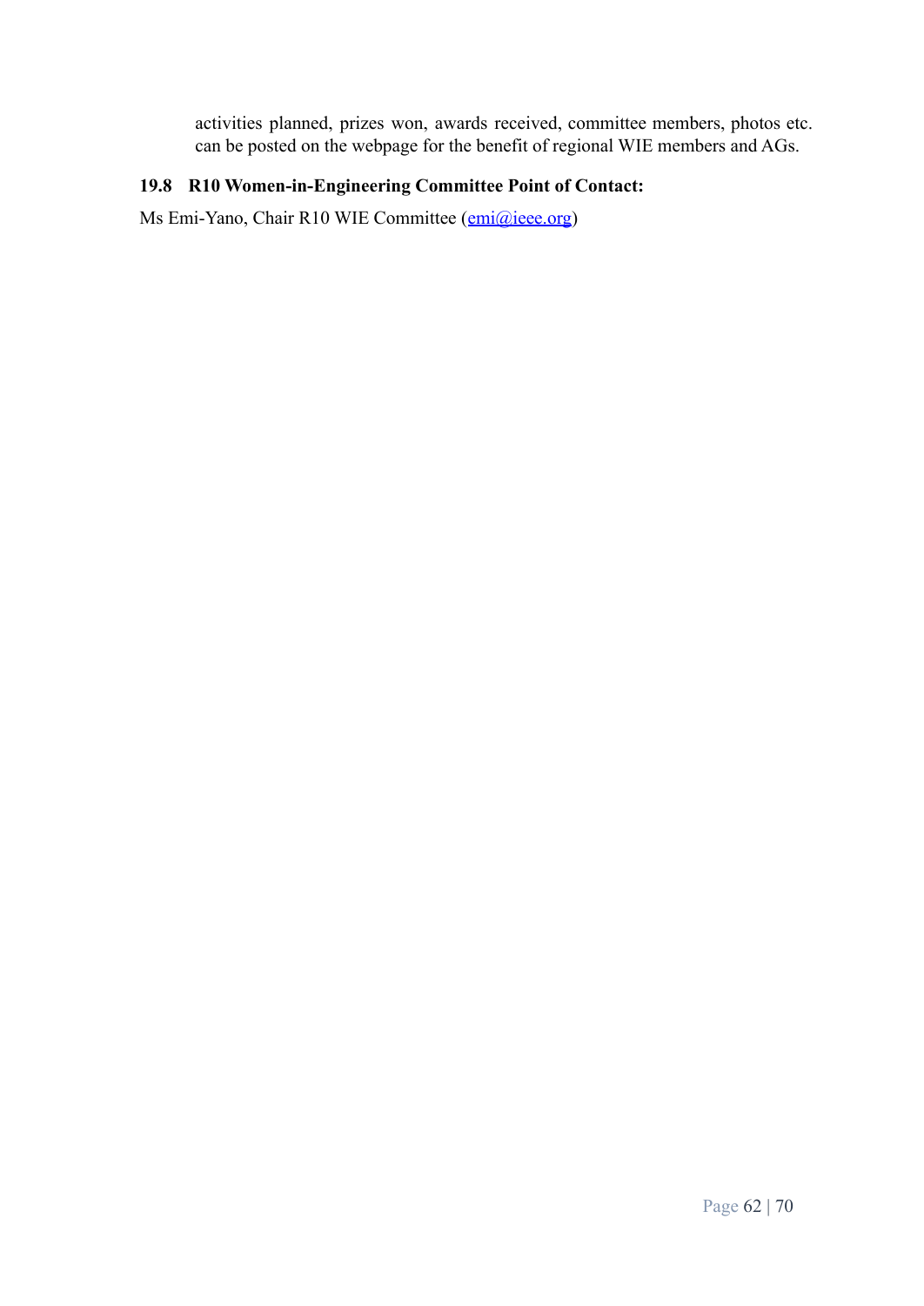activities planned, prizes won, awards received, committee members, photos etc. can be posted on the webpage for the benefit of regional WIE members and AGs.

### 19.8 R10 Women-in-Engineering Committee Point of Contact:

Ms Emi-Yano, Chair R10 WIE Committee (emi@ieee.org)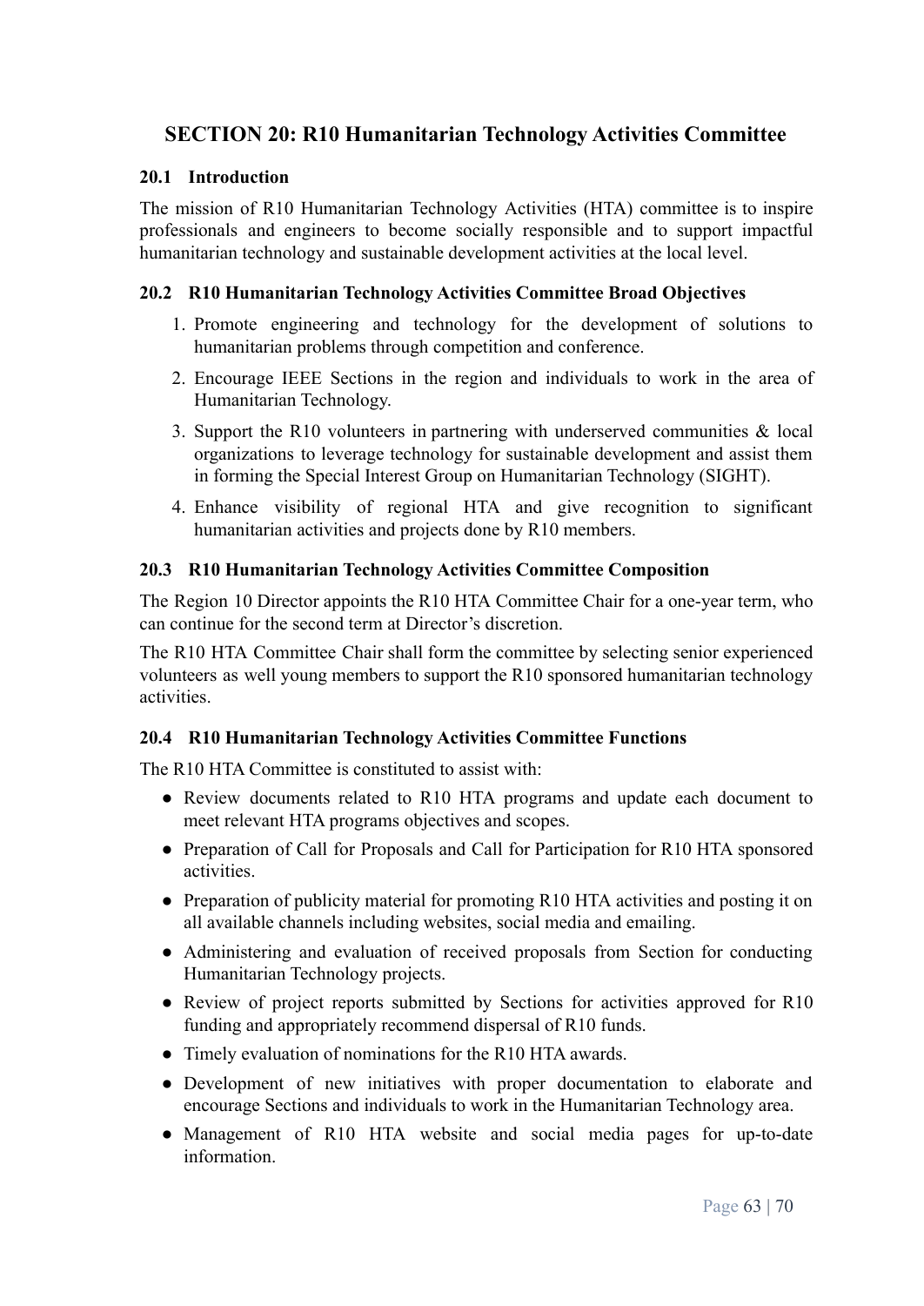# SECTION 20: R10 Humanitarian Technology Activities Committee

## 20.1 Introduction

The mission of R10 Humanitarian Technology Activities (HTA) committee is to inspire professionals and engineers to become socially responsible and to support impactful humanitarian technology and sustainable development activities at the local level.

## 20.2 R10 Humanitarian Technology Activities Committee Broad Objectives

1. Promote engineering and technology for the development of solutions to humanitarian problems through competition and conference.
2. Encourage IEEE Sections in the region and individuals to work in the area of Humanitarian Technology.
3. Support the R10 volunteers in partnering with underserved communities & local organizations to leverage technology for sustainable development and assist them in forming the Special Interest Group on Humanitarian Technology (SIGHT).
4. Enhance visibility of regional HTA and give recognition to significant humanitarian activities and projects done by R10 members.

## 20.3 R10 Humanitarian Technology Activities Committee Composition

The Region 10 Director appoints the R10 HTA Committee Chair for a one-year term, who can continue for the second term at Director's discretion.

The R10 HTA Committee Chair shall form the committee by selecting senior experienced volunteers as well young members to support the R10 sponsored humanitarian technology activities.

## 20.4 R10 Humanitarian Technology Activities Committee Functions

The R10 HTA Committee is constituted to assist with:

- Review documents related to R10 HTA programs and update each document to meet relevant HTA programs objectives and scopes.
- Preparation of Call for Proposals and Call for Participation for R10 HTA sponsored activities.
- Preparation of publicity material for promoting R10 HTA activities and posting it on all available channels including websites, social media and emailing.
- Administering and evaluation of received proposals from Section for conducting Humanitarian Technology projects.
- Review of project reports submitted by Sections for activities approved for R10 funding and appropriately recommend dispersal of R10 funds.
- Timely evaluation of nominations for the R10 HTA awards.
- Development of new initiatives with proper documentation to elaborate and encourage Sections and individuals to work in the Humanitarian Technology area.
- Management of R10 HTA website and social media pages for up-to-date information.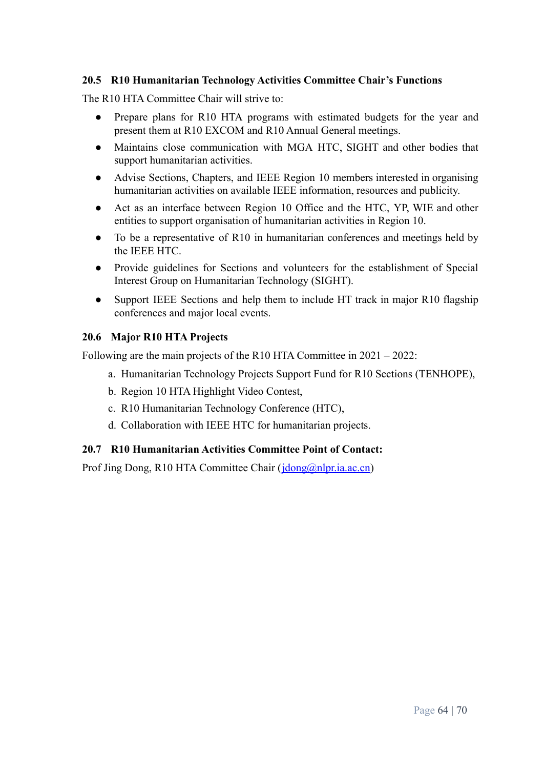### 20.5 R10 Humanitarian Technology Activities Committee Chair's Functions

The R10 HTA Committee Chair will strive to:

- Prepare plans for R10 HTA programs with estimated budgets for the year and present them at R10 EXCOM and R10 Annual General meetings.
- Maintains close communication with MGA HTC, SIGHT and other bodies that support humanitarian activities.
- Advise Sections, Chapters, and IEEE Region 10 members interested in organising humanitarian activities on available IEEE information, resources and publicity.
- Act as an interface between Region 10 Office and the HTC, YP, WIE and other entities to support organisation of humanitarian activities in Region 10.
- To be a representative of R10 in humanitarian conferences and meetings held by the IEEE HTC.
- Provide guidelines for Sections and volunteers for the establishment of Special Interest Group on Humanitarian Technology (SIGHT).
- Support IEEE Sections and help them to include HT track in major R10 flagship conferences and major local events.

### 20.6 Major R10 HTA Projects

Following are the main projects of the R10 HTA Committee in 2021 – 2022:

a. Humanitarian Technology Projects Support Fund for R10 Sections (TENHOPE),
b. Region 10 HTA Highlight Video Contest,
c. R10 Humanitarian Technology Conference (HTC),
d. Collaboration with IEEE HTC for humanitarian projects.

### 20.7 R10 Humanitarian Activities Committee Point of Contact:

Prof Jing Dong, R10 HTA Committee Chair (jdong@nlpr.ia.ac.cn)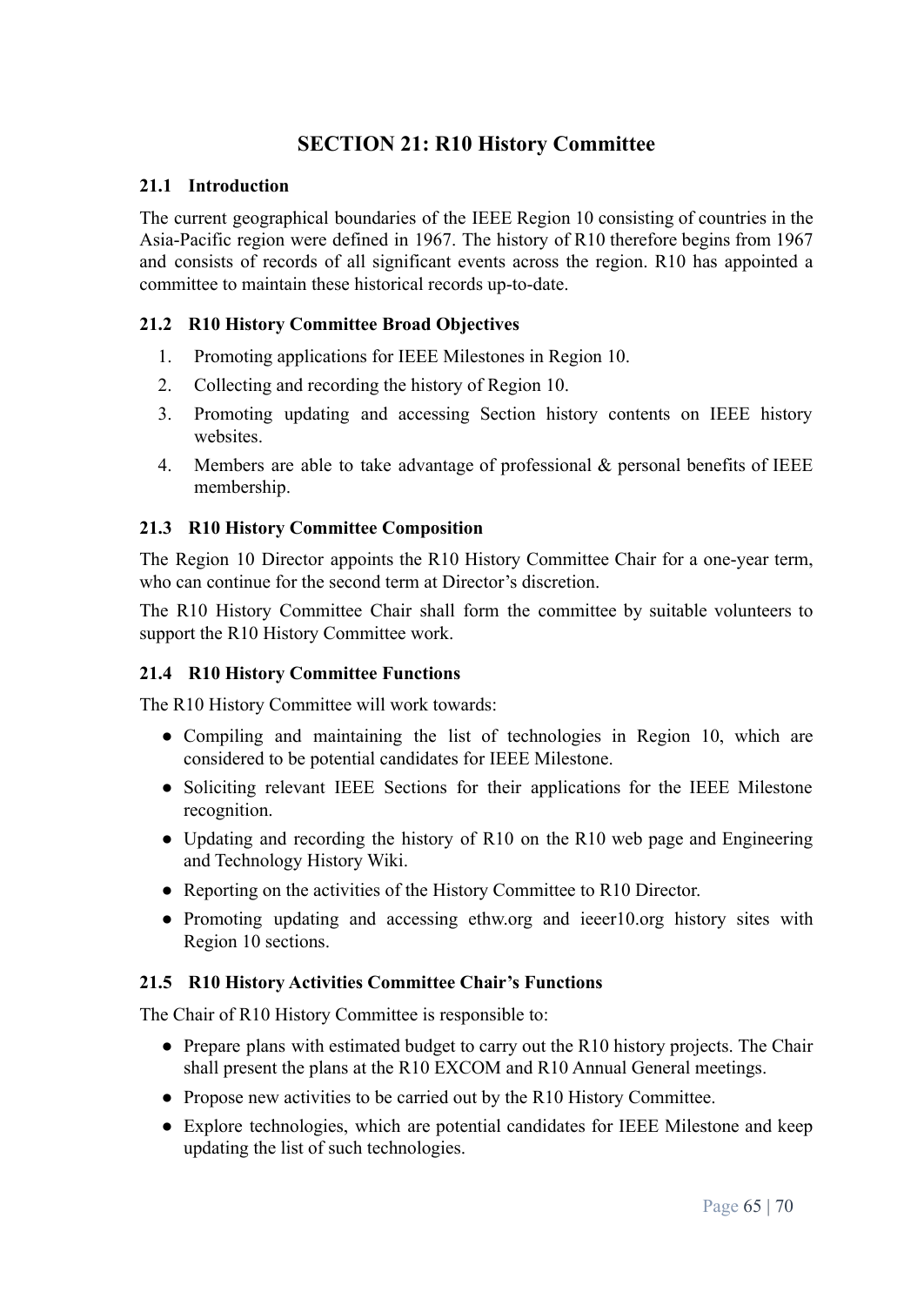# SECTION 21: R10 History Committee

## 21.1 Introduction

The current geographical boundaries of the IEEE Region 10 consisting of countries in the Asia-Pacific region were defined in 1967. The history of R10 therefore begins from 1967 and consists of records of all significant events across the region. R10 has appointed a committee to maintain these historical records up-to-date.

## 21.2 R10 History Committee Broad Objectives

1. Promoting applications for IEEE Milestones in Region 10.
2. Collecting and recording the history of Region 10.
3. Promoting updating and accessing Section history contents on IEEE history websites.
4. Members are able to take advantage of professional & personal benefits of IEEE membership.

## 21.3 R10 History Committee Composition

The Region 10 Director appoints the R10 History Committee Chair for a one-year term, who can continue for the second term at Director's discretion.

The R10 History Committee Chair shall form the committee by suitable volunteers to support the R10 History Committee work.

## 21.4 R10 History Committee Functions

The R10 History Committee will work towards:

- Compiling and maintaining the list of technologies in Region 10, which are considered to be potential candidates for IEEE Milestone.
- Soliciting relevant IEEE Sections for their applications for the IEEE Milestone recognition.
- Updating and recording the history of R10 on the R10 web page and Engineering and Technology History Wiki.
- Reporting on the activities of the History Committee to R10 Director.
- Promoting updating and accessing ethw.org and ieeer10.org history sites with Region 10 sections.

## 21.5 R10 History Activities Committee Chair's Functions

The Chair of R10 History Committee is responsible to:

- Prepare plans with estimated budget to carry out the R10 history projects. The Chair shall present the plans at the R10 EXCOM and R10 Annual General meetings.
- Propose new activities to be carried out by the R10 History Committee.
- Explore technologies, which are potential candidates for IEEE Milestone and keep updating the list of such technologies.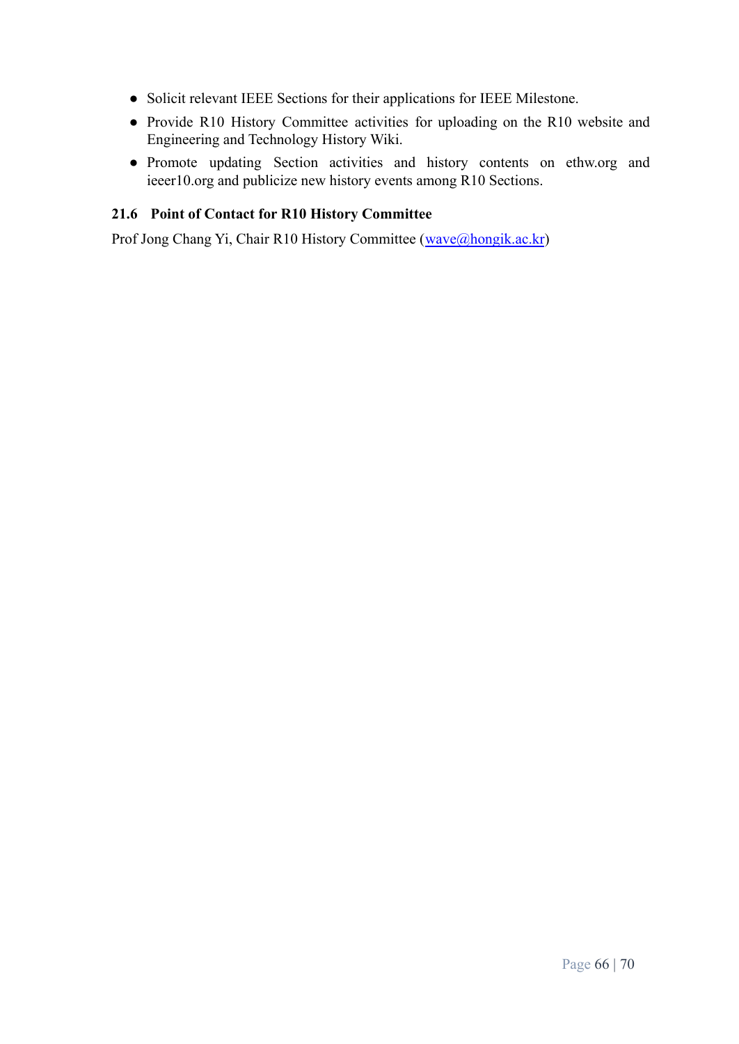- Solicit relevant IEEE Sections for their applications for IEEE Milestone.
- Provide R10 History Committee activities for uploading on the R10 website and Engineering and Technology History Wiki.
- Promote updating Section activities and history contents on ethw.org and ieeer10.org and publicize new history events among R10 Sections.

### 21.6 Point of Contact for R10 History Committee

Prof Jong Chang Yi, Chair R10 History Committee (wave@hongik.ac.kr)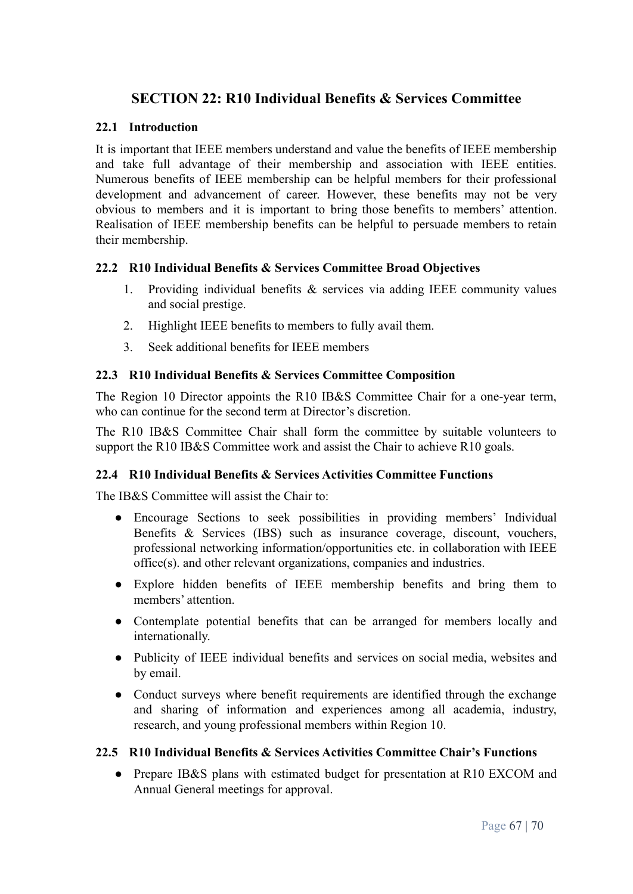# SECTION 22: R10 Individual Benefits & Services Committee

## 22.1 Introduction

It is important that IEEE members understand and value the benefits of IEEE membership and take full advantage of their membership and association with IEEE entities. Numerous benefits of IEEE membership can be helpful members for their professional development and advancement of career. However, these benefits may not be very obvious to members and it is important to bring those benefits to members' attention. Realisation of IEEE membership benefits can be helpful to persuade members to retain their membership.

## 22.2 R10 Individual Benefits & Services Committee Broad Objectives

1. Providing individual benefits & services via adding IEEE community values and social prestige.
2. Highlight IEEE benefits to members to fully avail them.
3. Seek additional benefits for IEEE members

## 22.3 R10 Individual Benefits & Services Committee Composition

The Region 10 Director appoints the R10 IB&S Committee Chair for a one-year term, who can continue for the second term at Director's discretion.

The R10 IB&S Committee Chair shall form the committee by suitable volunteers to support the R10 IB&S Committee work and assist the Chair to achieve R10 goals.

## 22.4 R10 Individual Benefits & Services Activities Committee Functions

The IB&S Committee will assist the Chair to:

- Encourage Sections to seek possibilities in providing members' Individual Benefits & Services (IBS) such as insurance coverage, discount, vouchers, professional networking information/opportunities etc. in collaboration with IEEE office(s). and other relevant organizations, companies and industries.
- Explore hidden benefits of IEEE membership benefits and bring them to members' attention.
- Contemplate potential benefits that can be arranged for members locally and internationally.
- Publicity of IEEE individual benefits and services on social media, websites and by email.
- Conduct surveys where benefit requirements are identified through the exchange and sharing of information and experiences among all academia, industry, research, and young professional members within Region 10.

## 22.5 R10 Individual Benefits & Services Activities Committee Chair's Functions

- Prepare IB&S plans with estimated budget for presentation at R10 EXCOM and Annual General meetings for approval.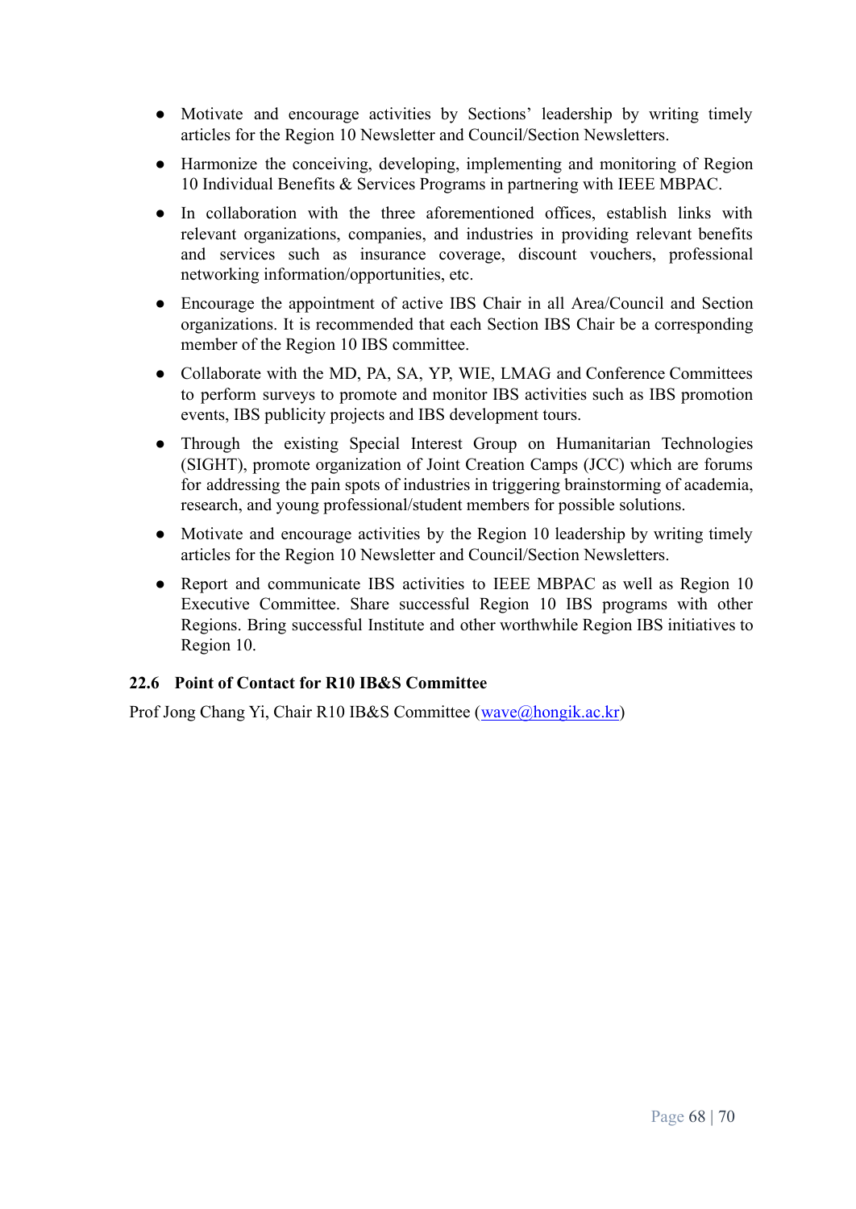- Motivate and encourage activities by Sections' leadership by writing timely articles for the Region 10 Newsletter and Council/Section Newsletters.
- Harmonize the conceiving, developing, implementing and monitoring of Region 10 Individual Benefits & Services Programs in partnering with IEEE MBPAC.
- In collaboration with the three aforementioned offices, establish links with relevant organizations, companies, and industries in providing relevant benefits and services such as insurance coverage, discount vouchers, professional networking information/opportunities, etc.
- Encourage the appointment of active IBS Chair in all Area/Council and Section organizations. It is recommended that each Section IBS Chair be a corresponding member of the Region 10 IBS committee.
- Collaborate with the MD, PA, SA, YP, WIE, LMAG and Conference Committees to perform surveys to promote and monitor IBS activities such as IBS promotion events, IBS publicity projects and IBS development tours.
- Through the existing Special Interest Group on Humanitarian Technologies (SIGHT), promote organization of Joint Creation Camps (JCC) which are forums for addressing the pain spots of industries in triggering brainstorming of academia, research, and young professional/student members for possible solutions.
- Motivate and encourage activities by the Region 10 leadership by writing timely articles for the Region 10 Newsletter and Council/Section Newsletters.
- Report and communicate IBS activities to IEEE MBPAC as well as Region 10 Executive Committee. Share successful Region 10 IBS programs with other Regions. Bring successful Institute and other worthwhile Region IBS initiatives to Region 10.

### 22.6 Point of Contact for R10 IB&S Committee

Prof Jong Chang Yi, Chair R10 IB&S Committee (wave@hongik.ac.kr)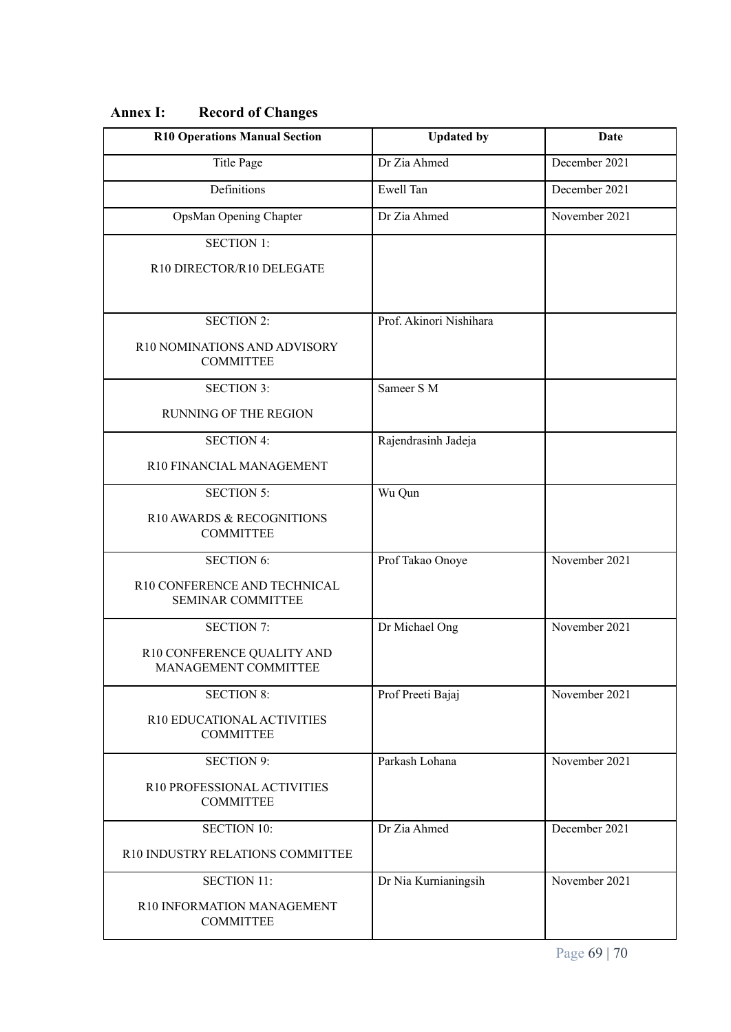## Annex I: Record of Changes

| R10 Operations Manual Section | Updated by | Date |
| --- | --- | --- |
| Title Page | Dr Zia Ahmed | December 2021 |
| Definitions | Ewell Tan | December 2021 |
| OpsMan Opening Chapter | Dr Zia Ahmed | November 2021 |
| SECTION 1: R10 DIRECTOR/R10 DELEGATE | | |
| SECTION 2: R10 NOMINATIONS AND ADVISORY COMMITTEE | Prof. Akinori Nishihara | |
| SECTION 3: RUNNING OF THE REGION | Sameer S M | |
| SECTION 4: R10 FINANCIAL MANAGEMENT | Rajendrasinh Jadeja | |
| SECTION 5: R10 AWARDS & RECOGNITIONS COMMITTEE | Wu Qun | |
| SECTION 6: R10 CONFERENCE AND TECHNICAL SEMINAR COMMITTEE | Prof Takao Onoye | November 2021 |
| SECTION 7: R10 CONFERENCE QUALITY AND MANAGEMENT COMMITTEE | Dr Michael Ong | November 2021 |
| SECTION 8: R10 EDUCATIONAL ACTIVITIES COMMITTEE | Prof Preeti Bajaj | November 2021 |
| SECTION 9: R10 PROFESSIONAL ACTIVITIES COMMITTEE | Parkash Lohana | November 2021 |
| SECTION 10: R10 INDUSTRY RELATIONS COMMITTEE | Dr Zia Ahmed | December 2021 |
| SECTION 11: R10 INFORMATION MANAGEMENT COMMITTEE | Dr Nia Kurnianingsih | November 2021 |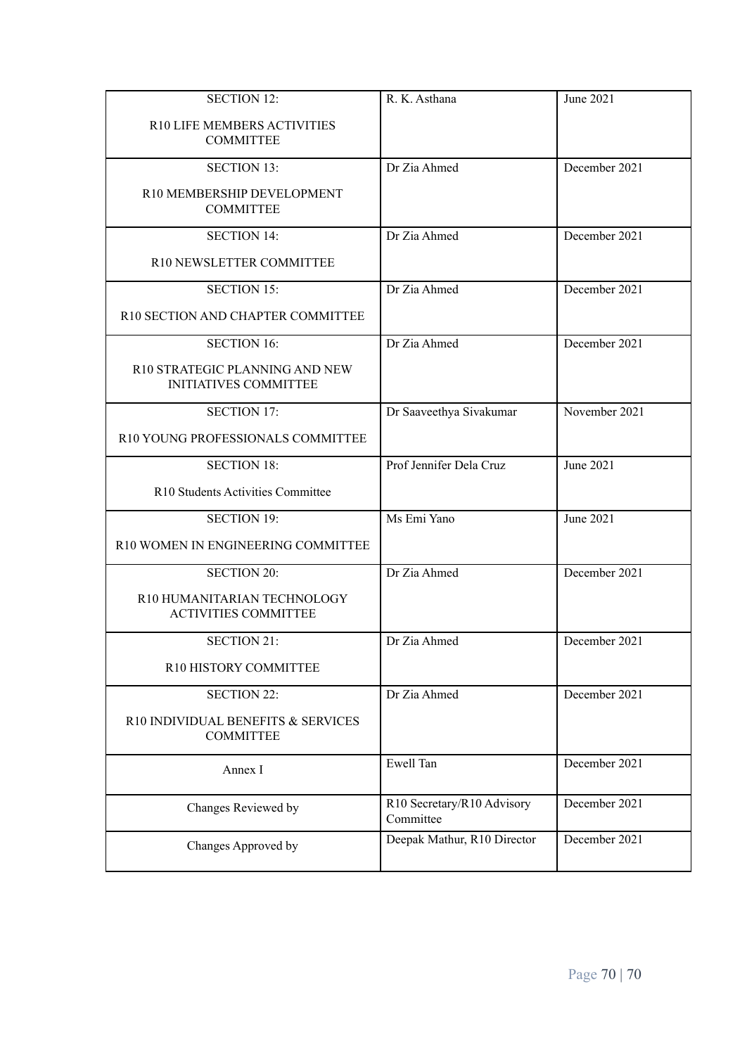| | | |
|---|---|---|
| SECTION 12: R10 LIFE MEMBERS ACTIVITIES COMMITTEE | R. K. Asthana | June 2021 |
| SECTION 13: R10 MEMBERSHIP DEVELOPMENT COMMITTEE | Dr Zia Ahmed | December 2021 |
| SECTION 14: R10 NEWSLETTER COMMITTEE | Dr Zia Ahmed | December 2021 |
| SECTION 15: R10 SECTION AND CHAPTER COMMITTEE | Dr Zia Ahmed | December 2021 |
| SECTION 16: R10 STRATEGIC PLANNING AND NEW INITIATIVES COMMITTEE | Dr Zia Ahmed | December 2021 |
| SECTION 17: R10 YOUNG PROFESSIONALS COMMITTEE | Dr Saaveethya Sivakumar | November 2021 |
| SECTION 18: R10 Students Activities Committee | Prof Jennifer Dela Cruz | June 2021 |
| SECTION 19: R10 WOMEN IN ENGINEERING COMMITTEE | Ms Emi Yano | June 2021 |
| SECTION 20: R10 HUMANITARIAN TECHNOLOGY ACTIVITIES COMMITTEE | Dr Zia Ahmed | December 2021 |
| SECTION 21: R10 HISTORY COMMITTEE | Dr Zia Ahmed | December 2021 |
| SECTION 22: R10 INDIVIDUAL BENEFITS & SERVICES COMMITTEE | Dr Zia Ahmed | December 2021 |
| Annex I | Ewell Tan | December 2021 |
| Changes Reviewed by | R10 Secretary/R10 Advisory Committee | December 2021 |
| Changes Approved by | Deepak Mathur, R10 Director | December 2021 |